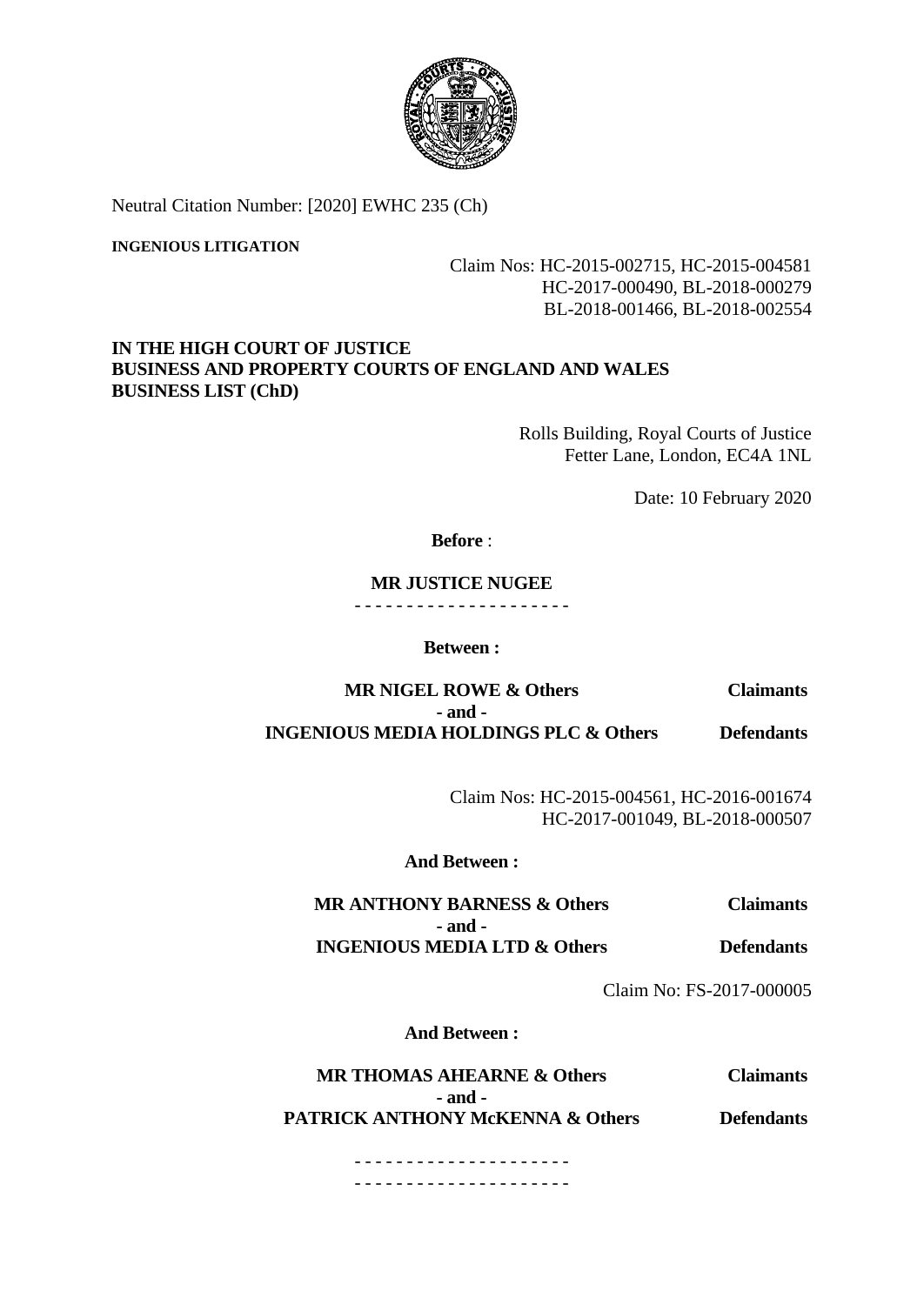Neutral Citation Number: [2020] EWHC 235 (Ch)

**INGENIOUS LITIGATION**

Claim Nos: HC-2015-002715, HC-2015-004581
HC-2017-000490, BL-2018-000279
BL-2018-001466, BL-2018-002554

**IN THE HIGH COURT OF JUSTICE**
**BUSINESS AND PROPERTY COURTS OF ENGLAND AND WALES**
**BUSINESS LIST (ChD)**

Rolls Building, Royal Courts of Justice
Fetter Lane, London, EC4A 1NL

Date: 10 February 2020

**Before** :

**MR JUSTICE NUGEE**

- - - - - - - - - - - - - - - - - - - - -

**Between :**

| | |
|---|---|
| **MR NIGEL ROWE & Others** | **Claimants** |
| **- and -** | |
| **INGENIOUS MEDIA HOLDINGS PLC & Others** | **Defendants** |

Claim Nos: HC-2015-004561, HC-2016-001674
HC-2017-001049, BL-2018-000507

**And Between :**

| | |
|---|---|
| **MR ANTHONY BARNESS & Others** | **Claimants** |
| **- and -** | |
| **INGENIOUS MEDIA LTD & Others** | **Defendants** |

Claim No: FS-2017-000005

**And Between :**

| | |
|---|---|
| **MR THOMAS AHEARNE & Others** | **Claimants** |
| **- and -** | |
| **PATRICK ANTHONY McKENNA & Others** | **Defendants** |

- - - - - - - - - - - - - - - - - - - - -
- - - - - - - - - - - - - - - - - - - - -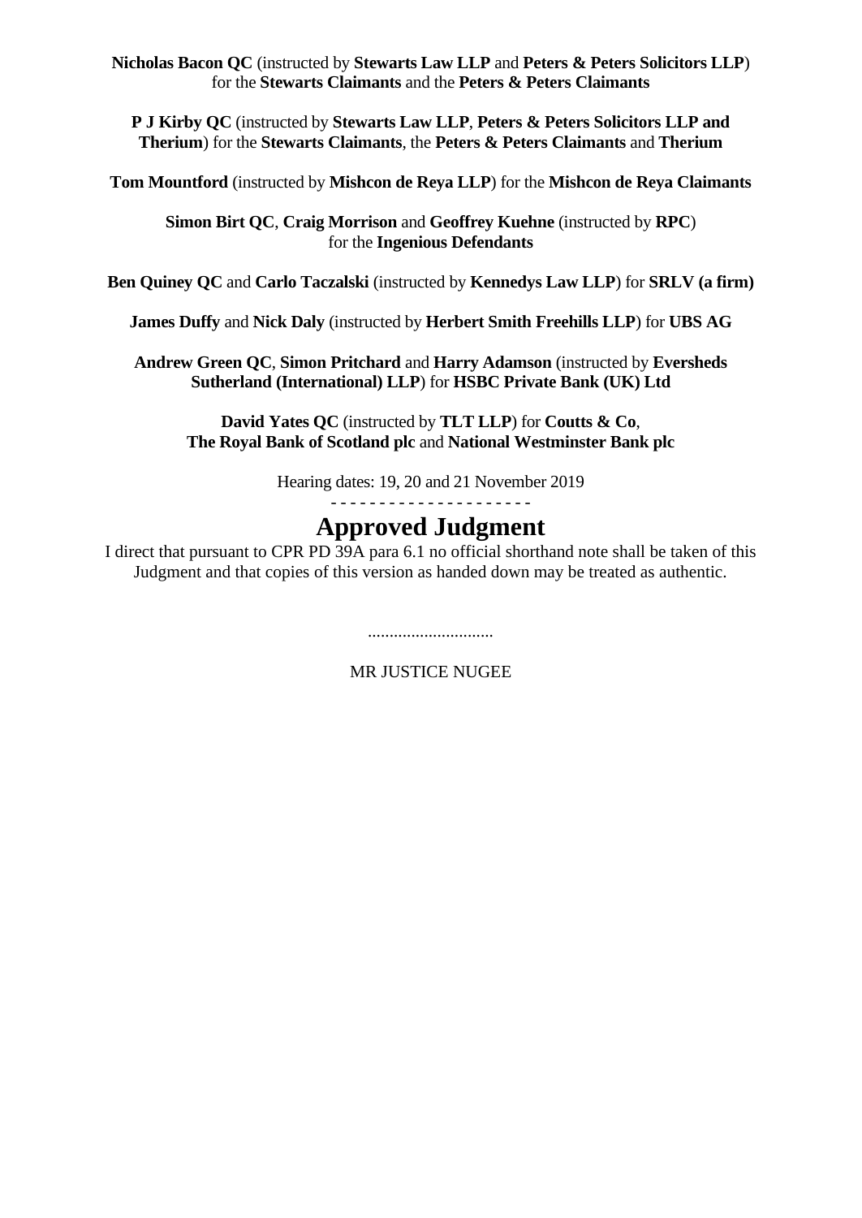**Nicholas Bacon QC** (instructed by **Stewarts Law LLP** and **Peters & Peters Solicitors LLP**) for the **Stewarts Claimants** and the **Peters & Peters Claimants**

**P J Kirby QC** (instructed by **Stewarts Law LLP**, **Peters & Peters Solicitors LLP and Therium**) for the **Stewarts Claimants**, the **Peters & Peters Claimants** and **Therium**

**Tom Mountford** (instructed by **Mishcon de Reya LLP**) for the **Mishcon de Reya Claimants**

**Simon Birt QC**, **Craig Morrison** and **Geoffrey Kuehne** (instructed by **RPC**) for the **Ingenious Defendants**

**Ben Quiney QC** and **Carlo Taczalski** (instructed by **Kennedys Law LLP**) for **SRLV (a firm)**

**James Duffy** and **Nick Daly** (instructed by **Herbert Smith Freehills LLP**) for **UBS AG**

**Andrew Green QC**, **Simon Pritchard** and **Harry Adamson** (instructed by **Eversheds Sutherland (International) LLP**) for **HSBC Private Bank (UK) Ltd**

**David Yates QC** (instructed by **TLT LLP**) for **Coutts & Co**, **The Royal Bank of Scotland plc** and **National Westminster Bank plc**

Hearing dates: 19, 20 and 21 November 2019

- - - - - - - - - - - - - - - - - - - - -

# Approved Judgment

I direct that pursuant to CPR PD 39A para 6.1 no official shorthand note shall be taken of this Judgment and that copies of this version as handed down may be treated as authentic.

.............................

MR JUSTICE NUGEE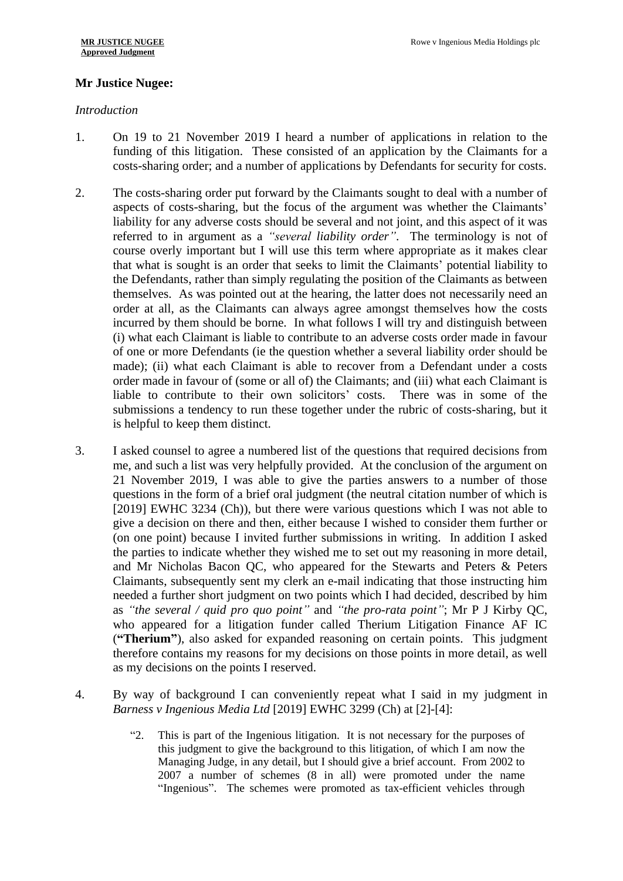**Mr Justice Nugee:**

*Introduction*

1. On 19 to 21 November 2019 I heard a number of applications in relation to the funding of this litigation. These consisted of an application by the Claimants for a costs-sharing order; and a number of applications by Defendants for security for costs.

2. The costs-sharing order put forward by the Claimants sought to deal with a number of aspects of costs-sharing, but the focus of the argument was whether the Claimants' liability for any adverse costs should be several and not joint, and this aspect of it was referred to in argument as a *"several liability order"*. The terminology is not of course overly important but I will use this term where appropriate as it makes clear that what is sought is an order that seeks to limit the Claimants' potential liability to the Defendants, rather than simply regulating the position of the Claimants as between themselves. As was pointed out at the hearing, the latter does not necessarily need an order at all, as the Claimants can always agree amongst themselves how the costs incurred by them should be borne. In what follows I will try and distinguish between (i) what each Claimant is liable to contribute to an adverse costs order made in favour of one or more Defendants (ie the question whether a several liability order should be made); (ii) what each Claimant is able to recover from a Defendant under a costs order made in favour of (some or all of) the Claimants; and (iii) what each Claimant is liable to contribute to their own solicitors' costs. There was in some of the submissions a tendency to run these together under the rubric of costs-sharing, but it is helpful to keep them distinct.

3. I asked counsel to agree a numbered list of the questions that required decisions from me, and such a list was very helpfully provided. At the conclusion of the argument on 21 November 2019, I was able to give the parties answers to a number of those questions in the form of a brief oral judgment (the neutral citation number of which is [2019] EWHC 3234 (Ch)), but there were various questions which I was not able to give a decision on there and then, either because I wished to consider them further or (on one point) because I invited further submissions in writing. In addition I asked the parties to indicate whether they wished me to set out my reasoning in more detail, and Mr Nicholas Bacon QC, who appeared for the Stewarts and Peters & Peters Claimants, subsequently sent my clerk an e-mail indicating that those instructing him needed a further short judgment on two points which I had decided, described by him as *"the several / quid pro quo point"* and *"the pro-rata point"*; Mr P J Kirby QC, who appeared for a litigation funder called Therium Litigation Finance AF IC (**"Therium"**), also asked for expanded reasoning on certain points. This judgment therefore contains my reasons for my decisions on those points in more detail, as well as my decisions on the points I reserved.

4. By way of background I can conveniently repeat what I said in my judgment in *Barness v Ingenious Media Ltd* [2019] EWHC 3299 (Ch) at [2]-[4]:

> "2. This is part of the Ingenious litigation. It is not necessary for the purposes of this judgment to give the background to this litigation, of which I am now the Managing Judge, in any detail, but I should give a brief account. From 2002 to 2007 a number of schemes (8 in all) were promoted under the name "Ingenious". The schemes were promoted as tax-efficient vehicles through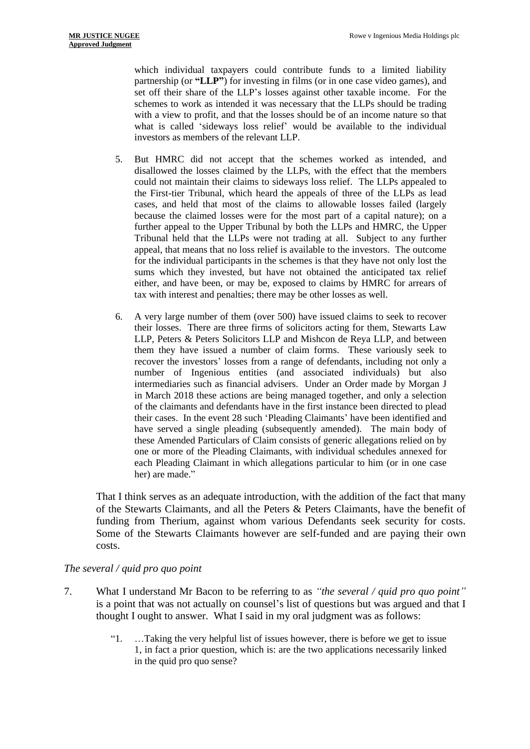which individual taxpayers could contribute funds to a limited liability partnership (or **"LLP"**) for investing in films (or in one case video games), and set off their share of the LLP's losses against other taxable income. For the schemes to work as intended it was necessary that the LLPs should be trading with a view to profit, and that the losses should be of an income nature so that what is called 'sideways loss relief' would be available to the individual investors as members of the relevant LLP.

5. But HMRC did not accept that the schemes worked as intended, and disallowed the losses claimed by the LLPs, with the effect that the members could not maintain their claims to sideways loss relief. The LLPs appealed to the First-tier Tribunal, which heard the appeals of three of the LLPs as lead cases, and held that most of the claims to allowable losses failed (largely because the claimed losses were for the most part of a capital nature); on a further appeal to the Upper Tribunal by both the LLPs and HMRC, the Upper Tribunal held that the LLPs were not trading at all. Subject to any further appeal, that means that no loss relief is available to the investors. The outcome for the individual participants in the schemes is that they have not only lost the sums which they invested, but have not obtained the anticipated tax relief either, and have been, or may be, exposed to claims by HMRC for arrears of tax with interest and penalties; there may be other losses as well.

6. A very large number of them (over 500) have issued claims to seek to recover their losses. There are three firms of solicitors acting for them, Stewarts Law LLP, Peters & Peters Solicitors LLP and Mishcon de Reya LLP, and between them they have issued a number of claim forms. These variously seek to recover the investors' losses from a range of defendants, including not only a number of Ingenious entities (and associated individuals) but also intermediaries such as financial advisers. Under an Order made by Morgan J in March 2018 these actions are being managed together, and only a selection of the claimants and defendants have in the first instance been directed to plead their cases. In the event 28 such 'Pleading Claimants' have been identified and have served a single pleading (subsequently amended). The main body of these Amended Particulars of Claim consists of generic allegations relied on by one or more of the Pleading Claimants, with individual schedules annexed for each Pleading Claimant in which allegations particular to him (or in one case her) are made."

That I think serves as an adequate introduction, with the addition of the fact that many of the Stewarts Claimants, and all the Peters & Peters Claimants, have the benefit of funding from Therium, against whom various Defendants seek security for costs. Some of the Stewarts Claimants however are self-funded and are paying their own costs.

*The several / quid pro quo point*

7. What I understand Mr Bacon to be referring to as *"the several / quid pro quo point"* is a point that was not actually on counsel's list of questions but was argued and that I thought I ought to answer. What I said in my oral judgment was as follows:

"1. …Taking the very helpful list of issues however, there is before we get to issue 1, in fact a prior question, which is: are the two applications necessarily linked in the quid pro quo sense?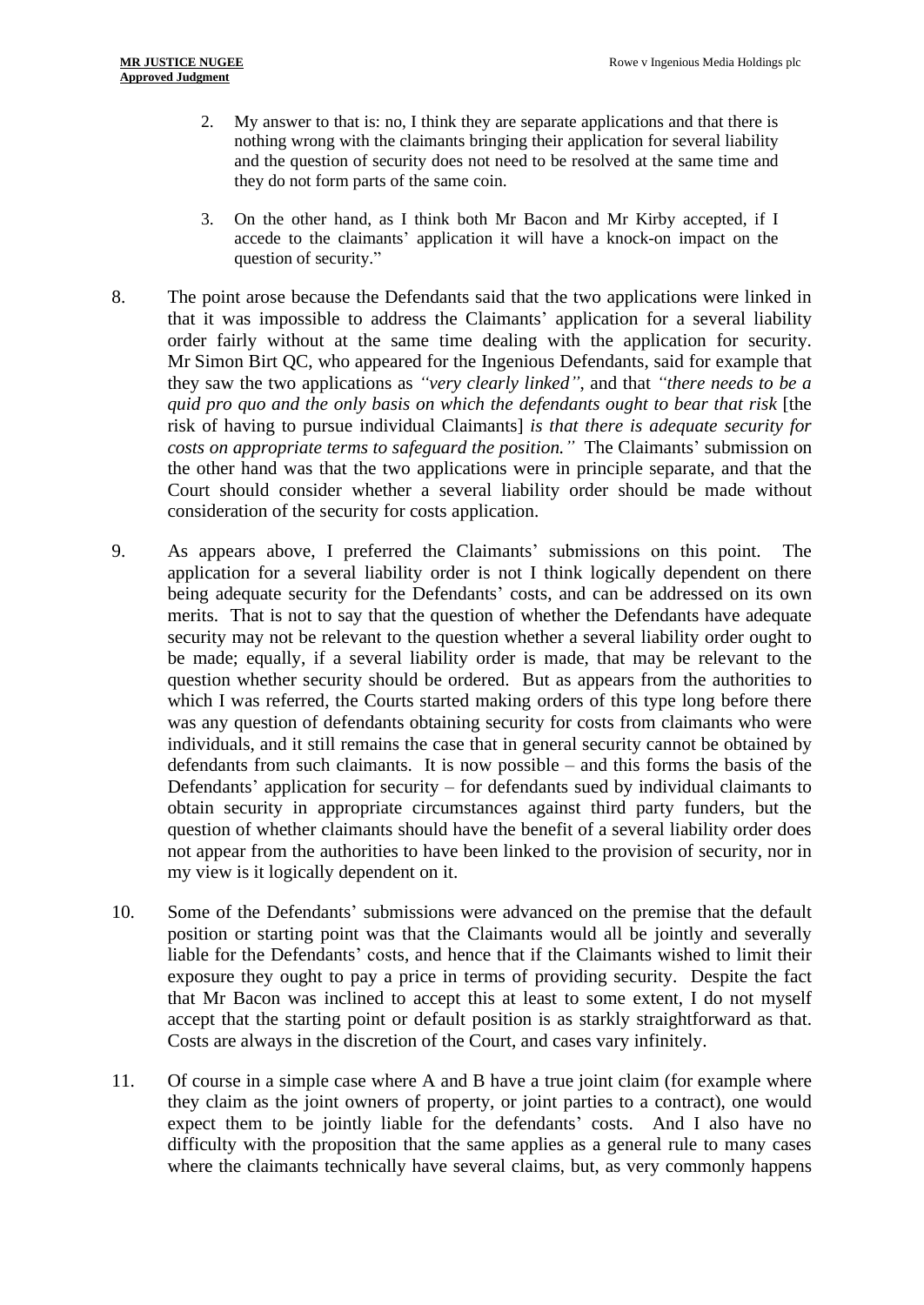> 2. My answer to that is: no, I think they are separate applications and that there is nothing wrong with the claimants bringing their application for several liability and the question of security does not need to be resolved at the same time and they do not form parts of the same coin.
>
> 3. On the other hand, as I think both Mr Bacon and Mr Kirby accepted, if I accede to the claimants' application it will have a knock-on impact on the question of security."

8. The point arose because the Defendants said that the two applications were linked in that it was impossible to address the Claimants' application for a several liability order fairly without at the same time dealing with the application for security. Mr Simon Birt QC, who appeared for the Ingenious Defendants, said for example that they saw the two applications as *"very clearly linked"*, and that *"there needs to be a quid pro quo and the only basis on which the defendants ought to bear that risk* [the risk of having to pursue individual Claimants] *is that there is adequate security for costs on appropriate terms to safeguard the position."* The Claimants' submission on the other hand was that the two applications were in principle separate, and that the Court should consider whether a several liability order should be made without consideration of the security for costs application.

9. As appears above, I preferred the Claimants' submissions on this point. The application for a several liability order is not I think logically dependent on there being adequate security for the Defendants' costs, and can be addressed on its own merits. That is not to say that the question of whether the Defendants have adequate security may not be relevant to the question whether a several liability order ought to be made; equally, if a several liability order is made, that may be relevant to the question whether security should be ordered. But as appears from the authorities to which I was referred, the Courts started making orders of this type long before there was any question of defendants obtaining security for costs from claimants who were individuals, and it still remains the case that in general security cannot be obtained by defendants from such claimants. It is now possible – and this forms the basis of the Defendants' application for security – for defendants sued by individual claimants to obtain security in appropriate circumstances against third party funders, but the question of whether claimants should have the benefit of a several liability order does not appear from the authorities to have been linked to the provision of security, nor in my view is it logically dependent on it.

10. Some of the Defendants' submissions were advanced on the premise that the default position or starting point was that the Claimants would all be jointly and severally liable for the Defendants' costs, and hence that if the Claimants wished to limit their exposure they ought to pay a price in terms of providing security. Despite the fact that Mr Bacon was inclined to accept this at least to some extent, I do not myself accept that the starting point or default position is as starkly straightforward as that. Costs are always in the discretion of the Court, and cases vary infinitely.

11. Of course in a simple case where A and B have a true joint claim (for example where they claim as the joint owners of property, or joint parties to a contract), one would expect them to be jointly liable for the defendants' costs. And I also have no difficulty with the proposition that the same applies as a general rule to many cases where the claimants technically have several claims, but, as very commonly happens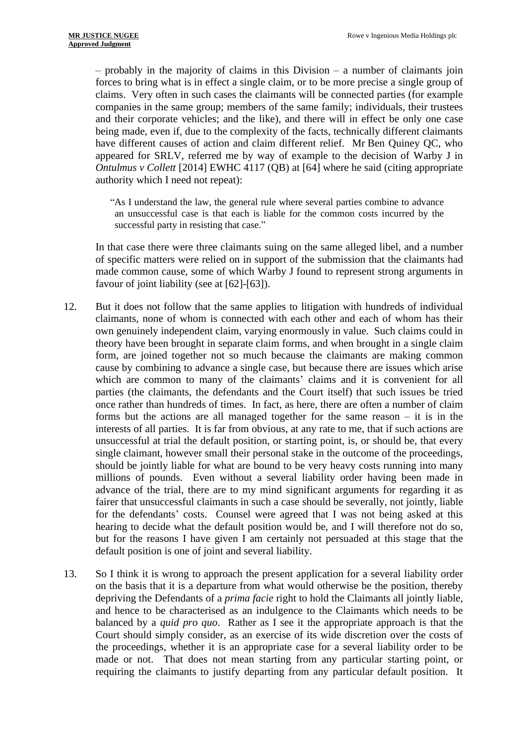– probably in the majority of claims in this Division – a number of claimants join forces to bring what is in effect a single claim, or to be more precise a single group of claims. Very often in such cases the claimants will be connected parties (for example companies in the same group; members of the same family; individuals, their trustees and their corporate vehicles; and the like), and there will in effect be only one case being made, even if, due to the complexity of the facts, technically different claimants have different causes of action and claim different relief. Mr Ben Quiney QC, who appeared for SRLV, referred me by way of example to the decision of Warby J in *Ontulmus v Collett* [2014] EWHC 4117 (QB) at [64] where he said (citing appropriate authority which I need not repeat):

> "As I understand the law, the general rule where several parties combine to advance an unsuccessful case is that each is liable for the common costs incurred by the successful party in resisting that case."

In that case there were three claimants suing on the same alleged libel, and a number of specific matters were relied on in support of the submission that the claimants had made common cause, some of which Warby J found to represent strong arguments in favour of joint liability (see at [62]-[63]).

12. But it does not follow that the same applies to litigation with hundreds of individual claimants, none of whom is connected with each other and each of whom has their own genuinely independent claim, varying enormously in value. Such claims could in theory have been brought in separate claim forms, and when brought in a single claim form, are joined together not so much because the claimants are making common cause by combining to advance a single case, but because there are issues which arise which are common to many of the claimants' claims and it is convenient for all parties (the claimants, the defendants and the Court itself) that such issues be tried once rather than hundreds of times. In fact, as here, there are often a number of claim forms but the actions are all managed together for the same reason – it is in the interests of all parties. It is far from obvious, at any rate to me, that if such actions are unsuccessful at trial the default position, or starting point, is, or should be, that every single claimant, however small their personal stake in the outcome of the proceedings, should be jointly liable for what are bound to be very heavy costs running into many millions of pounds. Even without a several liability order having been made in advance of the trial, there are to my mind significant arguments for regarding it as fairer that unsuccessful claimants in such a case should be severally, not jointly, liable for the defendants' costs. Counsel were agreed that I was not being asked at this hearing to decide what the default position would be, and I will therefore not do so, but for the reasons I have given I am certainly not persuaded at this stage that the default position is one of joint and several liability.

13. So I think it is wrong to approach the present application for a several liability order on the basis that it is a departure from what would otherwise be the position, thereby depriving the Defendants of a *prima facie* right to hold the Claimants all jointly liable, and hence to be characterised as an indulgence to the Claimants which needs to be balanced by a *quid pro quo*. Rather as I see it the appropriate approach is that the Court should simply consider, as an exercise of its wide discretion over the costs of the proceedings, whether it is an appropriate case for a several liability order to be made or not. That does not mean starting from any particular starting point, or requiring the claimants to justify departing from any particular default position. It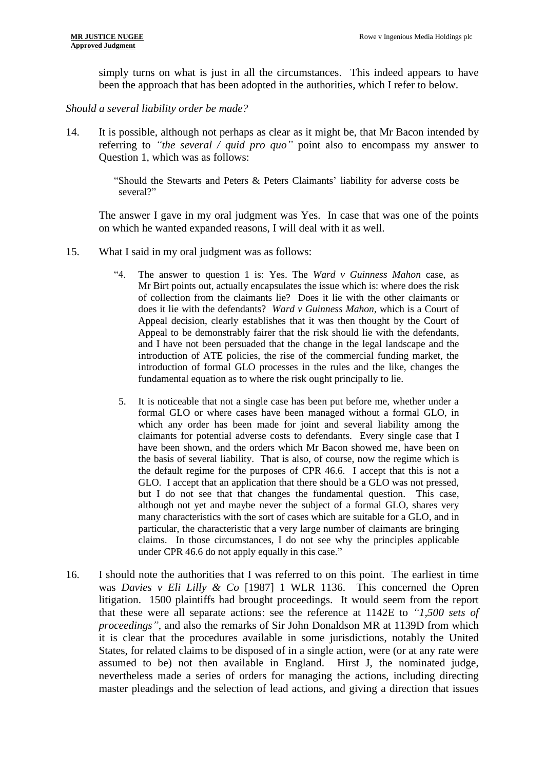simply turns on what is just in all the circumstances. This indeed appears to have been the approach that has been adopted in the authorities, which I refer to below.

*Should a several liability order be made?*

14. It is possible, although not perhaps as clear as it might be, that Mr Bacon intended by referring to *"the several / quid pro quo"* point also to encompass my answer to Question 1, which was as follows:

> "Should the Stewarts and Peters & Peters Claimants' liability for adverse costs be several?"

The answer I gave in my oral judgment was Yes. In case that was one of the points on which he wanted expanded reasons, I will deal with it as well.

15. What I said in my oral judgment was as follows:

> "4. The answer to question 1 is: Yes. The *Ward v Guinness Mahon* case, as Mr Birt points out, actually encapsulates the issue which is: where does the risk of collection from the claimants lie? Does it lie with the other claimants or does it lie with the defendants? *Ward v Guinness Mahon*, which is a Court of Appeal decision, clearly establishes that it was then thought by the Court of Appeal to be demonstrably fairer that the risk should lie with the defendants, and I have not been persuaded that the change in the legal landscape and the introduction of ATE policies, the rise of the commercial funding market, the introduction of formal GLO processes in the rules and the like, changes the fundamental equation as to where the risk ought principally to lie.
>
> 5. It is noticeable that not a single case has been put before me, whether under a formal GLO or where cases have been managed without a formal GLO, in which any order has been made for joint and several liability among the claimants for potential adverse costs to defendants. Every single case that I have been shown, and the orders which Mr Bacon showed me, have been on the basis of several liability. That is also, of course, now the regime which is the default regime for the purposes of CPR 46.6. I accept that this is not a GLO. I accept that an application that there should be a GLO was not pressed, but I do not see that that changes the fundamental question. This case, although not yet and maybe never the subject of a formal GLO, shares very many characteristics with the sort of cases which are suitable for a GLO, and in particular, the characteristic that a very large number of claimants are bringing claims. In those circumstances, I do not see why the principles applicable under CPR 46.6 do not apply equally in this case."

16. I should note the authorities that I was referred to on this point. The earliest in time was *Davies v Eli Lilly & Co* [1987] 1 WLR 1136. This concerned the Opren litigation. 1500 plaintiffs had brought proceedings. It would seem from the report that these were all separate actions: see the reference at 1142E to *"1,500 sets of proceedings"*, and also the remarks of Sir John Donaldson MR at 1139D from which it is clear that the procedures available in some jurisdictions, notably the United States, for related claims to be disposed of in a single action, were (or at any rate were assumed to be) not then available in England. Hirst J, the nominated judge, nevertheless made a series of orders for managing the actions, including directing master pleadings and the selection of lead actions, and giving a direction that issues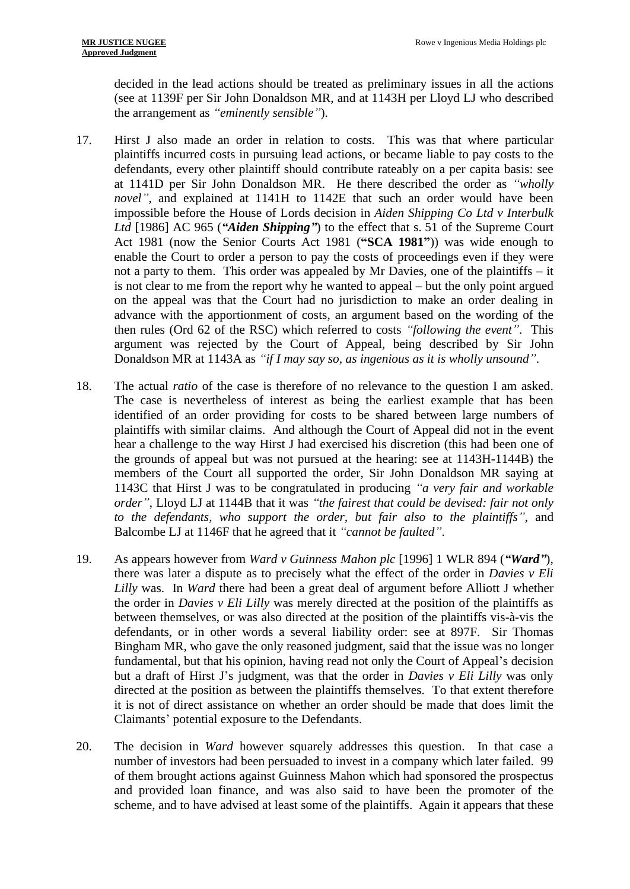decided in the lead actions should be treated as preliminary issues in all the actions (see at 1139F per Sir John Donaldson MR, and at 1143H per Lloyd LJ who described the arrangement as *"eminently sensible"*).

17. Hirst J also made an order in relation to costs. This was that where particular plaintiffs incurred costs in pursuing lead actions, or became liable to pay costs to the defendants, every other plaintiff should contribute rateably on a per capita basis: see at 1141D per Sir John Donaldson MR. He there described the order as *"wholly novel"*, and explained at 1141H to 1142E that such an order would have been impossible before the House of Lords decision in *Aiden Shipping Co Ltd v Interbulk Ltd* [1986] AC 965 (***"Aiden Shipping"***) to the effect that s. 51 of the Supreme Court Act 1981 (now the Senior Courts Act 1981 (**"SCA 1981"**)) was wide enough to enable the Court to order a person to pay the costs of proceedings even if they were not a party to them. This order was appealed by Mr Davies, one of the plaintiffs – it is not clear to me from the report why he wanted to appeal – but the only point argued on the appeal was that the Court had no jurisdiction to make an order dealing in advance with the apportionment of costs, an argument based on the wording of the then rules (Ord 62 of the RSC) which referred to costs *"following the event"*. This argument was rejected by the Court of Appeal, being described by Sir John Donaldson MR at 1143A as *"if I may say so, as ingenious as it is wholly unsound"*.

18. The actual *ratio* of the case is therefore of no relevance to the question I am asked. The case is nevertheless of interest as being the earliest example that has been identified of an order providing for costs to be shared between large numbers of plaintiffs with similar claims. And although the Court of Appeal did not in the event hear a challenge to the way Hirst J had exercised his discretion (this had been one of the grounds of appeal but was not pursued at the hearing: see at 1143H-1144B) the members of the Court all supported the order, Sir John Donaldson MR saying at 1143C that Hirst J was to be congratulated in producing *"a very fair and workable order"*, Lloyd LJ at 1144B that it was *"the fairest that could be devised: fair not only to the defendants, who support the order, but fair also to the plaintiffs"*, and Balcombe LJ at 1146F that he agreed that it *"cannot be faulted"*.

19. As appears however from *Ward v Guinness Mahon plc* [1996] 1 WLR 894 (***"Ward"***), there was later a dispute as to precisely what the effect of the order in *Davies v Eli Lilly* was. In *Ward* there had been a great deal of argument before Alliott J whether the order in *Davies v Eli Lilly* was merely directed at the position of the plaintiffs as between themselves, or was also directed at the position of the plaintiffs vis-à-vis the defendants, or in other words a several liability order: see at 897F. Sir Thomas Bingham MR, who gave the only reasoned judgment, said that the issue was no longer fundamental, but that his opinion, having read not only the Court of Appeal's decision but a draft of Hirst J's judgment, was that the order in *Davies v Eli Lilly* was only directed at the position as between the plaintiffs themselves. To that extent therefore it is not of direct assistance on whether an order should be made that does limit the Claimants' potential exposure to the Defendants.

20. The decision in *Ward* however squarely addresses this question. In that case a number of investors had been persuaded to invest in a company which later failed. 99 of them brought actions against Guinness Mahon which had sponsored the prospectus and provided loan finance, and was also said to have been the promoter of the scheme, and to have advised at least some of the plaintiffs. Again it appears that these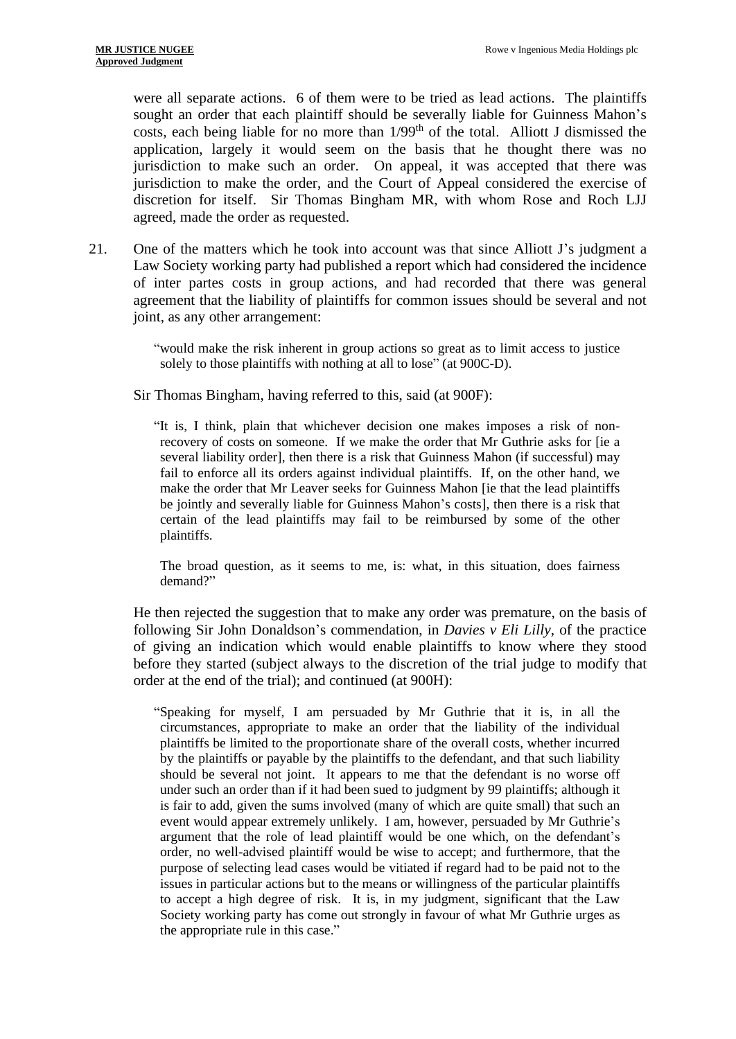were all separate actions. 6 of them were to be tried as lead actions. The plaintiffs sought an order that each plaintiff should be severally liable for Guinness Mahon's costs, each being liable for no more than 1/99th of the total. Alliott J dismissed the application, largely it would seem on the basis that he thought there was no jurisdiction to make such an order. On appeal, it was accepted that there was jurisdiction to make the order, and the Court of Appeal considered the exercise of discretion for itself. Sir Thomas Bingham MR, with whom Rose and Roch LJJ agreed, made the order as requested.

21. One of the matters which he took into account was that since Alliott J's judgment a Law Society working party had published a report which had considered the incidence of inter partes costs in group actions, and had recorded that there was general agreement that the liability of plaintiffs for common issues should be several and not joint, as any other arrangement:

> "would make the risk inherent in group actions so great as to limit access to justice solely to those plaintiffs with nothing at all to lose" (at 900C-D).

Sir Thomas Bingham, having referred to this, said (at 900F):

> "It is, I think, plain that whichever decision one makes imposes a risk of non-recovery of costs on someone. If we make the order that Mr Guthrie asks for [ie a several liability order], then there is a risk that Guinness Mahon (if successful) may fail to enforce all its orders against individual plaintiffs. If, on the other hand, we make the order that Mr Leaver seeks for Guinness Mahon [ie that the lead plaintiffs be jointly and severally liable for Guinness Mahon's costs], then there is a risk that certain of the lead plaintiffs may fail to be reimbursed by some of the other plaintiffs.
>
> The broad question, as it seems to me, is: what, in this situation, does fairness demand?"

He then rejected the suggestion that to make any order was premature, on the basis of following Sir John Donaldson's commendation, in *Davies v Eli Lilly*, of the practice of giving an indication which would enable plaintiffs to know where they stood before they started (subject always to the discretion of the trial judge to modify that order at the end of the trial); and continued (at 900H):

> "Speaking for myself, I am persuaded by Mr Guthrie that it is, in all the circumstances, appropriate to make an order that the liability of the individual plaintiffs be limited to the proportionate share of the overall costs, whether incurred by the plaintiffs or payable by the plaintiffs to the defendant, and that such liability should be several not joint. It appears to me that the defendant is no worse off under such an order than if it had been sued to judgment by 99 plaintiffs; although it is fair to add, given the sums involved (many of which are quite small) that such an event would appear extremely unlikely. I am, however, persuaded by Mr Guthrie's argument that the role of lead plaintiff would be one which, on the defendant's order, no well-advised plaintiff would be wise to accept; and furthermore, that the purpose of selecting lead cases would be vitiated if regard had to be paid not to the issues in particular actions but to the means or willingness of the particular plaintiffs to accept a high degree of risk. It is, in my judgment, significant that the Law Society working party has come out strongly in favour of what Mr Guthrie urges as the appropriate rule in this case."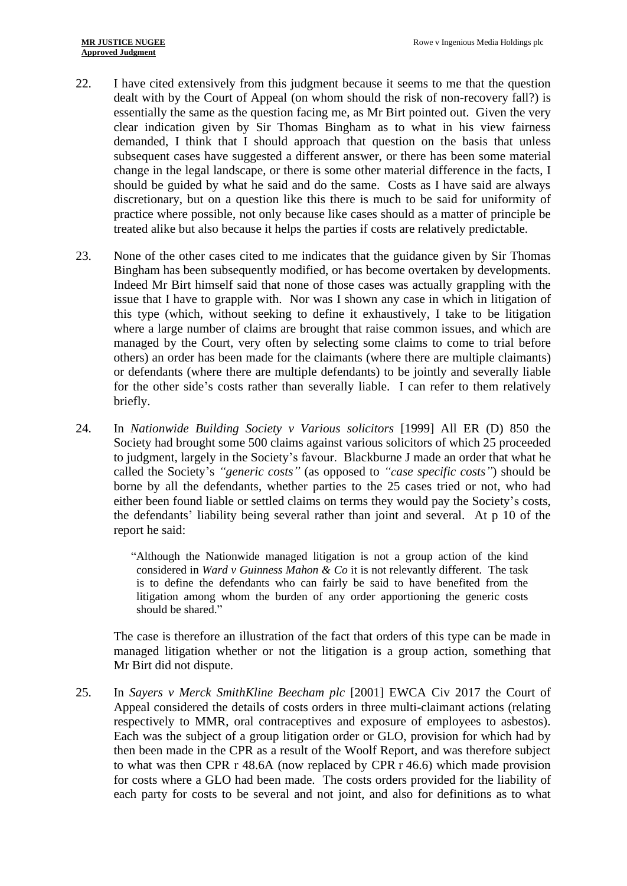22. I have cited extensively from this judgment because it seems to me that the question dealt with by the Court of Appeal (on whom should the risk of non-recovery fall?) is essentially the same as the question facing me, as Mr Birt pointed out. Given the very clear indication given by Sir Thomas Bingham as to what in his view fairness demanded, I think that I should approach that question on the basis that unless subsequent cases have suggested a different answer, or there has been some material change in the legal landscape, or there is some other material difference in the facts, I should be guided by what he said and do the same. Costs as I have said are always discretionary, but on a question like this there is much to be said for uniformity of practice where possible, not only because like cases should as a matter of principle be treated alike but also because it helps the parties if costs are relatively predictable.

23. None of the other cases cited to me indicates that the guidance given by Sir Thomas Bingham has been subsequently modified, or has become overtaken by developments. Indeed Mr Birt himself said that none of those cases was actually grappling with the issue that I have to grapple with. Nor was I shown any case in which in litigation of this type (which, without seeking to define it exhaustively, I take to be litigation where a large number of claims are brought that raise common issues, and which are managed by the Court, very often by selecting some claims to come to trial before others) an order has been made for the claimants (where there are multiple claimants) or defendants (where there are multiple defendants) to be jointly and severally liable for the other side's costs rather than severally liable. I can refer to them relatively briefly.

24. In *Nationwide Building Society v Various solicitors* [1999] All ER (D) 850 the Society had brought some 500 claims against various solicitors of which 25 proceeded to judgment, largely in the Society's favour. Blackburne J made an order that what he called the Society's *"generic costs"* (as opposed to *"case specific costs"*) should be borne by all the defendants, whether parties to the 25 cases tried or not, who had either been found liable or settled claims on terms they would pay the Society's costs, the defendants' liability being several rather than joint and several. At p 10 of the report he said:

> "Although the Nationwide managed litigation is not a group action of the kind considered in *Ward v Guinness Mahon & Co* it is not relevantly different. The task is to define the defendants who can fairly be said to have benefited from the litigation among whom the burden of any order apportioning the generic costs should be shared."

The case is therefore an illustration of the fact that orders of this type can be made in managed litigation whether or not the litigation is a group action, something that Mr Birt did not dispute.

25. In *Sayers v Merck SmithKline Beecham plc* [2001] EWCA Civ 2017 the Court of Appeal considered the details of costs orders in three multi-claimant actions (relating respectively to MMR, oral contraceptives and exposure of employees to asbestos). Each was the subject of a group litigation order or GLO, provision for which had by then been made in the CPR as a result of the Woolf Report, and was therefore subject to what was then CPR r 48.6A (now replaced by CPR r 46.6) which made provision for costs where a GLO had been made. The costs orders provided for the liability of each party for costs to be several and not joint, and also for definitions as to what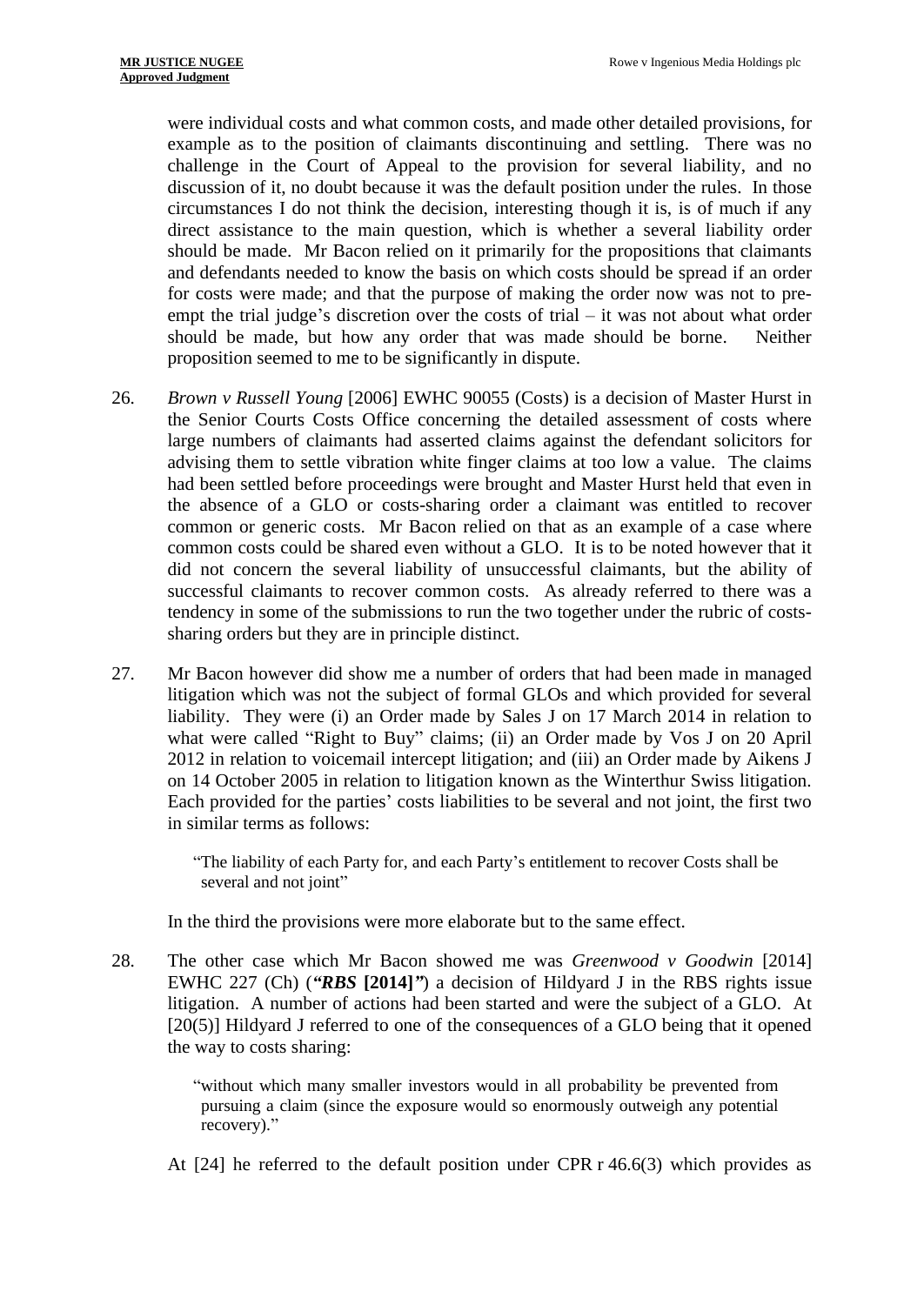were individual costs and what common costs, and made other detailed provisions, for example as to the position of claimants discontinuing and settling. There was no challenge in the Court of Appeal to the provision for several liability, and no discussion of it, no doubt because it was the default position under the rules. In those circumstances I do not think the decision, interesting though it is, is of much if any direct assistance to the main question, which is whether a several liability order should be made. Mr Bacon relied on it primarily for the propositions that claimants and defendants needed to know the basis on which costs should be spread if an order for costs were made; and that the purpose of making the order now was not to pre-empt the trial judge's discretion over the costs of trial – it was not about what order should be made, but how any order that was made should be borne. Neither proposition seemed to me to be significantly in dispute.

26. *Brown v Russell Young* [2006] EWHC 90055 (Costs) is a decision of Master Hurst in the Senior Courts Costs Office concerning the detailed assessment of costs where large numbers of claimants had asserted claims against the defendant solicitors for advising them to settle vibration white finger claims at too low a value. The claims had been settled before proceedings were brought and Master Hurst held that even in the absence of a GLO or costs-sharing order a claimant was entitled to recover common or generic costs. Mr Bacon relied on that as an example of a case where common costs could be shared even without a GLO. It is to be noted however that it did not concern the several liability of unsuccessful claimants, but the ability of successful claimants to recover common costs. As already referred to there was a tendency in some of the submissions to run the two together under the rubric of costs-sharing orders but they are in principle distinct.

27. Mr Bacon however did show me a number of orders that had been made in managed litigation which was not the subject of formal GLOs and which provided for several liability. They were (i) an Order made by Sales J on 17 March 2014 in relation to what were called "Right to Buy" claims; (ii) an Order made by Vos J on 20 April 2012 in relation to voicemail intercept litigation; and (iii) an Order made by Aikens J on 14 October 2005 in relation to litigation known as the Winterthur Swiss litigation. Each provided for the parties' costs liabilities to be several and not joint, the first two in similar terms as follows:

> "The liability of each Party for, and each Party's entitlement to recover Costs shall be several and not joint"

In the third the provisions were more elaborate but to the same effect.

28. The other case which Mr Bacon showed me was *Greenwood v Goodwin* [2014] EWHC 227 (Ch) (***"RBS* [2014]"**) a decision of Hildyard J in the RBS rights issue litigation. A number of actions had been started and were the subject of a GLO. At [20(5)] Hildyard J referred to one of the consequences of a GLO being that it opened the way to costs sharing:

> "without which many smaller investors would in all probability be prevented from pursuing a claim (since the exposure would so enormously outweigh any potential recovery)."

At [24] he referred to the default position under CPR r 46.6(3) which provides as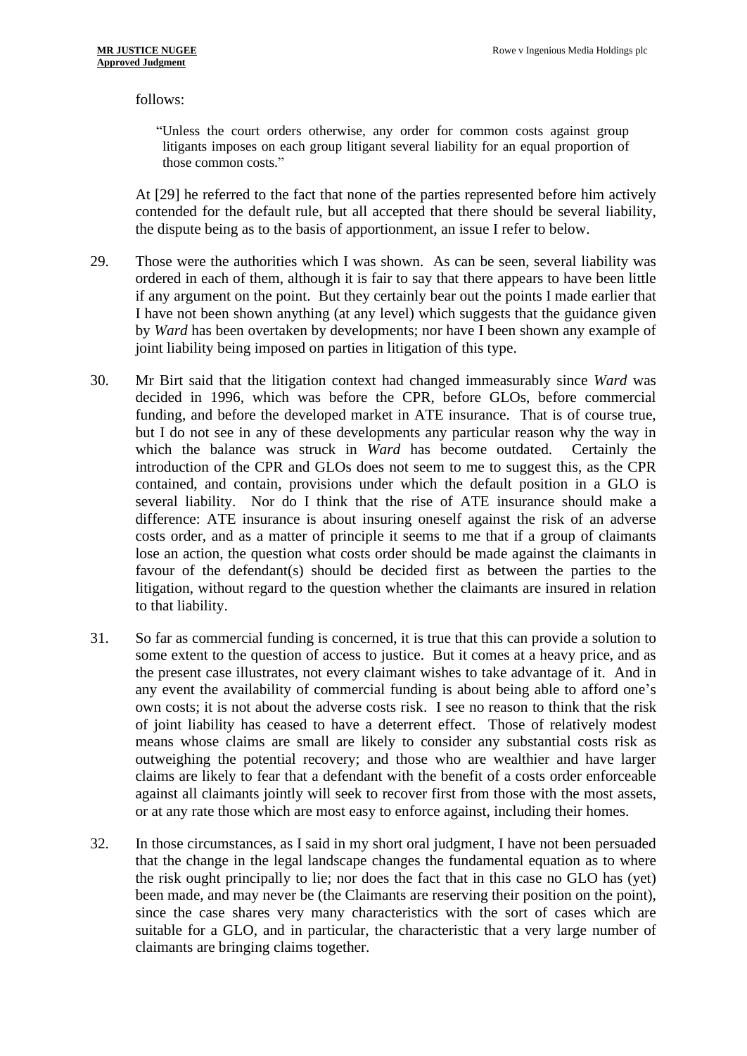follows:

> "Unless the court orders otherwise, any order for common costs against group litigants imposes on each group litigant several liability for an equal proportion of those common costs."

At [29] he referred to the fact that none of the parties represented before him actively contended for the default rule, but all accepted that there should be several liability, the dispute being as to the basis of apportionment, an issue I refer to below.

29. Those were the authorities which I was shown. As can be seen, several liability was ordered in each of them, although it is fair to say that there appears to have been little if any argument on the point. But they certainly bear out the points I made earlier that I have not been shown anything (at any level) which suggests that the guidance given by *Ward* has been overtaken by developments; nor have I been shown any example of joint liability being imposed on parties in litigation of this type.

30. Mr Birt said that the litigation context had changed immeasurably since *Ward* was decided in 1996, which was before the CPR, before GLOs, before commercial funding, and before the developed market in ATE insurance. That is of course true, but I do not see in any of these developments any particular reason why the way in which the balance was struck in *Ward* has become outdated. Certainly the introduction of the CPR and GLOs does not seem to me to suggest this, as the CPR contained, and contain, provisions under which the default position in a GLO is several liability. Nor do I think that the rise of ATE insurance should make a difference: ATE insurance is about insuring oneself against the risk of an adverse costs order, and as a matter of principle it seems to me that if a group of claimants lose an action, the question what costs order should be made against the claimants in favour of the defendant(s) should be decided first as between the parties to the litigation, without regard to the question whether the claimants are insured in relation to that liability.

31. So far as commercial funding is concerned, it is true that this can provide a solution to some extent to the question of access to justice. But it comes at a heavy price, and as the present case illustrates, not every claimant wishes to take advantage of it. And in any event the availability of commercial funding is about being able to afford one's own costs; it is not about the adverse costs risk. I see no reason to think that the risk of joint liability has ceased to have a deterrent effect. Those of relatively modest means whose claims are small are likely to consider any substantial costs risk as outweighing the potential recovery; and those who are wealthier and have larger claims are likely to fear that a defendant with the benefit of a costs order enforceable against all claimants jointly will seek to recover first from those with the most assets, or at any rate those which are most easy to enforce against, including their homes.

32. In those circumstances, as I said in my short oral judgment, I have not been persuaded that the change in the legal landscape changes the fundamental equation as to where the risk ought principally to lie; nor does the fact that in this case no GLO has (yet) been made, and may never be (the Claimants are reserving their position on the point), since the case shares very many characteristics with the sort of cases which are suitable for a GLO, and in particular, the characteristic that a very large number of claimants are bringing claims together.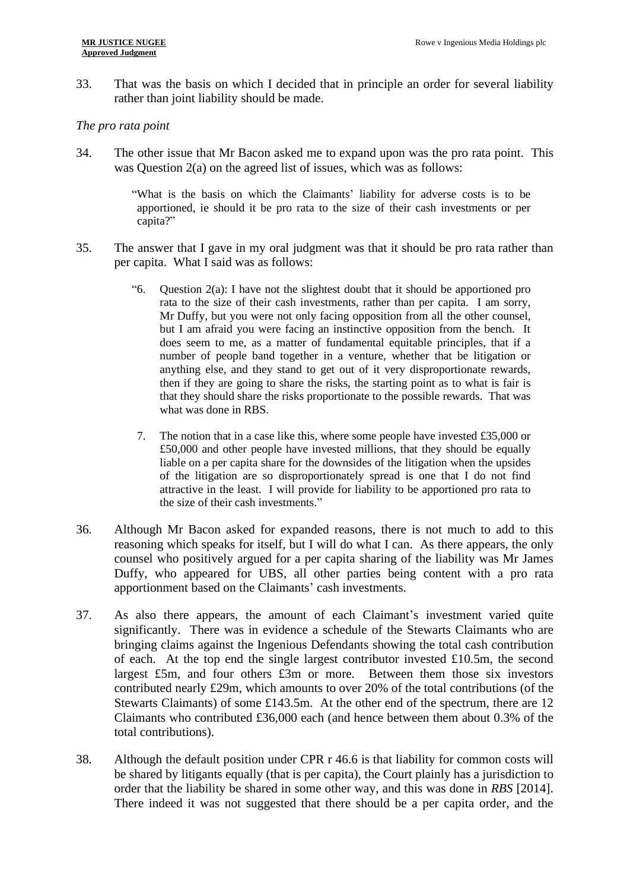33. That was the basis on which I decided that in principle an order for several liability rather than joint liability should be made.

*The pro rata point*

34. The other issue that Mr Bacon asked me to expand upon was the pro rata point. This was Question 2(a) on the agreed list of issues, which was as follows:

> "What is the basis on which the Claimants' liability for adverse costs is to be apportioned, ie should it be pro rata to the size of their cash investments or per capita?"

35. The answer that I gave in my oral judgment was that it should be pro rata rather than per capita. What I said was as follows:

> "6. Question 2(a): I have not the slightest doubt that it should be apportioned pro rata to the size of their cash investments, rather than per capita. I am sorry, Mr Duffy, but you were not only facing opposition from all the other counsel, but I am afraid you were facing an instinctive opposition from the bench. It does seem to me, as a matter of fundamental equitable principles, that if a number of people band together in a venture, whether that be litigation or anything else, and they stand to get out of it very disproportionate rewards, then if they are going to share the risks, the starting point as to what is fair is that they should share the risks proportionate to the possible rewards. That was what was done in RBS.
>
> 7. The notion that in a case like this, where some people have invested £35,000 or £50,000 and other people have invested millions, that they should be equally liable on a per capita share for the downsides of the litigation when the upsides of the litigation are so disproportionately spread is one that I do not find attractive in the least. I will provide for liability to be apportioned pro rata to the size of their cash investments."

36. Although Mr Bacon asked for expanded reasons, there is not much to add to this reasoning which speaks for itself, but I will do what I can. As there appears, the only counsel who positively argued for a per capita sharing of the liability was Mr James Duffy, who appeared for UBS, all other parties being content with a pro rata apportionment based on the Claimants' cash investments.

37. As also there appears, the amount of each Claimant's investment varied quite significantly. There was in evidence a schedule of the Stewarts Claimants who are bringing claims against the Ingenious Defendants showing the total cash contribution of each. At the top end the single largest contributor invested £10.5m, the second largest £5m, and four others £3m or more. Between them those six investors contributed nearly £29m, which amounts to over 20% of the total contributions (of the Stewarts Claimants) of some £143.5m. At the other end of the spectrum, there are 12 Claimants who contributed £36,000 each (and hence between them about 0.3% of the total contributions).

38. Although the default position under CPR r 46.6 is that liability for common costs will be shared by litigants equally (that is per capita), the Court plainly has a jurisdiction to order that the liability be shared in some other way, and this was done in *RBS* [2014]. There indeed it was not suggested that there should be a per capita order, and the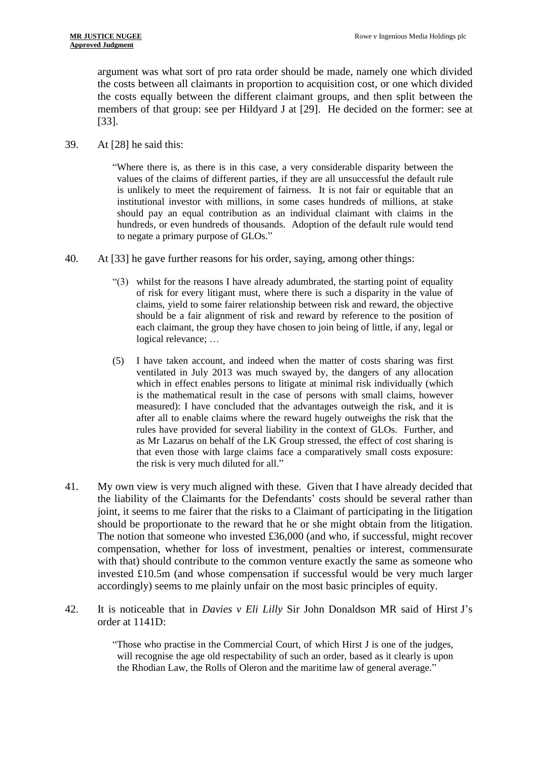argument was what sort of pro rata order should be made, namely one which divided the costs between all claimants in proportion to acquisition cost, or one which divided the costs equally between the different claimant groups, and then split between the members of that group: see per Hildyard J at [29]. He decided on the former: see at [33].

39. At [28] he said this:

> "Where there is, as there is in this case, a very considerable disparity between the values of the claims of different parties, if they are all unsuccessful the default rule is unlikely to meet the requirement of fairness. It is not fair or equitable that an institutional investor with millions, in some cases hundreds of millions, at stake should pay an equal contribution as an individual claimant with claims in the hundreds, or even hundreds of thousands. Adoption of the default rule would tend to negate a primary purpose of GLOs."

40. At [33] he gave further reasons for his order, saying, among other things:

> "(3) whilst for the reasons I have already adumbrated, the starting point of equality of risk for every litigant must, where there is such a disparity in the value of claims, yield to some fairer relationship between risk and reward, the objective should be a fair alignment of risk and reward by reference to the position of each claimant, the group they have chosen to join being of little, if any, legal or logical relevance; …
>
> (5) I have taken account, and indeed when the matter of costs sharing was first ventilated in July 2013 was much swayed by, the dangers of any allocation which in effect enables persons to litigate at minimal risk individually (which is the mathematical result in the case of persons with small claims, however measured): I have concluded that the advantages outweigh the risk, and it is after all to enable claims where the reward hugely outweighs the risk that the rules have provided for several liability in the context of GLOs. Further, and as Mr Lazarus on behalf of the LK Group stressed, the effect of cost sharing is that even those with large claims face a comparatively small costs exposure: the risk is very much diluted for all."

41. My own view is very much aligned with these. Given that I have already decided that the liability of the Claimants for the Defendants' costs should be several rather than joint, it seems to me fairer that the risks to a Claimant of participating in the litigation should be proportionate to the reward that he or she might obtain from the litigation. The notion that someone who invested £36,000 (and who, if successful, might recover compensation, whether for loss of investment, penalties or interest, commensurate with that) should contribute to the common venture exactly the same as someone who invested £10.5m (and whose compensation if successful would be very much larger accordingly) seems to me plainly unfair on the most basic principles of equity.

42. It is noticeable that in *Davies v Eli Lilly* Sir John Donaldson MR said of Hirst J's order at 1141D:

> "Those who practise in the Commercial Court, of which Hirst J is one of the judges, will recognise the age old respectability of such an order, based as it clearly is upon the Rhodian Law, the Rolls of Oleron and the maritime law of general average."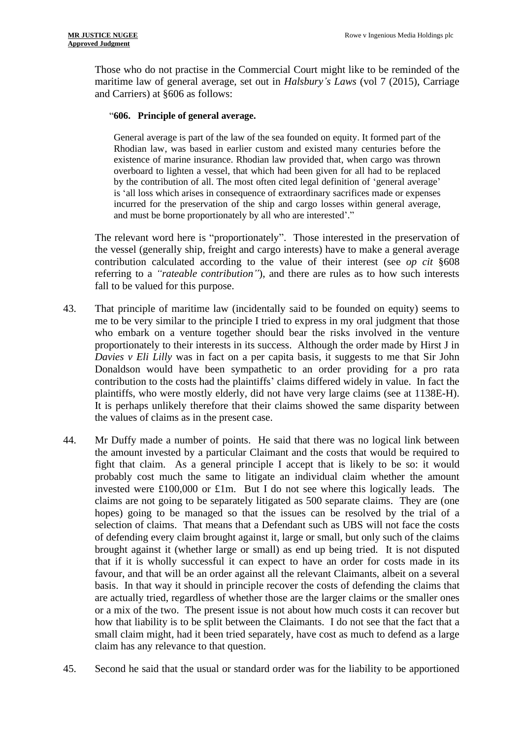Those who do not practise in the Commercial Court might like to be reminded of the maritime law of general average, set out in *Halsbury's Laws* (vol 7 (2015), Carriage and Carriers) at §606 as follows:

> "**606. Principle of general average.**
>
> General average is part of the law of the sea founded on equity. It formed part of the Rhodian law, was based in earlier custom and existed many centuries before the existence of marine insurance. Rhodian law provided that, when cargo was thrown overboard to lighten a vessel, that which had been given for all had to be replaced by the contribution of all. The most often cited legal definition of 'general average' is 'all loss which arises in consequence of extraordinary sacrifices made or expenses incurred for the preservation of the ship and cargo losses within general average, and must be borne proportionately by all who are interested'."

The relevant word here is "proportionately". Those interested in the preservation of the vessel (generally ship, freight and cargo interests) have to make a general average contribution calculated according to the value of their interest (see *op cit* §608 referring to a *"rateable contribution"*), and there are rules as to how such interests fall to be valued for this purpose.

43. That principle of maritime law (incidentally said to be founded on equity) seems to me to be very similar to the principle I tried to express in my oral judgment that those who embark on a venture together should bear the risks involved in the venture proportionately to their interests in its success. Although the order made by Hirst J in *Davies v Eli Lilly* was in fact on a per capita basis, it suggests to me that Sir John Donaldson would have been sympathetic to an order providing for a pro rata contribution to the costs had the plaintiffs' claims differed widely in value. In fact the plaintiffs, who were mostly elderly, did not have very large claims (see at 1138E-H). It is perhaps unlikely therefore that their claims showed the same disparity between the values of claims as in the present case.

44. Mr Duffy made a number of points. He said that there was no logical link between the amount invested by a particular Claimant and the costs that would be required to fight that claim. As a general principle I accept that is likely to be so: it would probably cost much the same to litigate an individual claim whether the amount invested were £100,000 or £1m. But I do not see where this logically leads. The claims are not going to be separately litigated as 500 separate claims. They are (one hopes) going to be managed so that the issues can be resolved by the trial of a selection of claims. That means that a Defendant such as UBS will not face the costs of defending every claim brought against it, large or small, but only such of the claims brought against it (whether large or small) as end up being tried. It is not disputed that if it is wholly successful it can expect to have an order for costs made in its favour, and that will be an order against all the relevant Claimants, albeit on a several basis. In that way it should in principle recover the costs of defending the claims that are actually tried, regardless of whether those are the larger claims or the smaller ones or a mix of the two. The present issue is not about how much costs it can recover but how that liability is to be split between the Claimants. I do not see that the fact that a small claim might, had it been tried separately, have cost as much to defend as a large claim has any relevance to that question.

45. Second he said that the usual or standard order was for the liability to be apportioned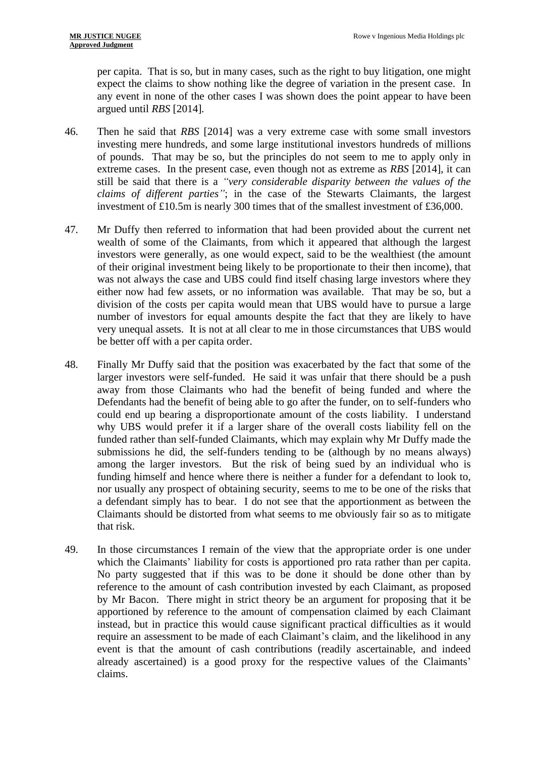per capita. That is so, but in many cases, such as the right to buy litigation, one might expect the claims to show nothing like the degree of variation in the present case. In any event in none of the other cases I was shown does the point appear to have been argued until *RBS* [2014].

46. Then he said that *RBS* [2014] was a very extreme case with some small investors investing mere hundreds, and some large institutional investors hundreds of millions of pounds. That may be so, but the principles do not seem to me to apply only in extreme cases. In the present case, even though not as extreme as *RBS* [2014], it can still be said that there is a *"very considerable disparity between the values of the claims of different parties"*; in the case of the Stewarts Claimants, the largest investment of £10.5m is nearly 300 times that of the smallest investment of £36,000.

47. Mr Duffy then referred to information that had been provided about the current net wealth of some of the Claimants, from which it appeared that although the largest investors were generally, as one would expect, said to be the wealthiest (the amount of their original investment being likely to be proportionate to their then income), that was not always the case and UBS could find itself chasing large investors where they either now had few assets, or no information was available. That may be so, but a division of the costs per capita would mean that UBS would have to pursue a large number of investors for equal amounts despite the fact that they are likely to have very unequal assets. It is not at all clear to me in those circumstances that UBS would be better off with a per capita order.

48. Finally Mr Duffy said that the position was exacerbated by the fact that some of the larger investors were self-funded. He said it was unfair that there should be a push away from those Claimants who had the benefit of being funded and where the Defendants had the benefit of being able to go after the funder, on to self-funders who could end up bearing a disproportionate amount of the costs liability. I understand why UBS would prefer it if a larger share of the overall costs liability fell on the funded rather than self-funded Claimants, which may explain why Mr Duffy made the submissions he did, the self-funders tending to be (although by no means always) among the larger investors. But the risk of being sued by an individual who is funding himself and hence where there is neither a funder for a defendant to look to, nor usually any prospect of obtaining security, seems to me to be one of the risks that a defendant simply has to bear. I do not see that the apportionment as between the Claimants should be distorted from what seems to me obviously fair so as to mitigate that risk.

49. In those circumstances I remain of the view that the appropriate order is one under which the Claimants' liability for costs is apportioned pro rata rather than per capita. No party suggested that if this was to be done it should be done other than by reference to the amount of cash contribution invested by each Claimant, as proposed by Mr Bacon. There might in strict theory be an argument for proposing that it be apportioned by reference to the amount of compensation claimed by each Claimant instead, but in practice this would cause significant practical difficulties as it would require an assessment to be made of each Claimant's claim, and the likelihood in any event is that the amount of cash contributions (readily ascertainable, and indeed already ascertained) is a good proxy for the respective values of the Claimants' claims.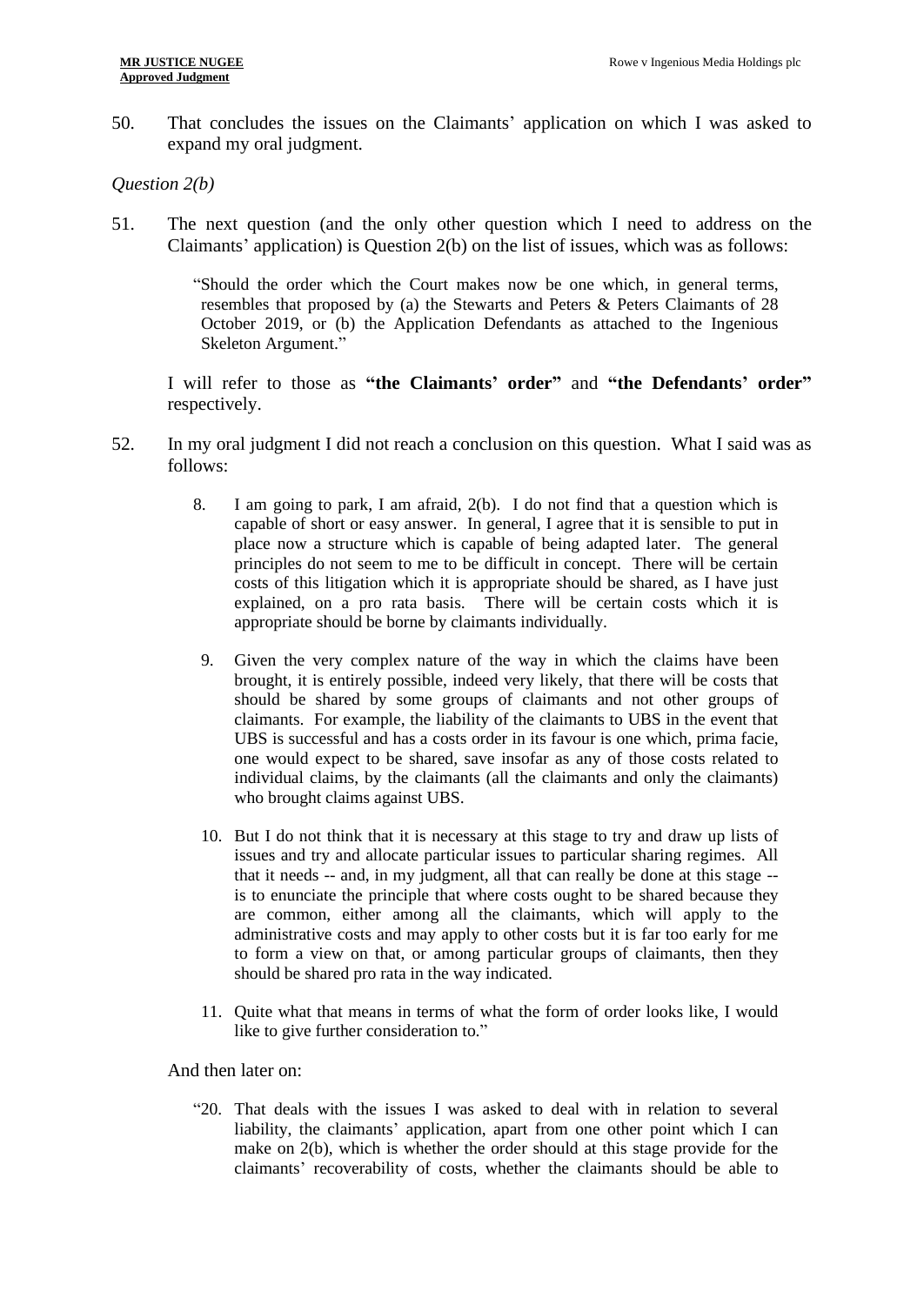50. That concludes the issues on the Claimants' application on which I was asked to expand my oral judgment.

*Question 2(b)*

51. The next question (and the only other question which I need to address on the Claimants' application) is Question 2(b) on the list of issues, which was as follows:

> "Should the order which the Court makes now be one which, in general terms, resembles that proposed by (a) the Stewarts and Peters & Peters Claimants of 28 October 2019, or (b) the Application Defendants as attached to the Ingenious Skeleton Argument."

I will refer to those as **"the Claimants' order"** and **"the Defendants' order"** respectively.

52. In my oral judgment I did not reach a conclusion on this question. What I said was as follows:

> 8. I am going to park, I am afraid, 2(b). I do not find that a question which is capable of short or easy answer. In general, I agree that it is sensible to put in place now a structure which is capable of being adapted later. The general principles do not seem to me to be difficult in concept. There will be certain costs of this litigation which it is appropriate should be shared, as I have just explained, on a pro rata basis. There will be certain costs which it is appropriate should be borne by claimants individually.
>
> 9. Given the very complex nature of the way in which the claims have been brought, it is entirely possible, indeed very likely, that there will be costs that should be shared by some groups of claimants and not other groups of claimants. For example, the liability of the claimants to UBS in the event that UBS is successful and has a costs order in its favour is one which, prima facie, one would expect to be shared, save insofar as any of those costs related to individual claims, by the claimants (all the claimants and only the claimants) who brought claims against UBS.
>
> 10. But I do not think that it is necessary at this stage to try and draw up lists of issues and try and allocate particular issues to particular sharing regimes. All that it needs -- and, in my judgment, all that can really be done at this stage -- is to enunciate the principle that where costs ought to be shared because they are common, either among all the claimants, which will apply to the administrative costs and may apply to other costs but it is far too early for me to form a view on that, or among particular groups of claimants, then they should be shared pro rata in the way indicated.
>
> 11. Quite what that means in terms of what the form of order looks like, I would like to give further consideration to."

And then later on:

> "20. That deals with the issues I was asked to deal with in relation to several liability, the claimants' application, apart from one other point which I can make on 2(b), which is whether the order should at this stage provide for the claimants' recoverability of costs, whether the claimants should be able to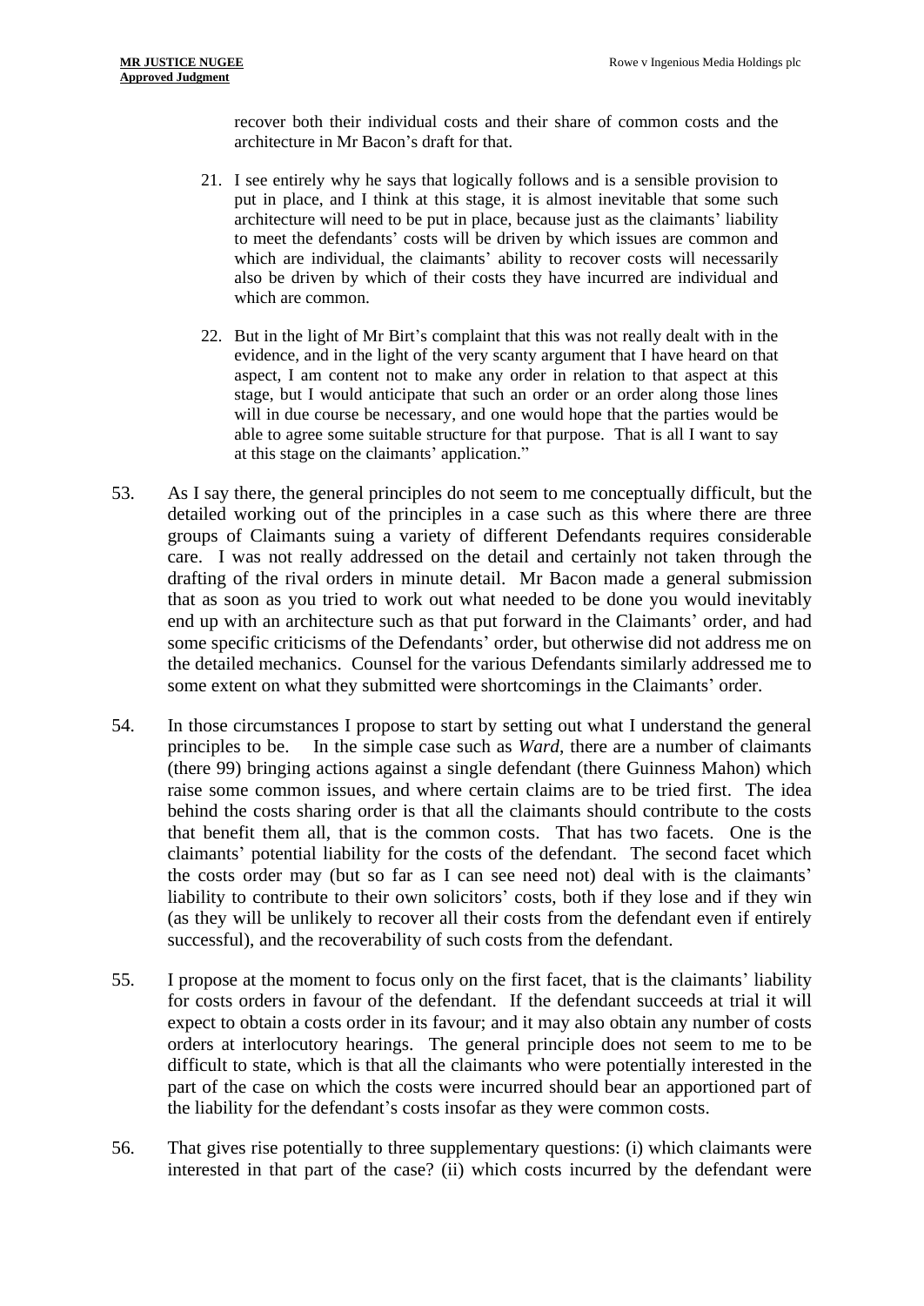> recover both their individual costs and their share of common costs and the architecture in Mr Bacon's draft for that.
>
> 21. I see entirely why he says that logically follows and is a sensible provision to put in place, and I think at this stage, it is almost inevitable that some such architecture will need to be put in place, because just as the claimants' liability to meet the defendants' costs will be driven by which issues are common and which are individual, the claimants' ability to recover costs will necessarily also be driven by which of their costs they have incurred are individual and which are common.
>
> 22. But in the light of Mr Birt's complaint that this was not really dealt with in the evidence, and in the light of the very scanty argument that I have heard on that aspect, I am content not to make any order in relation to that aspect at this stage, but I would anticipate that such an order or an order along those lines will in due course be necessary, and one would hope that the parties would be able to agree some suitable structure for that purpose. That is all I want to say at this stage on the claimants' application."

53. As I say there, the general principles do not seem to me conceptually difficult, but the detailed working out of the principles in a case such as this where there are three groups of Claimants suing a variety of different Defendants requires considerable care. I was not really addressed on the detail and certainly not taken through the drafting of the rival orders in minute detail. Mr Bacon made a general submission that as soon as you tried to work out what needed to be done you would inevitably end up with an architecture such as that put forward in the Claimants' order, and had some specific criticisms of the Defendants' order, but otherwise did not address me on the detailed mechanics. Counsel for the various Defendants similarly addressed me to some extent on what they submitted were shortcomings in the Claimants' order.

54. In those circumstances I propose to start by setting out what I understand the general principles to be. In the simple case such as *Ward*, there are a number of claimants (there 99) bringing actions against a single defendant (there Guinness Mahon) which raise some common issues, and where certain claims are to be tried first. The idea behind the costs sharing order is that all the claimants should contribute to the costs that benefit them all, that is the common costs. That has two facets. One is the claimants' potential liability for the costs of the defendant. The second facet which the costs order may (but so far as I can see need not) deal with is the claimants' liability to contribute to their own solicitors' costs, both if they lose and if they win (as they will be unlikely to recover all their costs from the defendant even if entirely successful), and the recoverability of such costs from the defendant.

55. I propose at the moment to focus only on the first facet, that is the claimants' liability for costs orders in favour of the defendant. If the defendant succeeds at trial it will expect to obtain a costs order in its favour; and it may also obtain any number of costs orders at interlocutory hearings. The general principle does not seem to me to be difficult to state, which is that all the claimants who were potentially interested in the part of the case on which the costs were incurred should bear an apportioned part of the liability for the defendant's costs insofar as they were common costs.

56. That gives rise potentially to three supplementary questions: (i) which claimants were interested in that part of the case? (ii) which costs incurred by the defendant were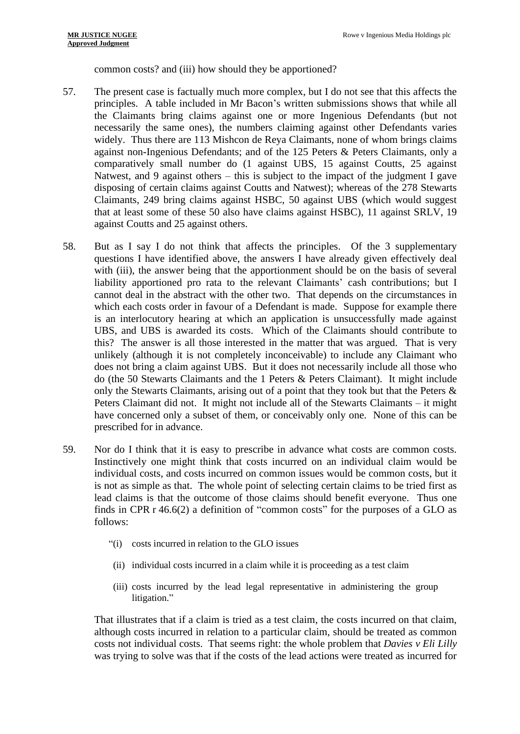common costs? and (iii) how should they be apportioned?

57. The present case is factually much more complex, but I do not see that this affects the principles. A table included in Mr Bacon's written submissions shows that while all the Claimants bring claims against one or more Ingenious Defendants (but not necessarily the same ones), the numbers claiming against other Defendants varies widely. Thus there are 113 Mishcon de Reya Claimants, none of whom brings claims against non-Ingenious Defendants; and of the 125 Peters & Peters Claimants, only a comparatively small number do (1 against UBS, 15 against Coutts, 25 against Natwest, and 9 against others – this is subject to the impact of the judgment I gave disposing of certain claims against Coutts and Natwest); whereas of the 278 Stewarts Claimants, 249 bring claims against HSBC, 50 against UBS (which would suggest that at least some of these 50 also have claims against HSBC), 11 against SRLV, 19 against Coutts and 25 against others.

58. But as I say I do not think that affects the principles. Of the 3 supplementary questions I have identified above, the answers I have already given effectively deal with (iii), the answer being that the apportionment should be on the basis of several liability apportioned pro rata to the relevant Claimants' cash contributions; but I cannot deal in the abstract with the other two. That depends on the circumstances in which each costs order in favour of a Defendant is made. Suppose for example there is an interlocutory hearing at which an application is unsuccessfully made against UBS, and UBS is awarded its costs. Which of the Claimants should contribute to this? The answer is all those interested in the matter that was argued. That is very unlikely (although it is not completely inconceivable) to include any Claimant who does not bring a claim against UBS. But it does not necessarily include all those who do (the 50 Stewarts Claimants and the 1 Peters & Peters Claimant). It might include only the Stewarts Claimants, arising out of a point that they took but that the Peters & Peters Claimant did not. It might not include all of the Stewarts Claimants – it might have concerned only a subset of them, or conceivably only one. None of this can be prescribed for in advance.

59. Nor do I think that it is easy to prescribe in advance what costs are common costs. Instinctively one might think that costs incurred on an individual claim would be individual costs, and costs incurred on common issues would be common costs, but it is not as simple as that. The whole point of selecting certain claims to be tried first as lead claims is that the outcome of those claims should benefit everyone. Thus one finds in CPR r 46.6(2) a definition of "common costs" for the purposes of a GLO as follows:

> "(i) costs incurred in relation to the GLO issues
>
> (ii) individual costs incurred in a claim while it is proceeding as a test claim
>
> (iii) costs incurred by the lead legal representative in administering the group litigation."

That illustrates that if a claim is tried as a test claim, the costs incurred on that claim, although costs incurred in relation to a particular claim, should be treated as common costs not individual costs. That seems right: the whole problem that *Davies v Eli Lilly* was trying to solve was that if the costs of the lead actions were treated as incurred for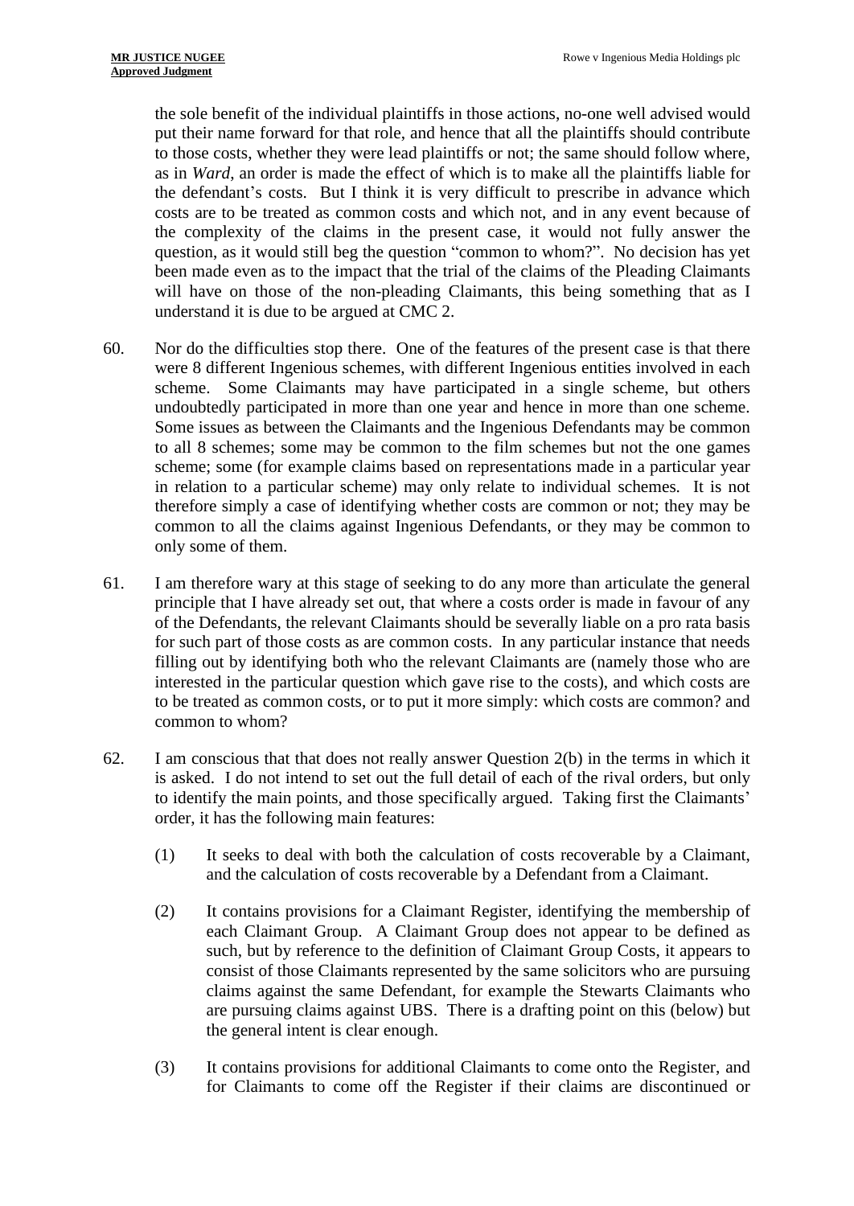the sole benefit of the individual plaintiffs in those actions, no-one well advised would put their name forward for that role, and hence that all the plaintiffs should contribute to those costs, whether they were lead plaintiffs or not; the same should follow where, as in *Ward*, an order is made the effect of which is to make all the plaintiffs liable for the defendant's costs. But I think it is very difficult to prescribe in advance which costs are to be treated as common costs and which not, and in any event because of the complexity of the claims in the present case, it would not fully answer the question, as it would still beg the question "common to whom?". No decision has yet been made even as to the impact that the trial of the claims of the Pleading Claimants will have on those of the non-pleading Claimants, this being something that as I understand it is due to be argued at CMC 2.

60. Nor do the difficulties stop there. One of the features of the present case is that there were 8 different Ingenious schemes, with different Ingenious entities involved in each scheme. Some Claimants may have participated in a single scheme, but others undoubtedly participated in more than one year and hence in more than one scheme. Some issues as between the Claimants and the Ingenious Defendants may be common to all 8 schemes; some may be common to the film schemes but not the one games scheme; some (for example claims based on representations made in a particular year in relation to a particular scheme) may only relate to individual schemes. It is not therefore simply a case of identifying whether costs are common or not; they may be common to all the claims against Ingenious Defendants, or they may be common to only some of them.

61. I am therefore wary at this stage of seeking to do any more than articulate the general principle that I have already set out, that where a costs order is made in favour of any of the Defendants, the relevant Claimants should be severally liable on a pro rata basis for such part of those costs as are common costs. In any particular instance that needs filling out by identifying both who the relevant Claimants are (namely those who are interested in the particular question which gave rise to the costs), and which costs are to be treated as common costs, or to put it more simply: which costs are common? and common to whom?

62. I am conscious that that does not really answer Question 2(b) in the terms in which it is asked. I do not intend to set out the full detail of each of the rival orders, but only to identify the main points, and those specifically argued. Taking first the Claimants' order, it has the following main features:

    (1) It seeks to deal with both the calculation of costs recoverable by a Claimant, and the calculation of costs recoverable by a Defendant from a Claimant.

    (2) It contains provisions for a Claimant Register, identifying the membership of each Claimant Group. A Claimant Group does not appear to be defined as such, but by reference to the definition of Claimant Group Costs, it appears to consist of those Claimants represented by the same solicitors who are pursuing claims against the same Defendant, for example the Stewarts Claimants who are pursuing claims against UBS. There is a drafting point on this (below) but the general intent is clear enough.

    (3) It contains provisions for additional Claimants to come onto the Register, and for Claimants to come off the Register if their claims are discontinued or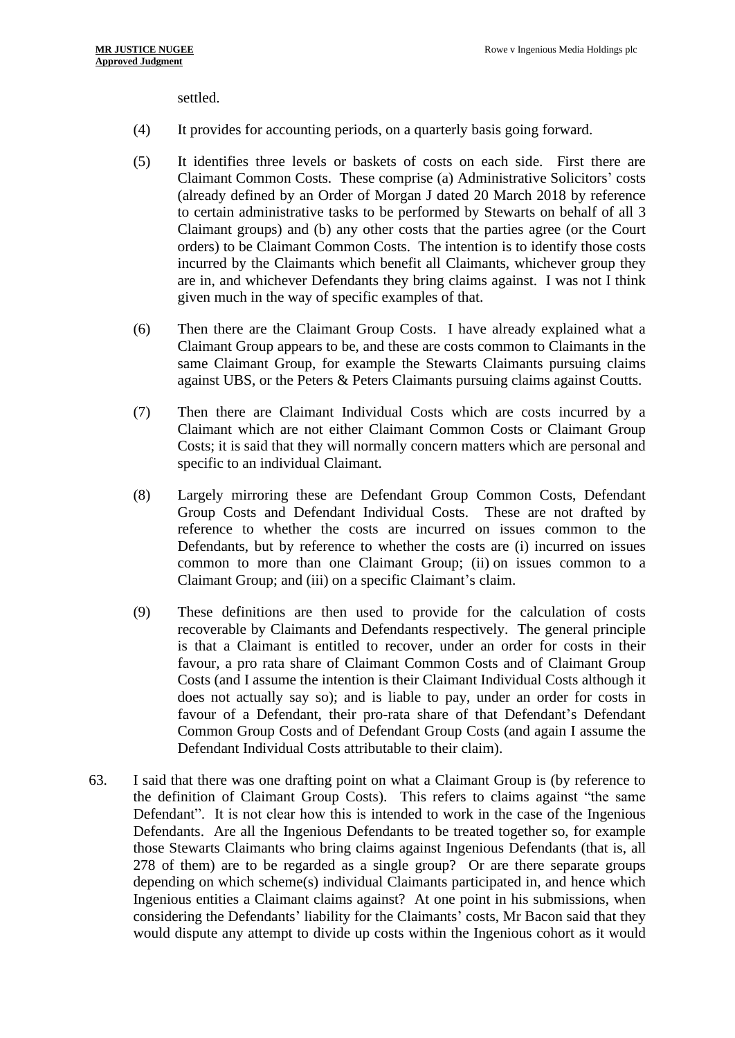settled.

(4) It provides for accounting periods, on a quarterly basis going forward.

(5) It identifies three levels or baskets of costs on each side. First there are Claimant Common Costs. These comprise (a) Administrative Solicitors' costs (already defined by an Order of Morgan J dated 20 March 2018 by reference to certain administrative tasks to be performed by Stewarts on behalf of all 3 Claimant groups) and (b) any other costs that the parties agree (or the Court orders) to be Claimant Common Costs. The intention is to identify those costs incurred by the Claimants which benefit all Claimants, whichever group they are in, and whichever Defendants they bring claims against. I was not I think given much in the way of specific examples of that.

(6) Then there are the Claimant Group Costs. I have already explained what a Claimant Group appears to be, and these are costs common to Claimants in the same Claimant Group, for example the Stewarts Claimants pursuing claims against UBS, or the Peters & Peters Claimants pursuing claims against Coutts.

(7) Then there are Claimant Individual Costs which are costs incurred by a Claimant which are not either Claimant Common Costs or Claimant Group Costs; it is said that they will normally concern matters which are personal and specific to an individual Claimant.

(8) Largely mirroring these are Defendant Group Common Costs, Defendant Group Costs and Defendant Individual Costs. These are not drafted by reference to whether the costs are incurred on issues common to the Defendants, but by reference to whether the costs are (i) incurred on issues common to more than one Claimant Group; (ii) on issues common to a Claimant Group; and (iii) on a specific Claimant's claim.

(9) These definitions are then used to provide for the calculation of costs recoverable by Claimants and Defendants respectively. The general principle is that a Claimant is entitled to recover, under an order for costs in their favour, a pro rata share of Claimant Common Costs and of Claimant Group Costs (and I assume the intention is their Claimant Individual Costs although it does not actually say so); and is liable to pay, under an order for costs in favour of a Defendant, their pro-rata share of that Defendant's Defendant Common Group Costs and of Defendant Group Costs (and again I assume the Defendant Individual Costs attributable to their claim).

63. I said that there was one drafting point on what a Claimant Group is (by reference to the definition of Claimant Group Costs). This refers to claims against "the same Defendant". It is not clear how this is intended to work in the case of the Ingenious Defendants. Are all the Ingenious Defendants to be treated together so, for example those Stewarts Claimants who bring claims against Ingenious Defendants (that is, all 278 of them) are to be regarded as a single group? Or are there separate groups depending on which scheme(s) individual Claimants participated in, and hence which Ingenious entities a Claimant claims against? At one point in his submissions, when considering the Defendants' liability for the Claimants' costs, Mr Bacon said that they would dispute any attempt to divide up costs within the Ingenious cohort as it would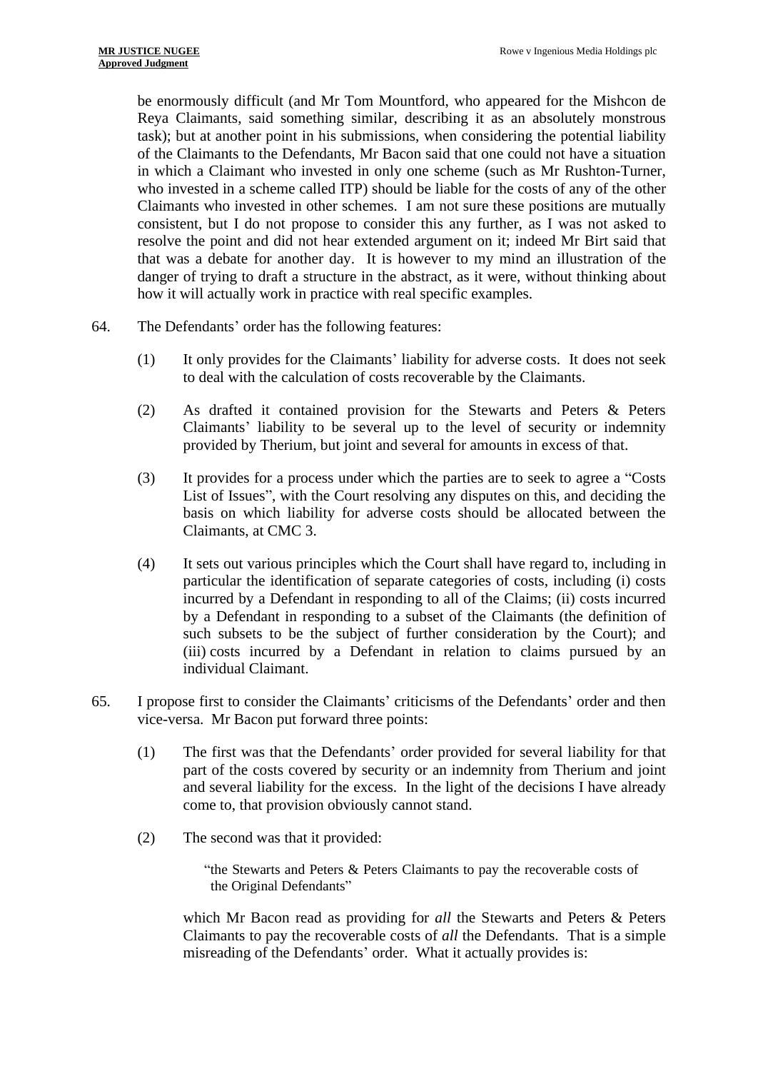be enormously difficult (and Mr Tom Mountford, who appeared for the Mishcon de Reya Claimants, said something similar, describing it as an absolutely monstrous task); but at another point in his submissions, when considering the potential liability of the Claimants to the Defendants, Mr Bacon said that one could not have a situation in which a Claimant who invested in only one scheme (such as Mr Rushton-Turner, who invested in a scheme called ITP) should be liable for the costs of any of the other Claimants who invested in other schemes. I am not sure these positions are mutually consistent, but I do not propose to consider this any further, as I was not asked to resolve the point and did not hear extended argument on it; indeed Mr Birt said that that was a debate for another day. It is however to my mind an illustration of the danger of trying to draft a structure in the abstract, as it were, without thinking about how it will actually work in practice with real specific examples.

64. The Defendants' order has the following features:

    (1) It only provides for the Claimants' liability for adverse costs. It does not seek to deal with the calculation of costs recoverable by the Claimants.

    (2) As drafted it contained provision for the Stewarts and Peters & Peters Claimants' liability to be several up to the level of security or indemnity provided by Therium, but joint and several for amounts in excess of that.

    (3) It provides for a process under which the parties are to seek to agree a "Costs List of Issues", with the Court resolving any disputes on this, and deciding the basis on which liability for adverse costs should be allocated between the Claimants, at CMC 3.

    (4) It sets out various principles which the Court shall have regard to, including in particular the identification of separate categories of costs, including (i) costs incurred by a Defendant in responding to all of the Claims; (ii) costs incurred by a Defendant in responding to a subset of the Claimants (the definition of such subsets to be the subject of further consideration by the Court); and (iii) costs incurred by a Defendant in relation to claims pursued by an individual Claimant.

65. I propose first to consider the Claimants' criticisms of the Defendants' order and then vice-versa. Mr Bacon put forward three points:

    (1) The first was that the Defendants' order provided for several liability for that part of the costs covered by security or an indemnity from Therium and joint and several liability for the excess. In the light of the decisions I have already come to, that provision obviously cannot stand.

    (2) The second was that it provided:

    > "the Stewarts and Peters & Peters Claimants to pay the recoverable costs of the Original Defendants"

    which Mr Bacon read as providing for *all* the Stewarts and Peters & Peters Claimants to pay the recoverable costs of *all* the Defendants. That is a simple misreading of the Defendants' order. What it actually provides is: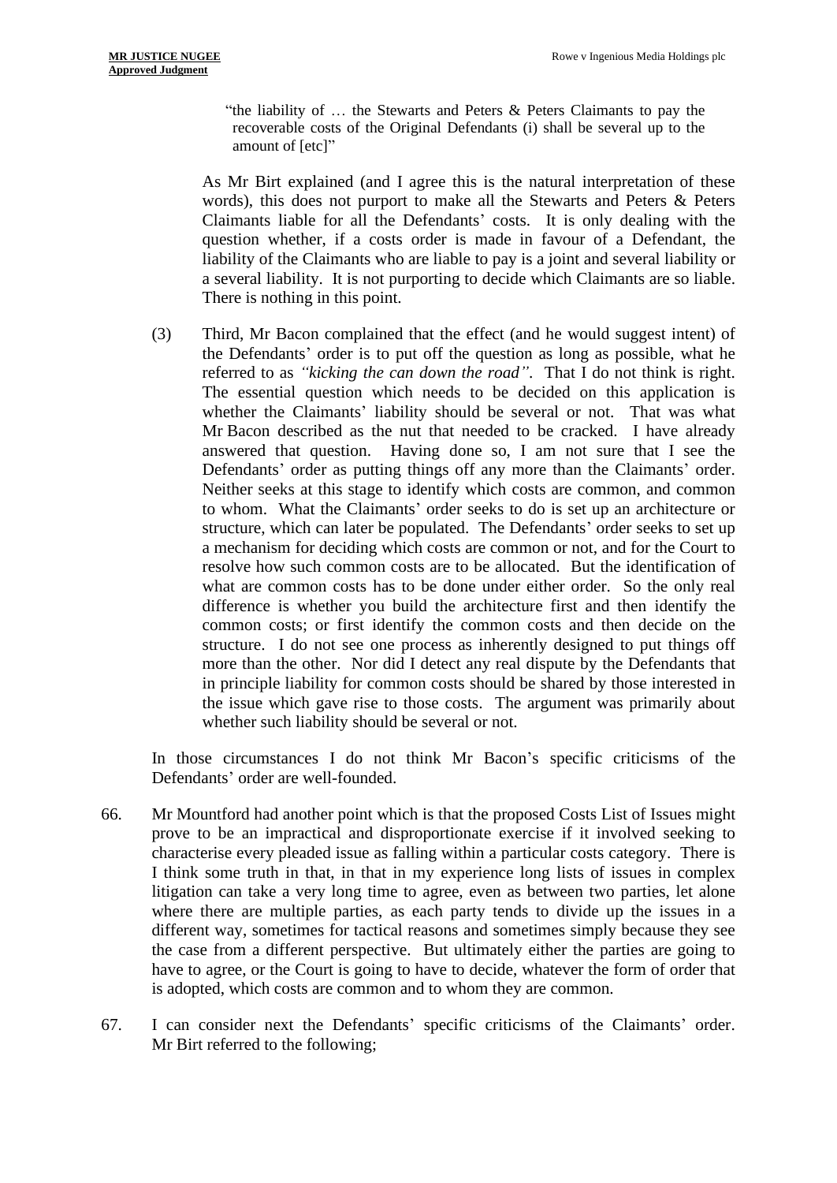> "the liability of … the Stewarts and Peters & Peters Claimants to pay the recoverable costs of the Original Defendants (i) shall be several up to the amount of [etc]"

As Mr Birt explained (and I agree this is the natural interpretation of these words), this does not purport to make all the Stewarts and Peters & Peters Claimants liable for all the Defendants' costs. It is only dealing with the question whether, if a costs order is made in favour of a Defendant, the liability of the Claimants who are liable to pay is a joint and several liability or a several liability. It is not purporting to decide which Claimants are so liable. There is nothing in this point.

(3) Third, Mr Bacon complained that the effect (and he would suggest intent) of the Defendants' order is to put off the question as long as possible, what he referred to as *"kicking the can down the road"*. That I do not think is right. The essential question which needs to be decided on this application is whether the Claimants' liability should be several or not. That was what Mr Bacon described as the nut that needed to be cracked. I have already answered that question. Having done so, I am not sure that I see the Defendants' order as putting things off any more than the Claimants' order. Neither seeks at this stage to identify which costs are common, and common to whom. What the Claimants' order seeks to do is set up an architecture or structure, which can later be populated. The Defendants' order seeks to set up a mechanism for deciding which costs are common or not, and for the Court to resolve how such common costs are to be allocated. But the identification of what are common costs has to be done under either order. So the only real difference is whether you build the architecture first and then identify the common costs; or first identify the common costs and then decide on the structure. I do not see one process as inherently designed to put things off more than the other. Nor did I detect any real dispute by the Defendants that in principle liability for common costs should be shared by those interested in the issue which gave rise to those costs. The argument was primarily about whether such liability should be several or not.

In those circumstances I do not think Mr Bacon's specific criticisms of the Defendants' order are well-founded.

66. Mr Mountford had another point which is that the proposed Costs List of Issues might prove to be an impractical and disproportionate exercise if it involved seeking to characterise every pleaded issue as falling within a particular costs category. There is I think some truth in that, in that in my experience long lists of issues in complex litigation can take a very long time to agree, even as between two parties, let alone where there are multiple parties, as each party tends to divide up the issues in a different way, sometimes for tactical reasons and sometimes simply because they see the case from a different perspective. But ultimately either the parties are going to have to agree, or the Court is going to have to decide, whatever the form of order that is adopted, which costs are common and to whom they are common.

67. I can consider next the Defendants' specific criticisms of the Claimants' order. Mr Birt referred to the following;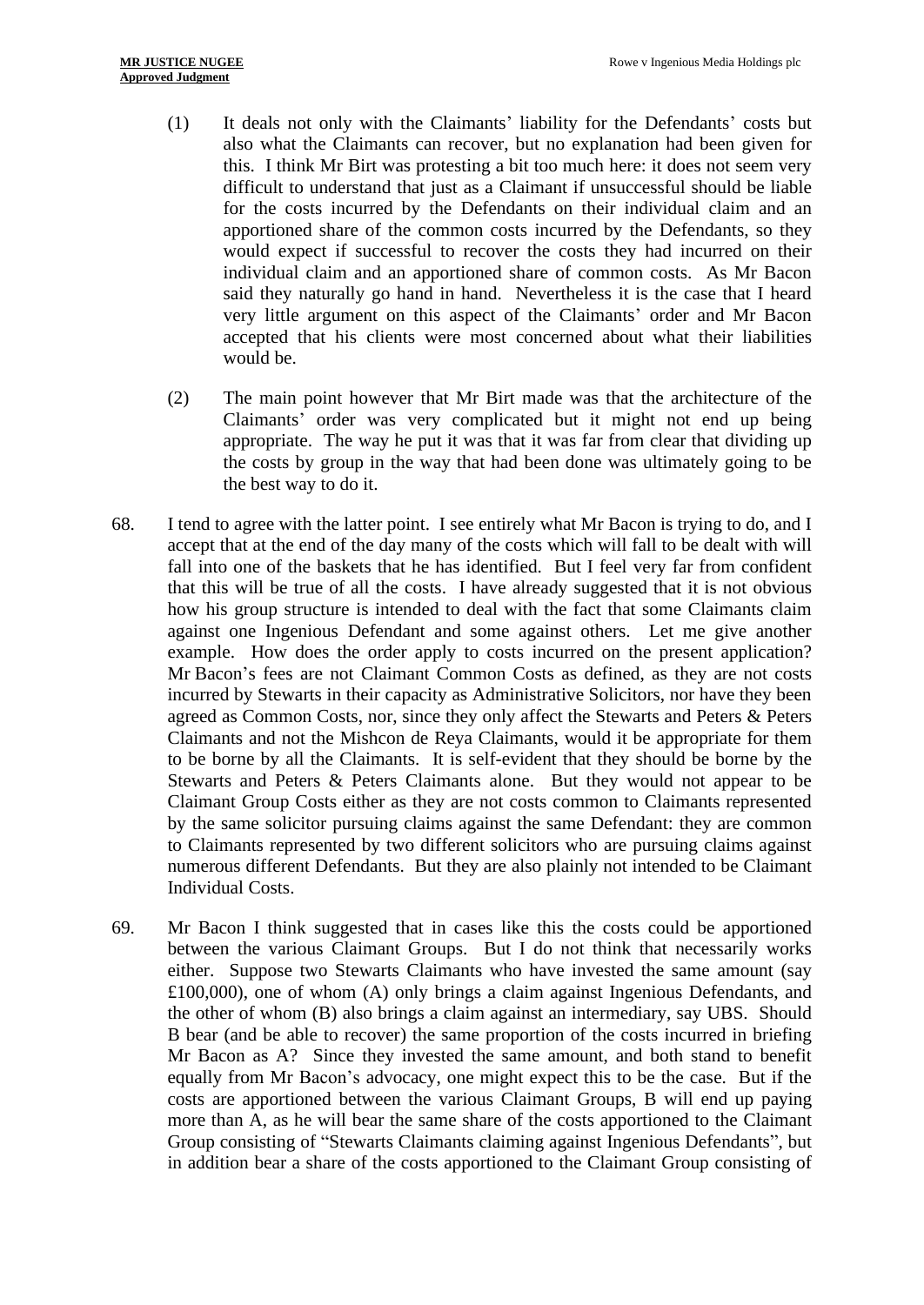(1) It deals not only with the Claimants' liability for the Defendants' costs but also what the Claimants can recover, but no explanation had been given for this. I think Mr Birt was protesting a bit too much here: it does not seem very difficult to understand that just as a Claimant if unsuccessful should be liable for the costs incurred by the Defendants on their individual claim and an apportioned share of the common costs incurred by the Defendants, so they would expect if successful to recover the costs they had incurred on their individual claim and an apportioned share of common costs. As Mr Bacon said they naturally go hand in hand. Nevertheless it is the case that I heard very little argument on this aspect of the Claimants' order and Mr Bacon accepted that his clients were most concerned about what their liabilities would be.

(2) The main point however that Mr Birt made was that the architecture of the Claimants' order was very complicated but it might not end up being appropriate. The way he put it was that it was far from clear that dividing up the costs by group in the way that had been done was ultimately going to be the best way to do it.

68. I tend to agree with the latter point. I see entirely what Mr Bacon is trying to do, and I accept that at the end of the day many of the costs which will fall to be dealt with will fall into one of the baskets that he has identified. But I feel very far from confident that this will be true of all the costs. I have already suggested that it is not obvious how his group structure is intended to deal with the fact that some Claimants claim against one Ingenious Defendant and some against others. Let me give another example. How does the order apply to costs incurred on the present application? Mr Bacon's fees are not Claimant Common Costs as defined, as they are not costs incurred by Stewarts in their capacity as Administrative Solicitors, nor have they been agreed as Common Costs, nor, since they only affect the Stewarts and Peters & Peters Claimants and not the Mishcon de Reya Claimants, would it be appropriate for them to be borne by all the Claimants. It is self-evident that they should be borne by the Stewarts and Peters & Peters Claimants alone. But they would not appear to be Claimant Group Costs either as they are not costs common to Claimants represented by the same solicitor pursuing claims against the same Defendant: they are common to Claimants represented by two different solicitors who are pursuing claims against numerous different Defendants. But they are also plainly not intended to be Claimant Individual Costs.

69. Mr Bacon I think suggested that in cases like this the costs could be apportioned between the various Claimant Groups. But I do not think that necessarily works either. Suppose two Stewarts Claimants who have invested the same amount (say £100,000), one of whom (A) only brings a claim against Ingenious Defendants, and the other of whom (B) also brings a claim against an intermediary, say UBS. Should B bear (and be able to recover) the same proportion of the costs incurred in briefing Mr Bacon as A? Since they invested the same amount, and both stand to benefit equally from Mr Bacon's advocacy, one might expect this to be the case. But if the costs are apportioned between the various Claimant Groups, B will end up paying more than A, as he will bear the same share of the costs apportioned to the Claimant Group consisting of "Stewarts Claimants claiming against Ingenious Defendants", but in addition bear a share of the costs apportioned to the Claimant Group consisting of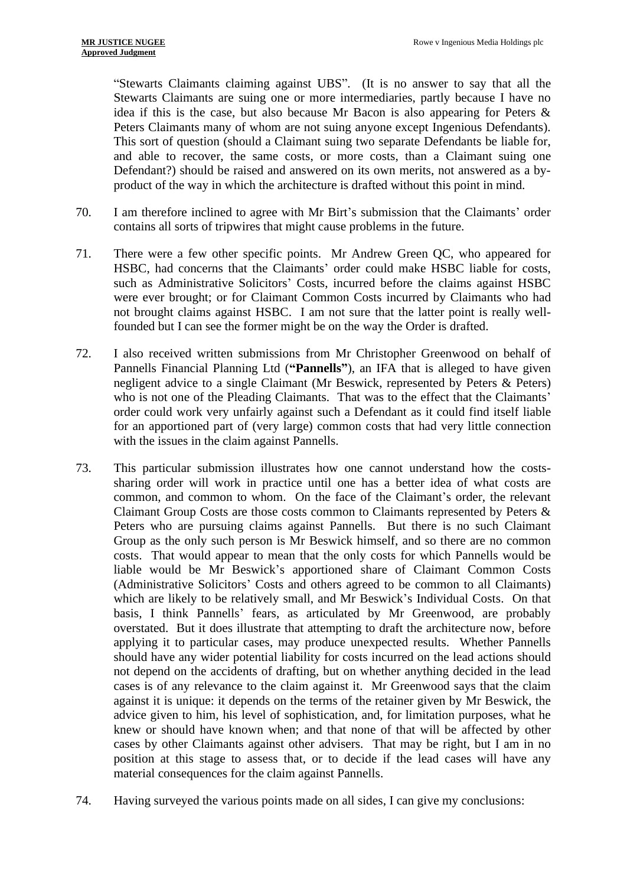"Stewarts Claimants claiming against UBS". (It is no answer to say that all the Stewarts Claimants are suing one or more intermediaries, partly because I have no idea if this is the case, but also because Mr Bacon is also appearing for Peters & Peters Claimants many of whom are not suing anyone except Ingenious Defendants). This sort of question (should a Claimant suing two separate Defendants be liable for, and able to recover, the same costs, or more costs, than a Claimant suing one Defendant?) should be raised and answered on its own merits, not answered as a by-product of the way in which the architecture is drafted without this point in mind.

70. I am therefore inclined to agree with Mr Birt's submission that the Claimants' order contains all sorts of tripwires that might cause problems in the future.

71. There were a few other specific points. Mr Andrew Green QC, who appeared for HSBC, had concerns that the Claimants' order could make HSBC liable for costs, such as Administrative Solicitors' Costs, incurred before the claims against HSBC were ever brought; or for Claimant Common Costs incurred by Claimants who had not brought claims against HSBC. I am not sure that the latter point is really well-founded but I can see the former might be on the way the Order is drafted.

72. I also received written submissions from Mr Christopher Greenwood on behalf of Pannells Financial Planning Ltd (**"Pannells"**), an IFA that is alleged to have given negligent advice to a single Claimant (Mr Beswick, represented by Peters & Peters) who is not one of the Pleading Claimants. That was to the effect that the Claimants' order could work very unfairly against such a Defendant as it could find itself liable for an apportioned part of (very large) common costs that had very little connection with the issues in the claim against Pannells.

73. This particular submission illustrates how one cannot understand how the costs-sharing order will work in practice until one has a better idea of what costs are common, and common to whom. On the face of the Claimant's order, the relevant Claimant Group Costs are those costs common to Claimants represented by Peters & Peters who are pursuing claims against Pannells. But there is no such Claimant Group as the only such person is Mr Beswick himself, and so there are no common costs. That would appear to mean that the only costs for which Pannells would be liable would be Mr Beswick's apportioned share of Claimant Common Costs (Administrative Solicitors' Costs and others agreed to be common to all Claimants) which are likely to be relatively small, and Mr Beswick's Individual Costs. On that basis, I think Pannells' fears, as articulated by Mr Greenwood, are probably overstated. But it does illustrate that attempting to draft the architecture now, before applying it to particular cases, may produce unexpected results. Whether Pannells should have any wider potential liability for costs incurred on the lead actions should not depend on the accidents of drafting, but on whether anything decided in the lead cases is of any relevance to the claim against it. Mr Greenwood says that the claim against it is unique: it depends on the terms of the retainer given by Mr Beswick, the advice given to him, his level of sophistication, and, for limitation purposes, what he knew or should have known when; and that none of that will be affected by other cases by other Claimants against other advisers. That may be right, but I am in no position at this stage to assess that, or to decide if the lead cases will have any material consequences for the claim against Pannells.

74. Having surveyed the various points made on all sides, I can give my conclusions: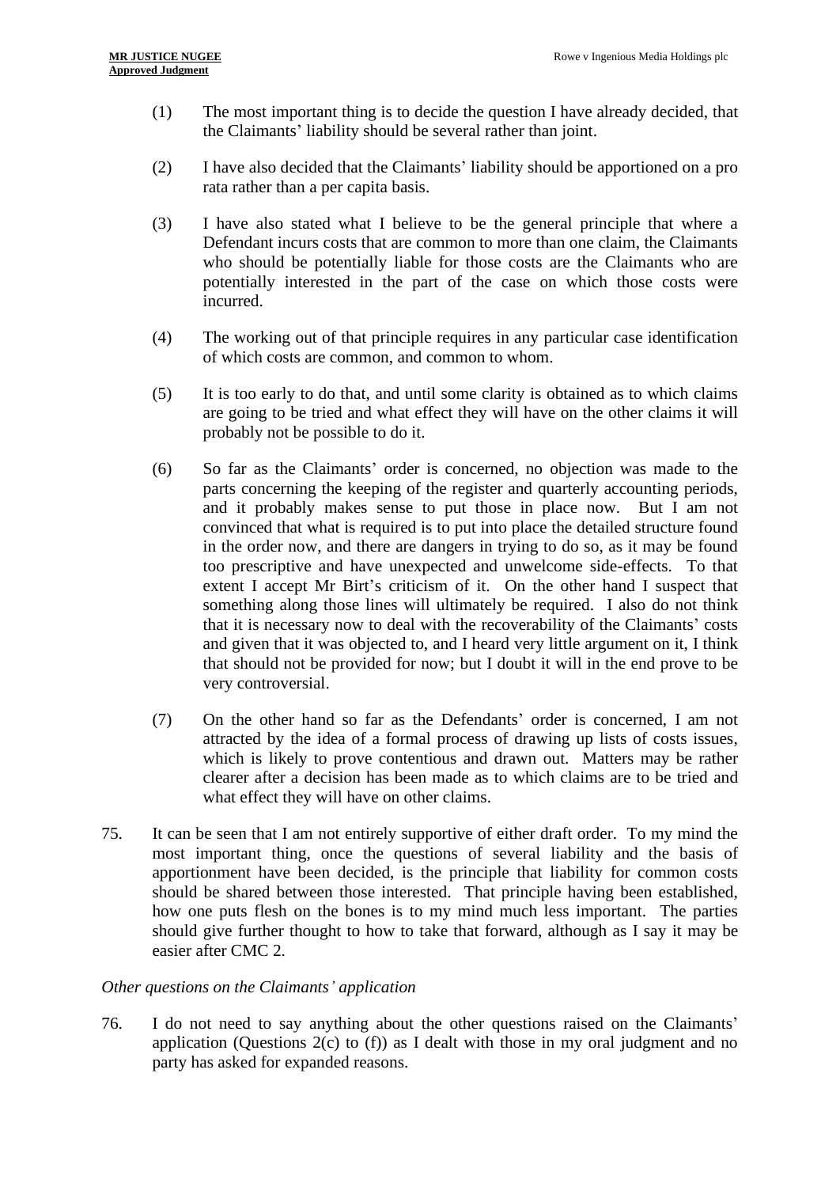(1) The most important thing is to decide the question I have already decided, that the Claimants' liability should be several rather than joint.

(2) I have also decided that the Claimants' liability should be apportioned on a pro rata rather than a per capita basis.

(3) I have also stated what I believe to be the general principle that where a Defendant incurs costs that are common to more than one claim, the Claimants who should be potentially liable for those costs are the Claimants who are potentially interested in the part of the case on which those costs were incurred.

(4) The working out of that principle requires in any particular case identification of which costs are common, and common to whom.

(5) It is too early to do that, and until some clarity is obtained as to which claims are going to be tried and what effect they will have on the other claims it will probably not be possible to do it.

(6) So far as the Claimants' order is concerned, no objection was made to the parts concerning the keeping of the register and quarterly accounting periods, and it probably makes sense to put those in place now. But I am not convinced that what is required is to put into place the detailed structure found in the order now, and there are dangers in trying to do so, as it may be found too prescriptive and have unexpected and unwelcome side-effects. To that extent I accept Mr Birt's criticism of it. On the other hand I suspect that something along those lines will ultimately be required. I also do not think that it is necessary now to deal with the recoverability of the Claimants' costs and given that it was objected to, and I heard very little argument on it, I think that should not be provided for now; but I doubt it will in the end prove to be very controversial.

(7) On the other hand so far as the Defendants' order is concerned, I am not attracted by the idea of a formal process of drawing up lists of costs issues, which is likely to prove contentious and drawn out. Matters may be rather clearer after a decision has been made as to which claims are to be tried and what effect they will have on other claims.

75. It can be seen that I am not entirely supportive of either draft order. To my mind the most important thing, once the questions of several liability and the basis of apportionment have been decided, is the principle that liability for common costs should be shared between those interested. That principle having been established, how one puts flesh on the bones is to my mind much less important. The parties should give further thought to how to take that forward, although as I say it may be easier after CMC 2.

*Other questions on the Claimants' application*

76. I do not need to say anything about the other questions raised on the Claimants' application (Questions 2(c) to (f)) as I dealt with those in my oral judgment and no party has asked for expanded reasons.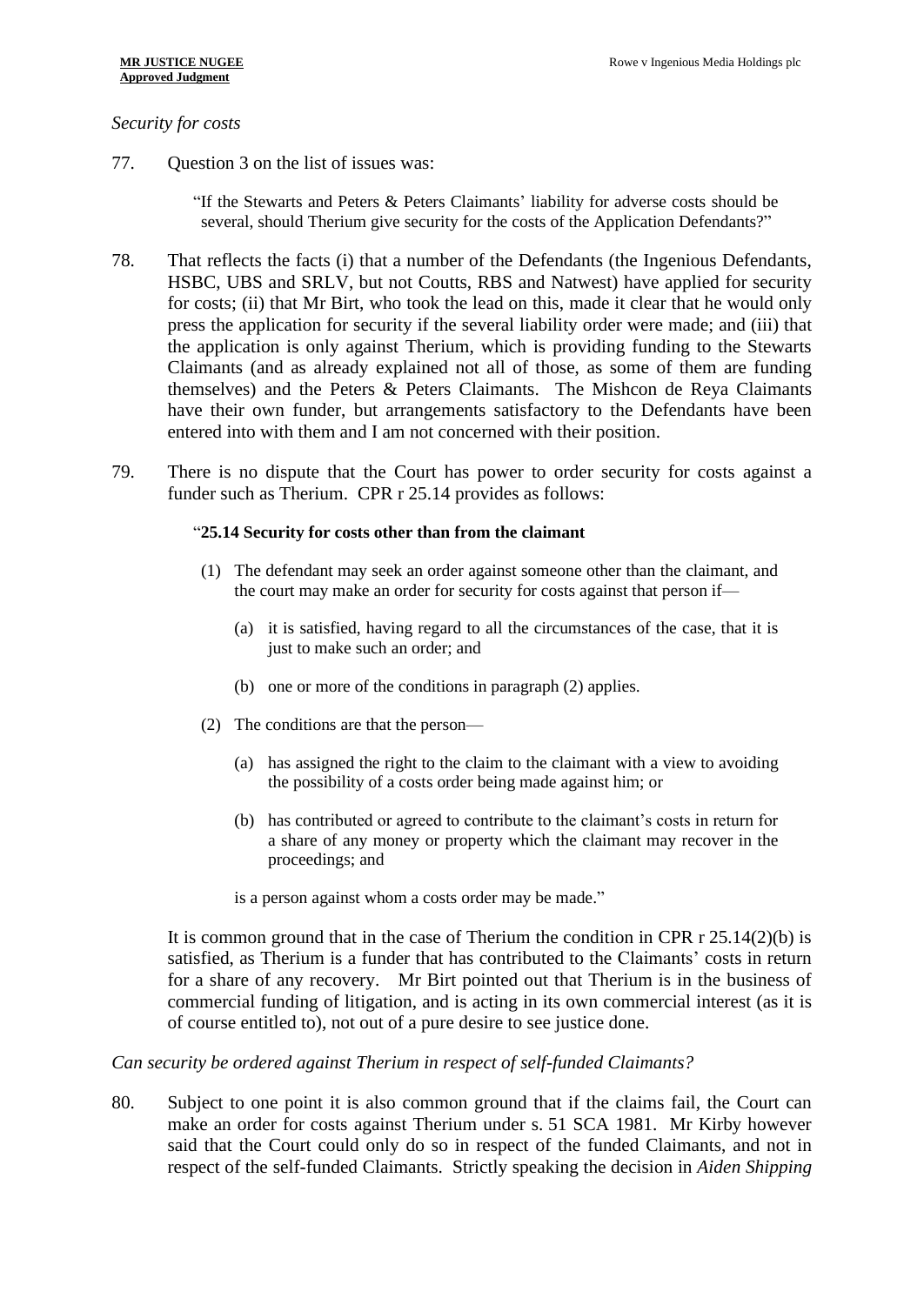*Security for costs*

77. Question 3 on the list of issues was:

> "If the Stewarts and Peters & Peters Claimants' liability for adverse costs should be several, should Therium give security for the costs of the Application Defendants?"

78. That reflects the facts (i) that a number of the Defendants (the Ingenious Defendants, HSBC, UBS and SRLV, but not Coutts, RBS and Natwest) have applied for security for costs; (ii) that Mr Birt, who took the lead on this, made it clear that he would only press the application for security if the several liability order were made; and (iii) that the application is only against Therium, which is providing funding to the Stewarts Claimants (and as already explained not all of those, as some of them are funding themselves) and the Peters & Peters Claimants. The Mishcon de Reya Claimants have their own funder, but arrangements satisfactory to the Defendants have been entered into with them and I am not concerned with their position.

79. There is no dispute that the Court has power to order security for costs against a funder such as Therium. CPR r 25.14 provides as follows:

> "**25.14 Security for costs other than from the claimant**
>
> (1) The defendant may seek an order against someone other than the claimant, and the court may make an order for security for costs against that person if—
>
> (a) it is satisfied, having regard to all the circumstances of the case, that it is just to make such an order; and
>
> (b) one or more of the conditions in paragraph (2) applies.
>
> (2) The conditions are that the person—
>
> (a) has assigned the right to the claim to the claimant with a view to avoiding the possibility of a costs order being made against him; or
>
> (b) has contributed or agreed to contribute to the claimant's costs in return for a share of any money or property which the claimant may recover in the proceedings; and
>
> is a person against whom a costs order may be made."

It is common ground that in the case of Therium the condition in CPR r 25.14(2)(b) is satisfied, as Therium is a funder that has contributed to the Claimants' costs in return for a share of any recovery. Mr Birt pointed out that Therium is in the business of commercial funding of litigation, and is acting in its own commercial interest (as it is of course entitled to), not out of a pure desire to see justice done.

*Can security be ordered against Therium in respect of self-funded Claimants?*

80. Subject to one point it is also common ground that if the claims fail, the Court can make an order for costs against Therium under s. 51 SCA 1981. Mr Kirby however said that the Court could only do so in respect of the funded Claimants, and not in respect of the self-funded Claimants. Strictly speaking the decision in *Aiden Shipping*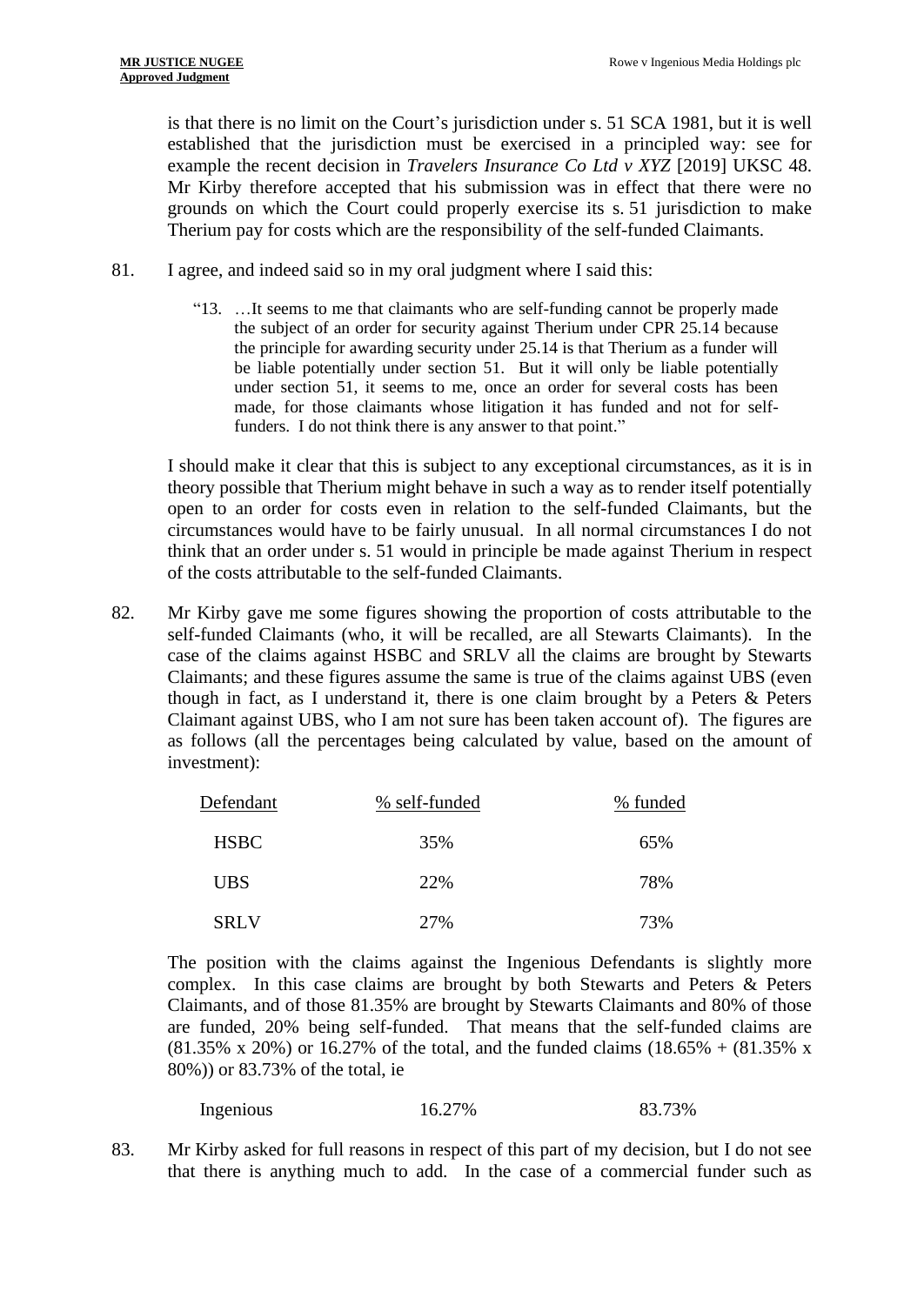is that there is no limit on the Court's jurisdiction under s. 51 SCA 1981, but it is well established that the jurisdiction must be exercised in a principled way: see for example the recent decision in *Travelers Insurance Co Ltd v XYZ* [2019] UKSC 48. Mr Kirby therefore accepted that his submission was in effect that there were no grounds on which the Court could properly exercise its s. 51 jurisdiction to make Therium pay for costs which are the responsibility of the self-funded Claimants.

81. I agree, and indeed said so in my oral judgment where I said this:

> "13. …It seems to me that claimants who are self-funding cannot be properly made the subject of an order for security against Therium under CPR 25.14 because the principle for awarding security under 25.14 is that Therium as a funder will be liable potentially under section 51. But it will only be liable potentially under section 51, it seems to me, once an order for several costs has been made, for those claimants whose litigation it has funded and not for self-funders. I do not think there is any answer to that point."

I should make it clear that this is subject to any exceptional circumstances, as it is in theory possible that Therium might behave in such a way as to render itself potentially open to an order for costs even in relation to the self-funded Claimants, but the circumstances would have to be fairly unusual. In all normal circumstances I do not think that an order under s. 51 would in principle be made against Therium in respect of the costs attributable to the self-funded Claimants.

82. Mr Kirby gave me some figures showing the proportion of costs attributable to the self-funded Claimants (who, it will be recalled, are all Stewarts Claimants). In the case of the claims against HSBC and SRLV all the claims are brought by Stewarts Claimants; and these figures assume the same is true of the claims against UBS (even though in fact, as I understand it, there is one claim brought by a Peters & Peters Claimant against UBS, who I am not sure has been taken account of). The figures are as follows (all the percentages being calculated by value, based on the amount of investment):

| Defendant | % self-funded | % funded |
|---|---|---|
| HSBC | 35% | 65% |
| UBS | 22% | 78% |
| SRLV | 27% | 73% |

The position with the claims against the Ingenious Defendants is slightly more complex. In this case claims are brought by both Stewarts and Peters & Peters Claimants, and of those 81.35% are brought by Stewarts Claimants and 80% of those are funded, 20% being self-funded. That means that the self-funded claims are (81.35% x 20%) or 16.27% of the total, and the funded claims (18.65% + (81.35% x 80%)) or 83.73% of the total, ie

| | | |
|---|---|---|
| Ingenious | 16.27% | 83.73% |

83. Mr Kirby asked for full reasons in respect of this part of my decision, but I do not see that there is anything much to add. In the case of a commercial funder such as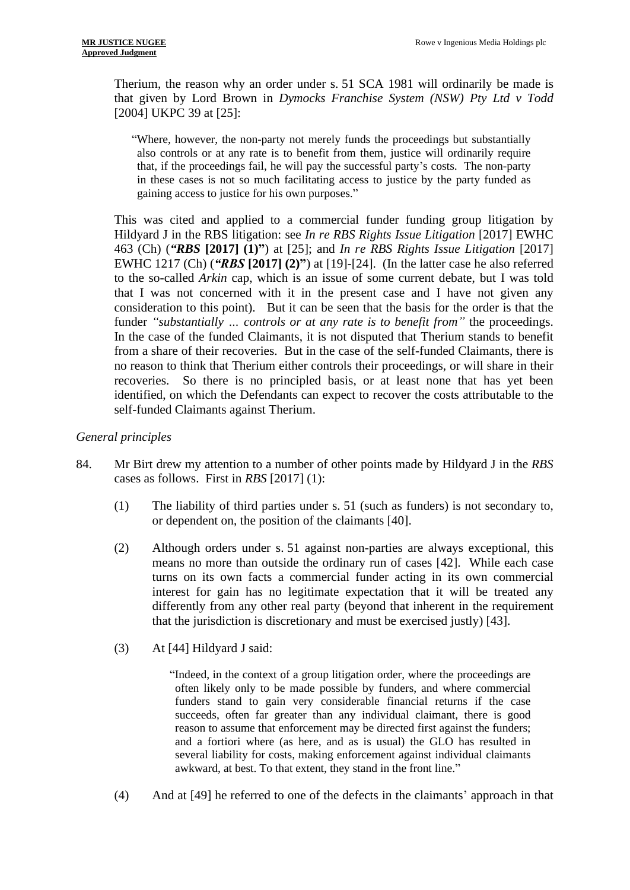Therium, the reason why an order under s. 51 SCA 1981 will ordinarily be made is that given by Lord Brown in *Dymocks Franchise System (NSW) Pty Ltd v Todd* [2004] UKPC 39 at [25]:

> "Where, however, the non-party not merely funds the proceedings but substantially also controls or at any rate is to benefit from them, justice will ordinarily require that, if the proceedings fail, he will pay the successful party's costs. The non-party in these cases is not so much facilitating access to justice by the party funded as gaining access to justice for his own purposes."

This was cited and applied to a commercial funder funding group litigation by Hildyard J in the RBS litigation: see *In re RBS Rights Issue Litigation* [2017] EWHC 463 (Ch) (**"*RBS* [2017] (1)"**) at [25]; and *In re RBS Rights Issue Litigation* [2017] EWHC 1217 (Ch) (**"*RBS* [2017] (2)"**) at [19]-[24]. (In the latter case he also referred to the so-called *Arkin* cap, which is an issue of some current debate, but I was told that I was not concerned with it in the present case and I have not given any consideration to this point). But it can be seen that the basis for the order is that the funder *"substantially ... controls or at any rate is to benefit from"* the proceedings. In the case of the funded Claimants, it is not disputed that Therium stands to benefit from a share of their recoveries. But in the case of the self-funded Claimants, there is no reason to think that Therium either controls their proceedings, or will share in their recoveries. So there is no principled basis, or at least none that has yet been identified, on which the Defendants can expect to recover the costs attributable to the self-funded Claimants against Therium.

*General principles*

84. Mr Birt drew my attention to a number of other points made by Hildyard J in the *RBS* cases as follows. First in *RBS* [2017] (1):

    (1) The liability of third parties under s. 51 (such as funders) is not secondary to, or dependent on, the position of the claimants [40].

    (2) Although orders under s. 51 against non-parties are always exceptional, this means no more than outside the ordinary run of cases [42]. While each case turns on its own facts a commercial funder acting in its own commercial interest for gain has no legitimate expectation that it will be treated any differently from any other real party (beyond that inherent in the requirement that the jurisdiction is discretionary and must be exercised justly) [43].

    (3) At [44] Hildyard J said:

    > "Indeed, in the context of a group litigation order, where the proceedings are often likely only to be made possible by funders, and where commercial funders stand to gain very considerable financial returns if the case succeeds, often far greater than any individual claimant, there is good reason to assume that enforcement may be directed first against the funders; and a fortiori where (as here, and as is usual) the GLO has resulted in several liability for costs, making enforcement against individual claimants awkward, at best. To that extent, they stand in the front line."

    (4) And at [49] he referred to one of the defects in the claimants' approach in that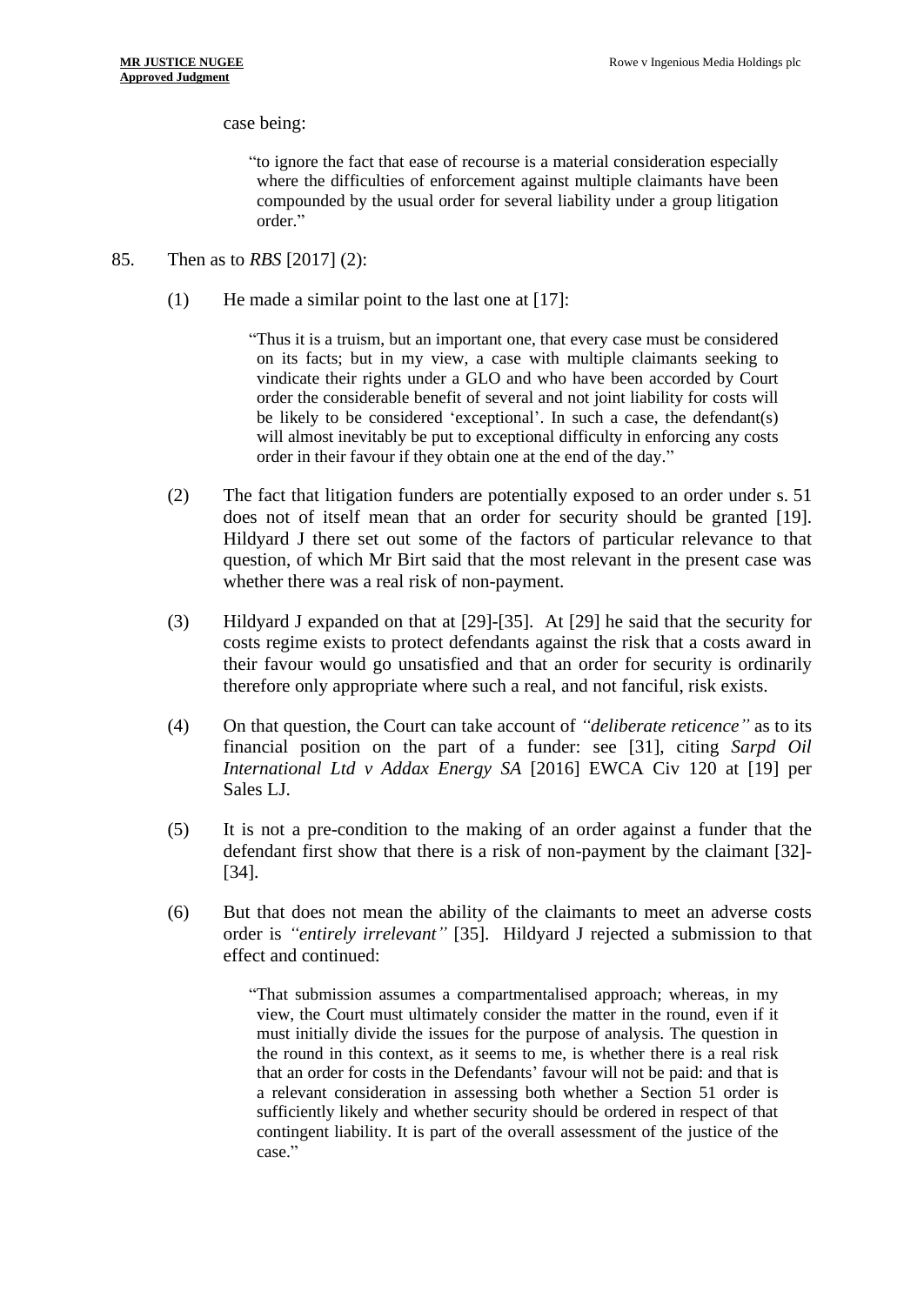case being:

> "to ignore the fact that ease of recourse is a material consideration especially where the difficulties of enforcement against multiple claimants have been compounded by the usual order for several liability under a group litigation order."

85. Then as to *RBS* [2017] (2):

    (1) He made a similar point to the last one at [17]:

    > "Thus it is a truism, but an important one, that every case must be considered on its facts; but in my view, a case with multiple claimants seeking to vindicate their rights under a GLO and who have been accorded by Court order the considerable benefit of several and not joint liability for costs will be likely to be considered 'exceptional'. In such a case, the defendant(s) will almost inevitably be put to exceptional difficulty in enforcing any costs order in their favour if they obtain one at the end of the day."

    (2) The fact that litigation funders are potentially exposed to an order under s. 51 does not of itself mean that an order for security should be granted [19]. Hildyard J there set out some of the factors of particular relevance to that question, of which Mr Birt said that the most relevant in the present case was whether there was a real risk of non-payment.

    (3) Hildyard J expanded on that at [29]-[35]. At [29] he said that the security for costs regime exists to protect defendants against the risk that a costs award in their favour would go unsatisfied and that an order for security is ordinarily therefore only appropriate where such a real, and not fanciful, risk exists.

    (4) On that question, the Court can take account of *"deliberate reticence"* as to its financial position on the part of a funder: see [31], citing *Sarpd Oil International Ltd v Addax Energy SA* [2016] EWCA Civ 120 at [19] per Sales LJ.

    (5) It is not a pre-condition to the making of an order against a funder that the defendant first show that there is a risk of non-payment by the claimant [32]-[34].

    (6) But that does not mean the ability of the claimants to meet an adverse costs order is *"entirely irrelevant"* [35]. Hildyard J rejected a submission to that effect and continued:

    > "That submission assumes a compartmentalised approach; whereas, in my view, the Court must ultimately consider the matter in the round, even if it must initially divide the issues for the purpose of analysis. The question in the round in this context, as it seems to me, is whether there is a real risk that an order for costs in the Defendants' favour will not be paid: and that is a relevant consideration in assessing both whether a Section 51 order is sufficiently likely and whether security should be ordered in respect of that contingent liability. It is part of the overall assessment of the justice of the case."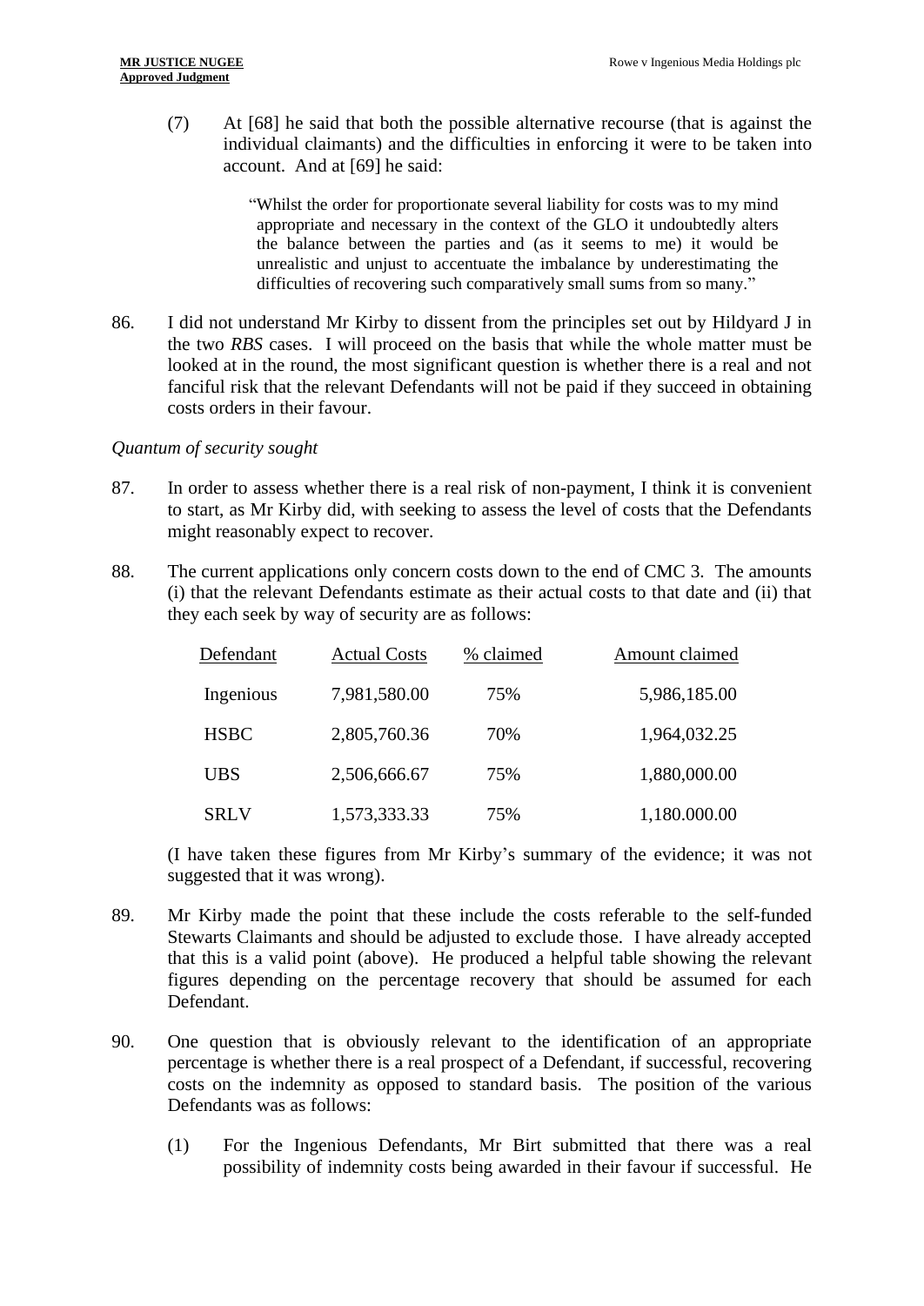(7) At [68] he said that both the possible alternative recourse (that is against the individual claimants) and the difficulties in enforcing it were to be taken into account. And at [69] he said:

> "Whilst the order for proportionate several liability for costs was to my mind appropriate and necessary in the context of the GLO it undoubtedly alters the balance between the parties and (as it seems to me) it would be unrealistic and unjust to accentuate the imbalance by underestimating the difficulties of recovering such comparatively small sums from so many."

86. I did not understand Mr Kirby to dissent from the principles set out by Hildyard J in the two *RBS* cases. I will proceed on the basis that while the whole matter must be looked at in the round, the most significant question is whether there is a real and not fanciful risk that the relevant Defendants will not be paid if they succeed in obtaining costs orders in their favour.

*Quantum of security sought*

87. In order to assess whether there is a real risk of non-payment, I think it is convenient to start, as Mr Kirby did, with seeking to assess the level of costs that the Defendants might reasonably expect to recover.

88. The current applications only concern costs down to the end of CMC 3. The amounts (i) that the relevant Defendants estimate as their actual costs to that date and (ii) that they each seek by way of security are as follows:

| Defendant | Actual Costs | % claimed | Amount claimed |
|---|---|---|---|
| Ingenious | 7,981,580.00 | 75% | 5,986,185.00 |
| HSBC | 2,805,760.36 | 70% | 1,964,032.25 |
| UBS | 2,506,666.67 | 75% | 1,880,000.00 |
| SRLV | 1,573,333.33 | 75% | 1,180.000.00 |

(I have taken these figures from Mr Kirby's summary of the evidence; it was not suggested that it was wrong).

89. Mr Kirby made the point that these include the costs referable to the self-funded Stewarts Claimants and should be adjusted to exclude those. I have already accepted that this is a valid point (above). He produced a helpful table showing the relevant figures depending on the percentage recovery that should be assumed for each Defendant.

90. One question that is obviously relevant to the identification of an appropriate percentage is whether there is a real prospect of a Defendant, if successful, recovering costs on the indemnity as opposed to standard basis. The position of the various Defendants was as follows:

(1) For the Ingenious Defendants, Mr Birt submitted that there was a real possibility of indemnity costs being awarded in their favour if successful. He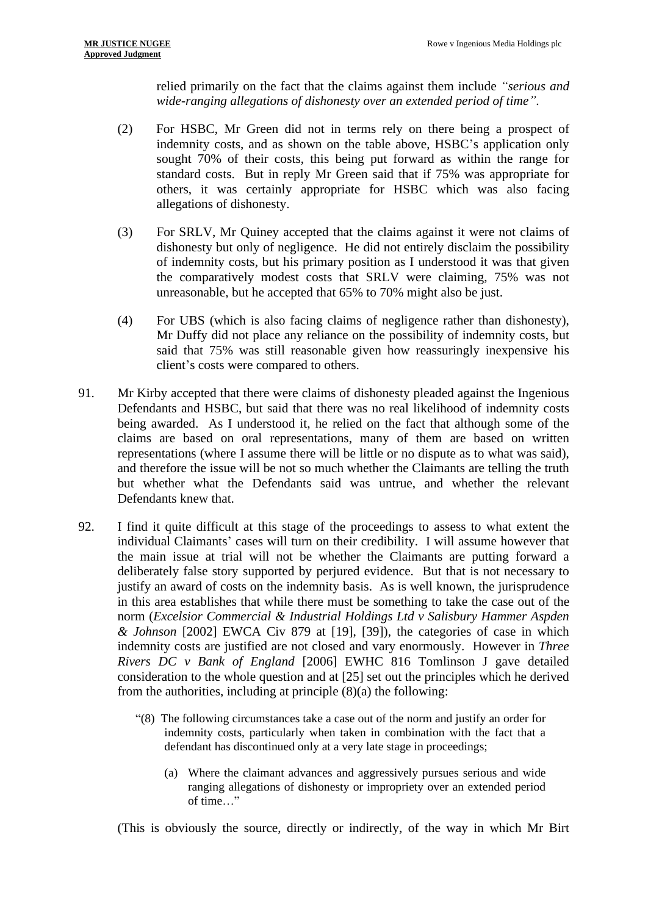relied primarily on the fact that the claims against them include *"serious and wide-ranging allegations of dishonesty over an extended period of time"*.

(2) For HSBC, Mr Green did not in terms rely on there being a prospect of indemnity costs, and as shown on the table above, HSBC's application only sought 70% of their costs, this being put forward as within the range for standard costs. But in reply Mr Green said that if 75% was appropriate for others, it was certainly appropriate for HSBC which was also facing allegations of dishonesty.

(3) For SRLV, Mr Quiney accepted that the claims against it were not claims of dishonesty but only of negligence. He did not entirely disclaim the possibility of indemnity costs, but his primary position as I understood it was that given the comparatively modest costs that SRLV were claiming, 75% was not unreasonable, but he accepted that 65% to 70% might also be just.

(4) For UBS (which is also facing claims of negligence rather than dishonesty), Mr Duffy did not place any reliance on the possibility of indemnity costs, but said that 75% was still reasonable given how reassuringly inexpensive his client's costs were compared to others.

91. Mr Kirby accepted that there were claims of dishonesty pleaded against the Ingenious Defendants and HSBC, but said that there was no real likelihood of indemnity costs being awarded. As I understood it, he relied on the fact that although some of the claims are based on oral representations, many of them are based on written representations (where I assume there will be little or no dispute as to what was said), and therefore the issue will be not so much whether the Claimants are telling the truth but whether what the Defendants said was untrue, and whether the relevant Defendants knew that.

92. I find it quite difficult at this stage of the proceedings to assess to what extent the individual Claimants' cases will turn on their credibility. I will assume however that the main issue at trial will not be whether the Claimants are putting forward a deliberately false story supported by perjured evidence. But that is not necessary to justify an award of costs on the indemnity basis. As is well known, the jurisprudence in this area establishes that while there must be something to take the case out of the norm (*Excelsior Commercial & Industrial Holdings Ltd v Salisbury Hammer Aspden & Johnson* [2002] EWCA Civ 879 at [19], [39]), the categories of case in which indemnity costs are justified are not closed and vary enormously. However in *Three Rivers DC v Bank of England* [2006] EWHC 816 Tomlinson J gave detailed consideration to the whole question and at [25] set out the principles which he derived from the authorities, including at principle (8)(a) the following:

> "(8) The following circumstances take a case out of the norm and justify an order for indemnity costs, particularly when taken in combination with the fact that a defendant has discontinued only at a very late stage in proceedings;
>
> (a) Where the claimant advances and aggressively pursues serious and wide ranging allegations of dishonesty or impropriety over an extended period of time…"

(This is obviously the source, directly or indirectly, of the way in which Mr Birt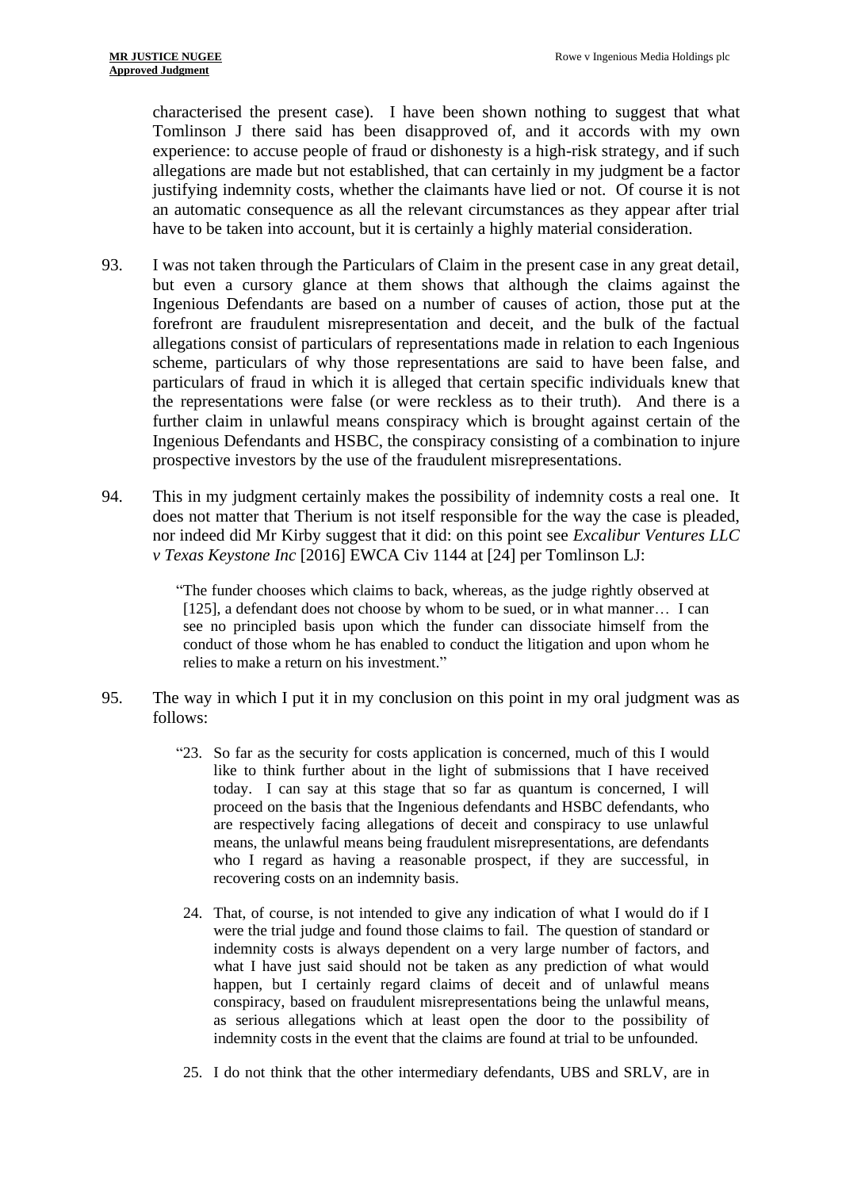characterised the present case). I have been shown nothing to suggest that what Tomlinson J there said has been disapproved of, and it accords with my own experience: to accuse people of fraud or dishonesty is a high-risk strategy, and if such allegations are made but not established, that can certainly in my judgment be a factor justifying indemnity costs, whether the claimants have lied or not. Of course it is not an automatic consequence as all the relevant circumstances as they appear after trial have to be taken into account, but it is certainly a highly material consideration.

93. I was not taken through the Particulars of Claim in the present case in any great detail, but even a cursory glance at them shows that although the claims against the Ingenious Defendants are based on a number of causes of action, those put at the forefront are fraudulent misrepresentation and deceit, and the bulk of the factual allegations consist of particulars of representations made in relation to each Ingenious scheme, particulars of why those representations are said to have been false, and particulars of fraud in which it is alleged that certain specific individuals knew that the representations were false (or were reckless as to their truth). And there is a further claim in unlawful means conspiracy which is brought against certain of the Ingenious Defendants and HSBC, the conspiracy consisting of a combination to injure prospective investors by the use of the fraudulent misrepresentations.

94. This in my judgment certainly makes the possibility of indemnity costs a real one. It does not matter that Therium is not itself responsible for the way the case is pleaded, nor indeed did Mr Kirby suggest that it did: on this point see *Excalibur Ventures LLC v Texas Keystone Inc* [2016] EWCA Civ 1144 at [24] per Tomlinson LJ:

> "The funder chooses which claims to back, whereas, as the judge rightly observed at [125], a defendant does not choose by whom to be sued, or in what manner… I can see no principled basis upon which the funder can dissociate himself from the conduct of those whom he has enabled to conduct the litigation and upon whom he relies to make a return on his investment."

95. The way in which I put it in my conclusion on this point in my oral judgment was as follows:

> "23. So far as the security for costs application is concerned, much of this I would like to think further about in the light of submissions that I have received today. I can say at this stage that so far as quantum is concerned, I will proceed on the basis that the Ingenious defendants and HSBC defendants, who are respectively facing allegations of deceit and conspiracy to use unlawful means, the unlawful means being fraudulent misrepresentations, are defendants who I regard as having a reasonable prospect, if they are successful, in recovering costs on an indemnity basis.
>
> 24. That, of course, is not intended to give any indication of what I would do if I were the trial judge and found those claims to fail. The question of standard or indemnity costs is always dependent on a very large number of factors, and what I have just said should not be taken as any prediction of what would happen, but I certainly regard claims of deceit and of unlawful means conspiracy, based on fraudulent misrepresentations being the unlawful means, as serious allegations which at least open the door to the possibility of indemnity costs in the event that the claims are found at trial to be unfounded.
>
> 25. I do not think that the other intermediary defendants, UBS and SRLV, are in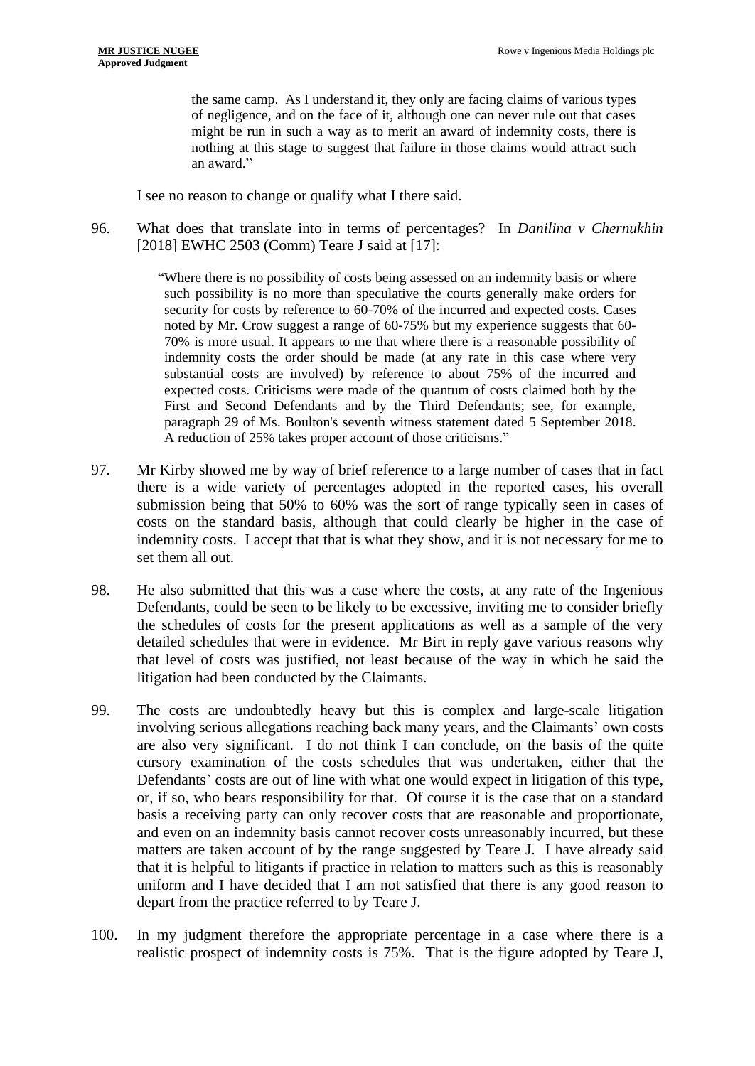> the same camp. As I understand it, they only are facing claims of various types of negligence, and on the face of it, although one can never rule out that cases might be run in such a way as to merit an award of indemnity costs, there is nothing at this stage to suggest that failure in those claims would attract such an award."

I see no reason to change or qualify what I there said.

96. What does that translate into in terms of percentages? In *Danilina v Chernukhin* [2018] EWHC 2503 (Comm) Teare J said at [17]:

> "Where there is no possibility of costs being assessed on an indemnity basis or where such possibility is no more than speculative the courts generally make orders for security for costs by reference to 60-70% of the incurred and expected costs. Cases noted by Mr. Crow suggest a range of 60-75% but my experience suggests that 60-70% is more usual. It appears to me that where there is a reasonable possibility of indemnity costs the order should be made (at any rate in this case where very substantial costs are involved) by reference to about 75% of the incurred and expected costs. Criticisms were made of the quantum of costs claimed both by the First and Second Defendants and by the Third Defendants; see, for example, paragraph 29 of Ms. Boulton's seventh witness statement dated 5 September 2018. A reduction of 25% takes proper account of those criticisms."

97. Mr Kirby showed me by way of brief reference to a large number of cases that in fact there is a wide variety of percentages adopted in the reported cases, his overall submission being that 50% to 60% was the sort of range typically seen in cases of costs on the standard basis, although that could clearly be higher in the case of indemnity costs. I accept that that is what they show, and it is not necessary for me to set them all out.

98. He also submitted that this was a case where the costs, at any rate of the Ingenious Defendants, could be seen to be likely to be excessive, inviting me to consider briefly the schedules of costs for the present applications as well as a sample of the very detailed schedules that were in evidence. Mr Birt in reply gave various reasons why that level of costs was justified, not least because of the way in which he said the litigation had been conducted by the Claimants.

99. The costs are undoubtedly heavy but this is complex and large-scale litigation involving serious allegations reaching back many years, and the Claimants' own costs are also very significant. I do not think I can conclude, on the basis of the quite cursory examination of the costs schedules that was undertaken, either that the Defendants' costs are out of line with what one would expect in litigation of this type, or, if so, who bears responsibility for that. Of course it is the case that on a standard basis a receiving party can only recover costs that are reasonable and proportionate, and even on an indemnity basis cannot recover costs unreasonably incurred, but these matters are taken account of by the range suggested by Teare J. I have already said that it is helpful to litigants if practice in relation to matters such as this is reasonably uniform and I have decided that I am not satisfied that there is any good reason to depart from the practice referred to by Teare J.

100. In my judgment therefore the appropriate percentage in a case where there is a realistic prospect of indemnity costs is 75%. That is the figure adopted by Teare J,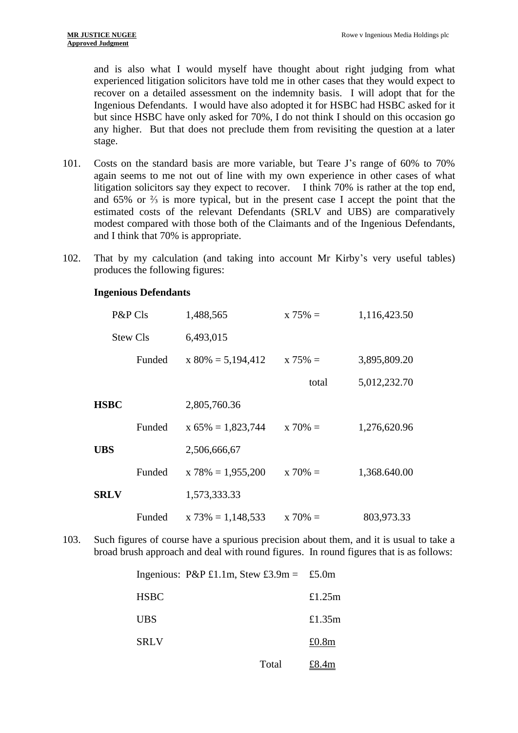and is also what I would myself have thought about right judging from what experienced litigation solicitors have told me in other cases that they would expect to recover on a detailed assessment on the indemnity basis. I will adopt that for the Ingenious Defendants. I would have also adopted it for HSBC had HSBC asked for it but since HSBC have only asked for 70%, I do not think I should on this occasion go any higher. But that does not preclude them from revisiting the question at a later stage.

101. Costs on the standard basis are more variable, but Teare J's range of 60% to 70% again seems to me not out of line with my own experience in other cases of what litigation solicitors say they expect to recover. I think 70% is rather at the top end, and 65% or ⅔ is more typical, but in the present case I accept the point that the estimated costs of the relevant Defendants (SRLV and UBS) are comparatively modest compared with those both of the Claimants and of the Ingenious Defendants, and I think that 70% is appropriate.

102. That by my calculation (and taking into account Mr Kirby's very useful tables) produces the following figures:

**Ingenious Defendants**

| | | | | |
|---|---|---|---|---|
| P&P Cls | | 1,488,565 | x 75% = | 1,116,423.50 |
| Stew Cls | | 6,493,015 | | |
| | Funded | x 80% = 5,194,412 | x 75% = | 3,895,809.20 |
| | | | total | 5,012,232.70 |
| **HSBC** | | 2,805,760.36 | | |
| | Funded | x 65% = 1,823,744 | x 70% = | 1,276,620.96 |
| **UBS** | | 2,506,666,67 | | |
| | Funded | x 78% = 1,955,200 | x 70% = | 1,368.640.00 |
| **SRLV** | | 1,573,333.33 | | |
| | Funded | x 73% = 1,148,533 | x 70% = | 803,973.33 |

103. Such figures of course have a spurious precision about them, and it is usual to take a broad brush approach and deal with round figures. In round figures that is as follows:

| | |
|---|---|
| Ingenious: P&P £1.1m, Stew £3.9m = | £5.0m |
| HSBC | £1.25m |
| UBS | £1.35m |
| SRLV | £0.8m |
| Total | £8.4m |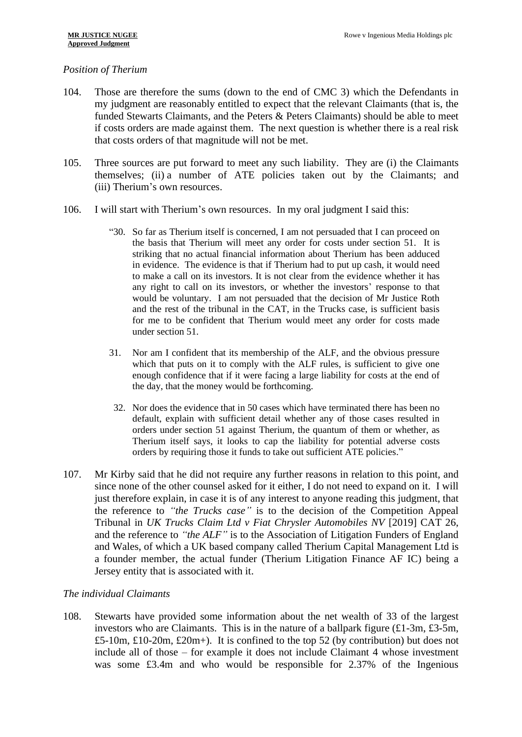*Position of Therium*

104. Those are therefore the sums (down to the end of CMC 3) which the Defendants in my judgment are reasonably entitled to expect that the relevant Claimants (that is, the funded Stewarts Claimants, and the Peters & Peters Claimants) should be able to meet if costs orders are made against them. The next question is whether there is a real risk that costs orders of that magnitude will not be met.

105. Three sources are put forward to meet any such liability. They are (i) the Claimants themselves; (ii) a number of ATE policies taken out by the Claimants; and (iii) Therium's own resources.

106. I will start with Therium's own resources. In my oral judgment I said this:

> "30. So far as Therium itself is concerned, I am not persuaded that I can proceed on the basis that Therium will meet any order for costs under section 51. It is striking that no actual financial information about Therium has been adduced in evidence. The evidence is that if Therium had to put up cash, it would need to make a call on its investors. It is not clear from the evidence whether it has any right to call on its investors, or whether the investors' response to that would be voluntary. I am not persuaded that the decision of Mr Justice Roth and the rest of the tribunal in the CAT, in the Trucks case, is sufficient basis for me to be confident that Therium would meet any order for costs made under section 51.
>
> 31. Nor am I confident that its membership of the ALF, and the obvious pressure which that puts on it to comply with the ALF rules, is sufficient to give one enough confidence that if it were facing a large liability for costs at the end of the day, that the money would be forthcoming.
>
> 32. Nor does the evidence that in 50 cases which have terminated there has been no default, explain with sufficient detail whether any of those cases resulted in orders under section 51 against Therium, the quantum of them or whether, as Therium itself says, it looks to cap the liability for potential adverse costs orders by requiring those it funds to take out sufficient ATE policies."

107. Mr Kirby said that he did not require any further reasons in relation to this point, and since none of the other counsel asked for it either, I do not need to expand on it. I will just therefore explain, in case it is of any interest to anyone reading this judgment, that the reference to *"the Trucks case"* is to the decision of the Competition Appeal Tribunal in *UK Trucks Claim Ltd v Fiat Chrysler Automobiles NV* [2019] CAT 26, and the reference to *"the ALF"* is to the Association of Litigation Funders of England and Wales, of which a UK based company called Therium Capital Management Ltd is a founder member, the actual funder (Therium Litigation Finance AF IC) being a Jersey entity that is associated with it.

*The individual Claimants*

108. Stewarts have provided some information about the net wealth of 33 of the largest investors who are Claimants. This is in the nature of a ballpark figure (£1-3m, £3-5m, £5-10m, £10-20m, £20m+). It is confined to the top 52 (by contribution) but does not include all of those – for example it does not include Claimant 4 whose investment was some £3.4m and who would be responsible for 2.37% of the Ingenious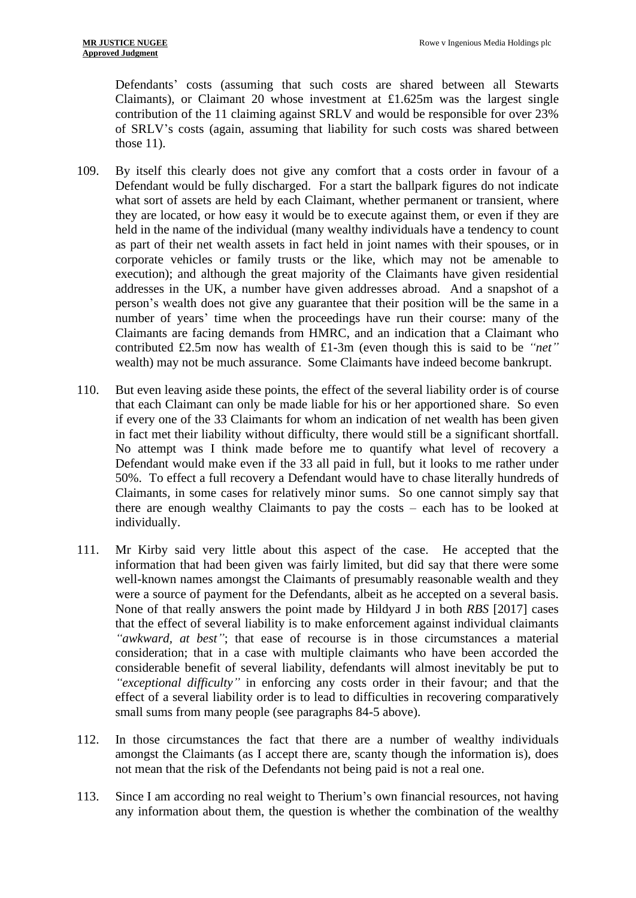Defendants' costs (assuming that such costs are shared between all Stewarts Claimants), or Claimant 20 whose investment at £1.625m was the largest single contribution of the 11 claiming against SRLV and would be responsible for over 23% of SRLV's costs (again, assuming that liability for such costs was shared between those 11).

109. By itself this clearly does not give any comfort that a costs order in favour of a Defendant would be fully discharged. For a start the ballpark figures do not indicate what sort of assets are held by each Claimant, whether permanent or transient, where they are located, or how easy it would be to execute against them, or even if they are held in the name of the individual (many wealthy individuals have a tendency to count as part of their net wealth assets in fact held in joint names with their spouses, or in corporate vehicles or family trusts or the like, which may not be amenable to execution); and although the great majority of the Claimants have given residential addresses in the UK, a number have given addresses abroad. And a snapshot of a person's wealth does not give any guarantee that their position will be the same in a number of years' time when the proceedings have run their course: many of the Claimants are facing demands from HMRC, and an indication that a Claimant who contributed £2.5m now has wealth of £1-3m (even though this is said to be *"net"* wealth) may not be much assurance. Some Claimants have indeed become bankrupt.

110. But even leaving aside these points, the effect of the several liability order is of course that each Claimant can only be made liable for his or her apportioned share. So even if every one of the 33 Claimants for whom an indication of net wealth has been given in fact met their liability without difficulty, there would still be a significant shortfall. No attempt was I think made before me to quantify what level of recovery a Defendant would make even if the 33 all paid in full, but it looks to me rather under 50%. To effect a full recovery a Defendant would have to chase literally hundreds of Claimants, in some cases for relatively minor sums. So one cannot simply say that there are enough wealthy Claimants to pay the costs – each has to be looked at individually.

111. Mr Kirby said very little about this aspect of the case. He accepted that the information that had been given was fairly limited, but did say that there were some well-known names amongst the Claimants of presumably reasonable wealth and they were a source of payment for the Defendants, albeit as he accepted on a several basis. None of that really answers the point made by Hildyard J in both *RBS* [2017] cases that the effect of several liability is to make enforcement against individual claimants *"awkward, at best"*; that ease of recourse is in those circumstances a material consideration; that in a case with multiple claimants who have been accorded the considerable benefit of several liability, defendants will almost inevitably be put to *"exceptional difficulty"* in enforcing any costs order in their favour; and that the effect of a several liability order is to lead to difficulties in recovering comparatively small sums from many people (see paragraphs 84-5 above).

112. In those circumstances the fact that there are a number of wealthy individuals amongst the Claimants (as I accept there are, scanty though the information is), does not mean that the risk of the Defendants not being paid is not a real one.

113. Since I am according no real weight to Therium's own financial resources, not having any information about them, the question is whether the combination of the wealthy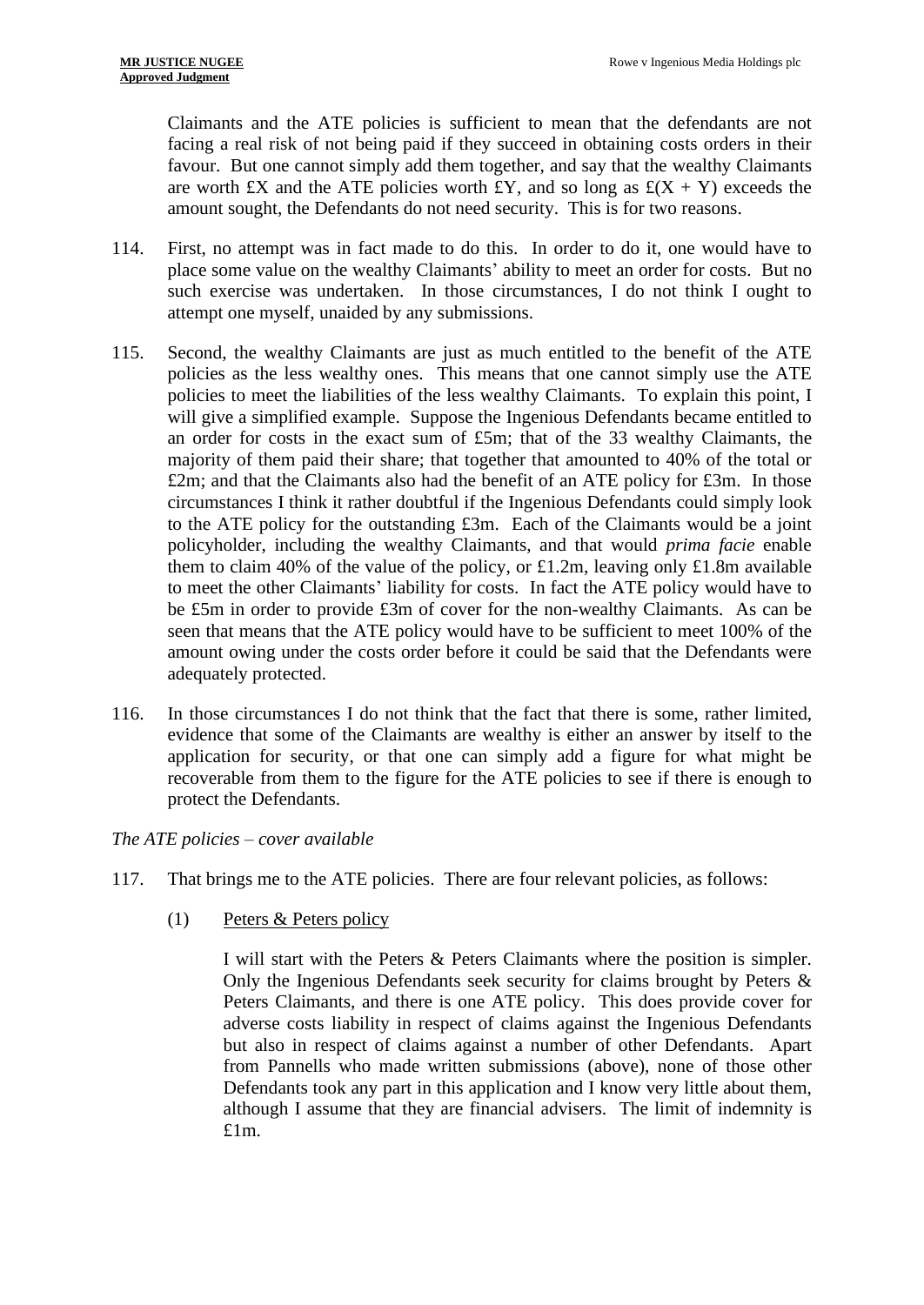Claimants and the ATE policies is sufficient to mean that the defendants are not facing a real risk of not being paid if they succeed in obtaining costs orders in their favour. But one cannot simply add them together, and say that the wealthy Claimants are worth £X and the ATE policies worth £Y, and so long as £(X + Y) exceeds the amount sought, the Defendants do not need security. This is for two reasons.

114. First, no attempt was in fact made to do this. In order to do it, one would have to place some value on the wealthy Claimants' ability to meet an order for costs. But no such exercise was undertaken. In those circumstances, I do not think I ought to attempt one myself, unaided by any submissions.

115. Second, the wealthy Claimants are just as much entitled to the benefit of the ATE policies as the less wealthy ones. This means that one cannot simply use the ATE policies to meet the liabilities of the less wealthy Claimants. To explain this point, I will give a simplified example. Suppose the Ingenious Defendants became entitled to an order for costs in the exact sum of £5m; that of the 33 wealthy Claimants, the majority of them paid their share; that together that amounted to 40% of the total or £2m; and that the Claimants also had the benefit of an ATE policy for £3m. In those circumstances I think it rather doubtful if the Ingenious Defendants could simply look to the ATE policy for the outstanding £3m. Each of the Claimants would be a joint policyholder, including the wealthy Claimants, and that would *prima facie* enable them to claim 40% of the value of the policy, or £1.2m, leaving only £1.8m available to meet the other Claimants' liability for costs. In fact the ATE policy would have to be £5m in order to provide £3m of cover for the non-wealthy Claimants. As can be seen that means that the ATE policy would have to be sufficient to meet 100% of the amount owing under the costs order before it could be said that the Defendants were adequately protected.

116. In those circumstances I do not think that the fact that there is some, rather limited, evidence that some of the Claimants are wealthy is either an answer by itself to the application for security, or that one can simply add a figure for what might be recoverable from them to the figure for the ATE policies to see if there is enough to protect the Defendants.

*The ATE policies – cover available*

117. That brings me to the ATE policies. There are four relevant policies, as follows:

(1) Peters & Peters policy

I will start with the Peters & Peters Claimants where the position is simpler. Only the Ingenious Defendants seek security for claims brought by Peters & Peters Claimants, and there is one ATE policy. This does provide cover for adverse costs liability in respect of claims against the Ingenious Defendants but also in respect of claims against a number of other Defendants. Apart from Pannells who made written submissions (above), none of those other Defendants took any part in this application and I know very little about them, although I assume that they are financial advisers. The limit of indemnity is £1m.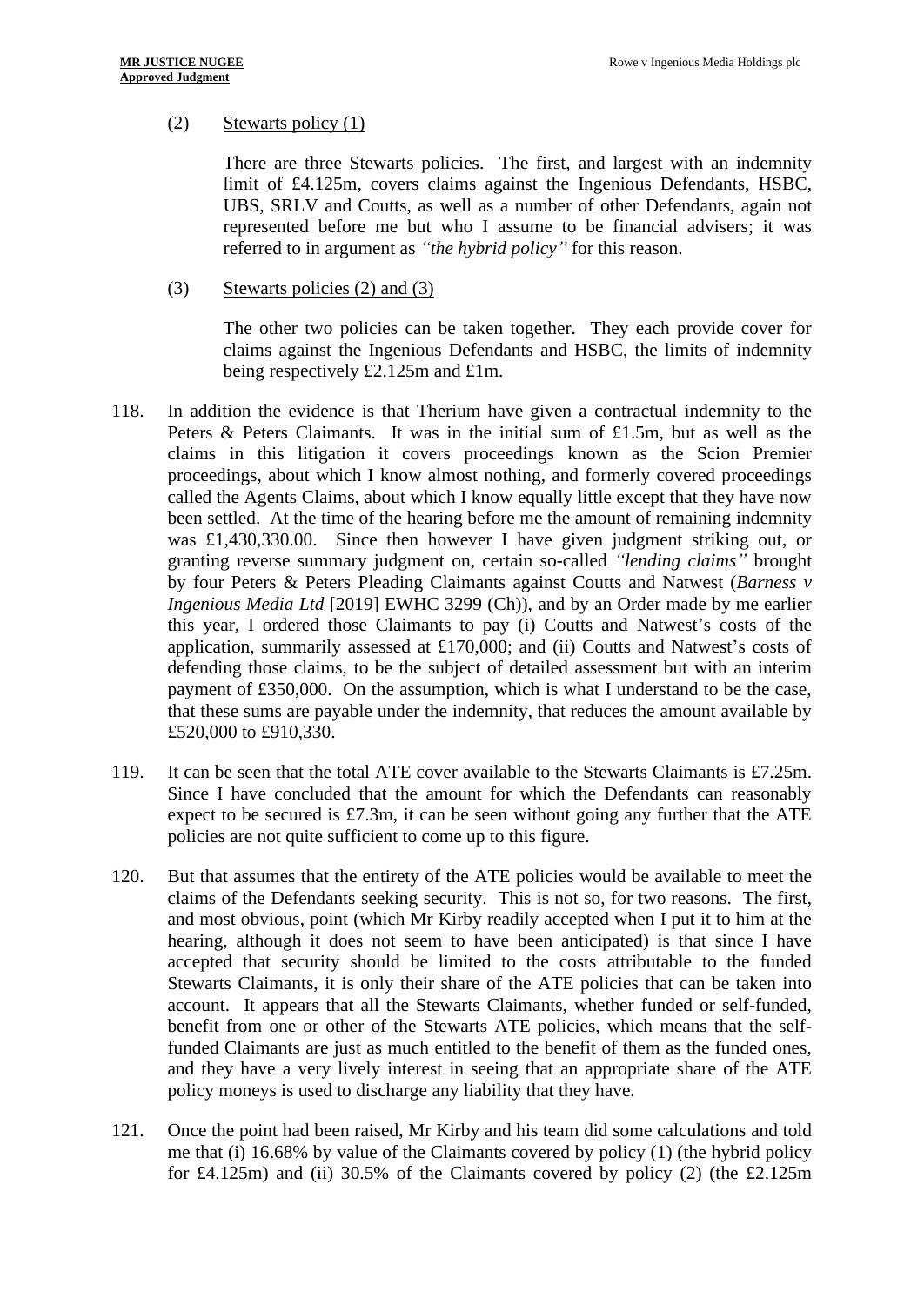(2) Stewarts policy (1)

There are three Stewarts policies. The first, and largest with an indemnity limit of £4.125m, covers claims against the Ingenious Defendants, HSBC, UBS, SRLV and Coutts, as well as a number of other Defendants, again not represented before me but who I assume to be financial advisers; it was referred to in argument as *"the hybrid policy"* for this reason.

(3) Stewarts policies (2) and (3)

The other two policies can be taken together. They each provide cover for claims against the Ingenious Defendants and HSBC, the limits of indemnity being respectively £2.125m and £1m.

118. In addition the evidence is that Therium have given a contractual indemnity to the Peters & Peters Claimants. It was in the initial sum of £1.5m, but as well as the claims in this litigation it covers proceedings known as the Scion Premier proceedings, about which I know almost nothing, and formerly covered proceedings called the Agents Claims, about which I know equally little except that they have now been settled. At the time of the hearing before me the amount of remaining indemnity was £1,430,330.00. Since then however I have given judgment striking out, or granting reverse summary judgment on, certain so-called *"lending claims"* brought by four Peters & Peters Pleading Claimants against Coutts and Natwest (*Barness v Ingenious Media Ltd* [2019] EWHC 3299 (Ch)), and by an Order made by me earlier this year, I ordered those Claimants to pay (i) Coutts and Natwest's costs of the application, summarily assessed at £170,000; and (ii) Coutts and Natwest's costs of defending those claims, to be the subject of detailed assessment but with an interim payment of £350,000. On the assumption, which is what I understand to be the case, that these sums are payable under the indemnity, that reduces the amount available by £520,000 to £910,330.

119. It can be seen that the total ATE cover available to the Stewarts Claimants is £7.25m. Since I have concluded that the amount for which the Defendants can reasonably expect to be secured is £7.3m, it can be seen without going any further that the ATE policies are not quite sufficient to come up to this figure.

120. But that assumes that the entirety of the ATE policies would be available to meet the claims of the Defendants seeking security. This is not so, for two reasons. The first, and most obvious, point (which Mr Kirby readily accepted when I put it to him at the hearing, although it does not seem to have been anticipated) is that since I have accepted that security should be limited to the costs attributable to the funded Stewarts Claimants, it is only their share of the ATE policies that can be taken into account. It appears that all the Stewarts Claimants, whether funded or self-funded, benefit from one or other of the Stewarts ATE policies, which means that the self-funded Claimants are just as much entitled to the benefit of them as the funded ones, and they have a very lively interest in seeing that an appropriate share of the ATE policy moneys is used to discharge any liability that they have.

121. Once the point had been raised, Mr Kirby and his team did some calculations and told me that (i) 16.68% by value of the Claimants covered by policy (1) (the hybrid policy for £4.125m) and (ii) 30.5% of the Claimants covered by policy (2) (the £2.125m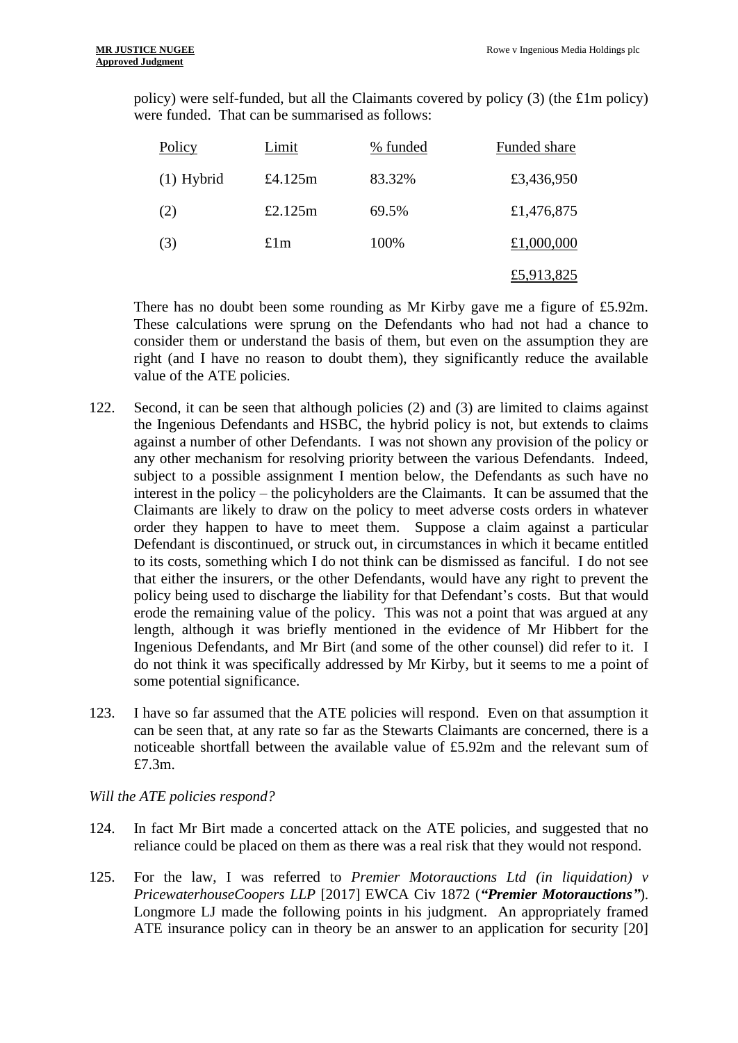policy) were self-funded, but all the Claimants covered by policy (3) (the £1m policy) were funded. That can be summarised as follows:

| Policy | Limit | % funded | Funded share |
|---|---|---|---|
| (1) Hybrid | £4.125m | 83.32% | £3,436,950 |
| (2) | £2.125m | 69.5% | £1,476,875 |
| (3) | £1m | 100% | £1,000,000 |
| | | | £5,913,825 |

There has no doubt been some rounding as Mr Kirby gave me a figure of £5.92m. These calculations were sprung on the Defendants who had not had a chance to consider them or understand the basis of them, but even on the assumption they are right (and I have no reason to doubt them), they significantly reduce the available value of the ATE policies.

122. Second, it can be seen that although policies (2) and (3) are limited to claims against the Ingenious Defendants and HSBC, the hybrid policy is not, but extends to claims against a number of other Defendants. I was not shown any provision of the policy or any other mechanism for resolving priority between the various Defendants. Indeed, subject to a possible assignment I mention below, the Defendants as such have no interest in the policy – the policyholders are the Claimants. It can be assumed that the Claimants are likely to draw on the policy to meet adverse costs orders in whatever order they happen to have to meet them. Suppose a claim against a particular Defendant is discontinued, or struck out, in circumstances in which it became entitled to its costs, something which I do not think can be dismissed as fanciful. I do not see that either the insurers, or the other Defendants, would have any right to prevent the policy being used to discharge the liability for that Defendant's costs. But that would erode the remaining value of the policy. This was not a point that was argued at any length, although it was briefly mentioned in the evidence of Mr Hibbert for the Ingenious Defendants, and Mr Birt (and some of the other counsel) did refer to it. I do not think it was specifically addressed by Mr Kirby, but it seems to me a point of some potential significance.

123. I have so far assumed that the ATE policies will respond. Even on that assumption it can be seen that, at any rate so far as the Stewarts Claimants are concerned, there is a noticeable shortfall between the available value of £5.92m and the relevant sum of £7.3m.

*Will the ATE policies respond?*

124. In fact Mr Birt made a concerted attack on the ATE policies, and suggested that no reliance could be placed on them as there was a real risk that they would not respond.

125. For the law, I was referred to *Premier Motorauctions Ltd (in liquidation) v PricewaterhouseCoopers LLP* [2017] EWCA Civ 1872 (***"Premier Motorauctions"***). Longmore LJ made the following points in his judgment. An appropriately framed ATE insurance policy can in theory be an answer to an application for security [20]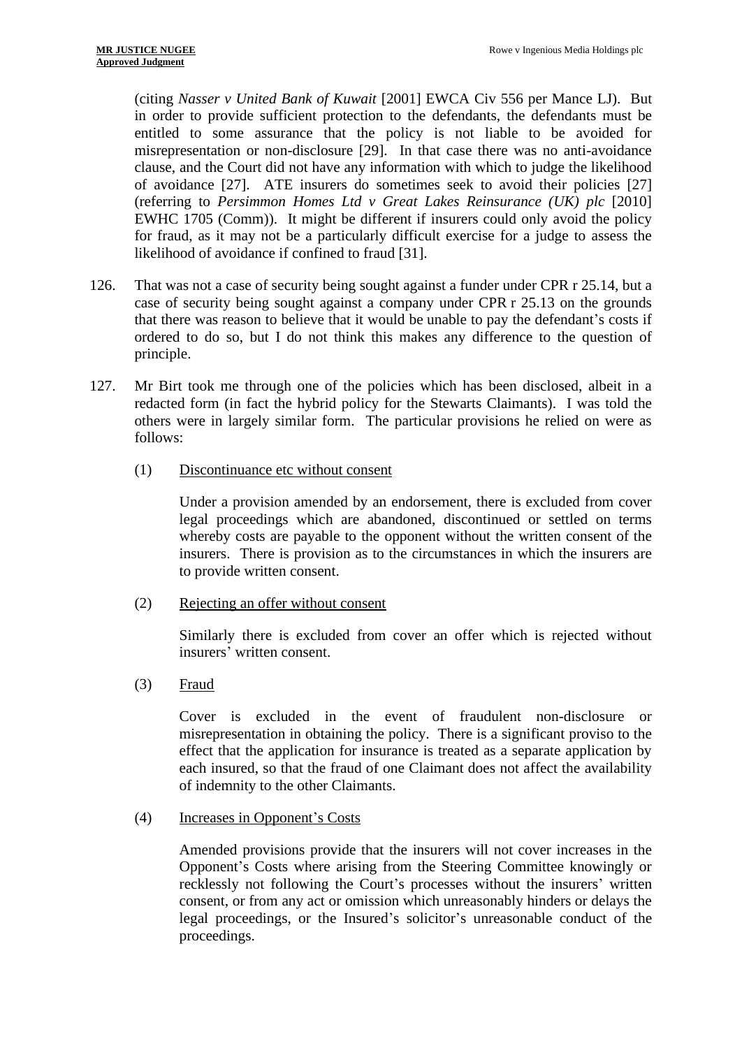(citing *Nasser v United Bank of Kuwait* [2001] EWCA Civ 556 per Mance LJ). But in order to provide sufficient protection to the defendants, the defendants must be entitled to some assurance that the policy is not liable to be avoided for misrepresentation or non-disclosure [29]. In that case there was no anti-avoidance clause, and the Court did not have any information with which to judge the likelihood of avoidance [27]. ATE insurers do sometimes seek to avoid their policies [27] (referring to *Persimmon Homes Ltd v Great Lakes Reinsurance (UK) plc* [2010] EWHC 1705 (Comm)). It might be different if insurers could only avoid the policy for fraud, as it may not be a particularly difficult exercise for a judge to assess the likelihood of avoidance if confined to fraud [31].

126. That was not a case of security being sought against a funder under CPR r 25.14, but a case of security being sought against a company under CPR r 25.13 on the grounds that there was reason to believe that it would be unable to pay the defendant's costs if ordered to do so, but I do not think this makes any difference to the question of principle.

127. Mr Birt took me through one of the policies which has been disclosed, albeit in a redacted form (in fact the hybrid policy for the Stewarts Claimants). I was told the others were in largely similar form. The particular provisions he relied on were as follows:

(1) Discontinuance etc without consent

Under a provision amended by an endorsement, there is excluded from cover legal proceedings which are abandoned, discontinued or settled on terms whereby costs are payable to the opponent without the written consent of the insurers. There is provision as to the circumstances in which the insurers are to provide written consent.

(2) Rejecting an offer without consent

Similarly there is excluded from cover an offer which is rejected without insurers' written consent.

(3) Fraud

Cover is excluded in the event of fraudulent non-disclosure or misrepresentation in obtaining the policy. There is a significant proviso to the effect that the application for insurance is treated as a separate application by each insured, so that the fraud of one Claimant does not affect the availability of indemnity to the other Claimants.

(4) Increases in Opponent's Costs

Amended provisions provide that the insurers will not cover increases in the Opponent's Costs where arising from the Steering Committee knowingly or recklessly not following the Court's processes without the insurers' written consent, or from any act or omission which unreasonably hinders or delays the legal proceedings, or the Insured's solicitor's unreasonable conduct of the proceedings.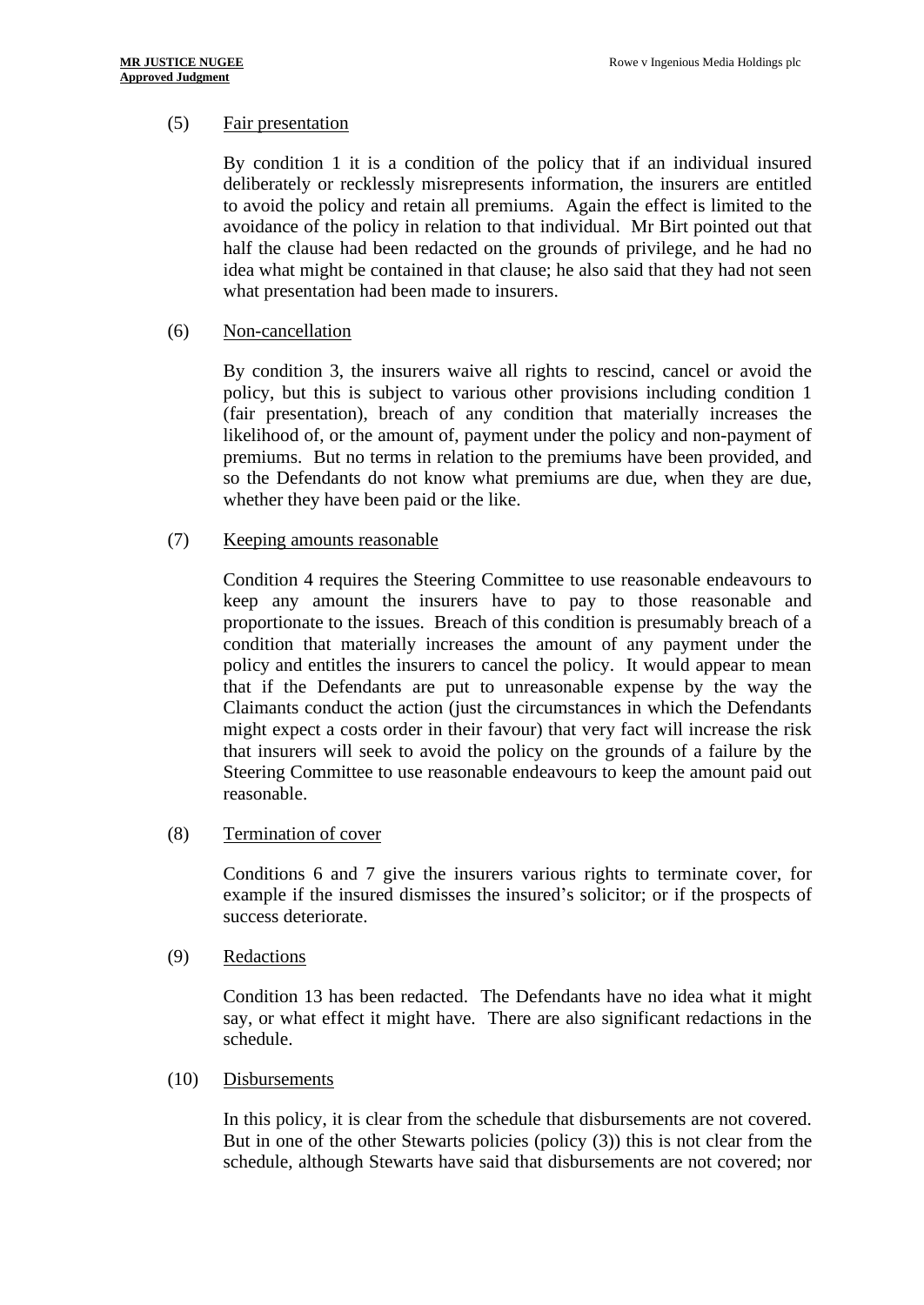(5) Fair presentation

By condition 1 it is a condition of the policy that if an individual insured deliberately or recklessly misrepresents information, the insurers are entitled to avoid the policy and retain all premiums. Again the effect is limited to the avoidance of the policy in relation to that individual. Mr Birt pointed out that half the clause had been redacted on the grounds of privilege, and he had no idea what might be contained in that clause; he also said that they had not seen what presentation had been made to insurers.

(6) Non-cancellation

By condition 3, the insurers waive all rights to rescind, cancel or avoid the policy, but this is subject to various other provisions including condition 1 (fair presentation), breach of any condition that materially increases the likelihood of, or the amount of, payment under the policy and non-payment of premiums. But no terms in relation to the premiums have been provided, and so the Defendants do not know what premiums are due, when they are due, whether they have been paid or the like.

(7) Keeping amounts reasonable

Condition 4 requires the Steering Committee to use reasonable endeavours to keep any amount the insurers have to pay to those reasonable and proportionate to the issues. Breach of this condition is presumably breach of a condition that materially increases the amount of any payment under the policy and entitles the insurers to cancel the policy. It would appear to mean that if the Defendants are put to unreasonable expense by the way the Claimants conduct the action (just the circumstances in which the Defendants might expect a costs order in their favour) that very fact will increase the risk that insurers will seek to avoid the policy on the grounds of a failure by the Steering Committee to use reasonable endeavours to keep the amount paid out reasonable.

(8) Termination of cover

Conditions 6 and 7 give the insurers various rights to terminate cover, for example if the insured dismisses the insured's solicitor; or if the prospects of success deteriorate.

(9) Redactions

Condition 13 has been redacted. The Defendants have no idea what it might say, or what effect it might have. There are also significant redactions in the schedule.

(10) Disbursements

In this policy, it is clear from the schedule that disbursements are not covered. But in one of the other Stewarts policies (policy (3)) this is not clear from the schedule, although Stewarts have said that disbursements are not covered; nor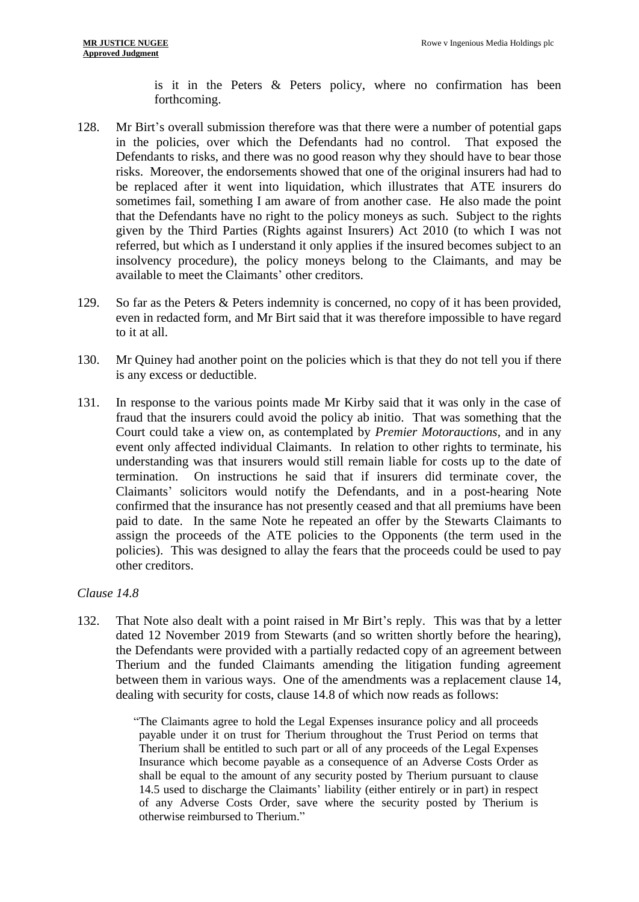is it in the Peters & Peters policy, where no confirmation has been forthcoming.

128. Mr Birt's overall submission therefore was that there were a number of potential gaps in the policies, over which the Defendants had no control. That exposed the Defendants to risks, and there was no good reason why they should have to bear those risks. Moreover, the endorsements showed that one of the original insurers had had to be replaced after it went into liquidation, which illustrates that ATE insurers do sometimes fail, something I am aware of from another case. He also made the point that the Defendants have no right to the policy moneys as such. Subject to the rights given by the Third Parties (Rights against Insurers) Act 2010 (to which I was not referred, but which as I understand it only applies if the insured becomes subject to an insolvency procedure), the policy moneys belong to the Claimants, and may be available to meet the Claimants' other creditors.

129. So far as the Peters & Peters indemnity is concerned, no copy of it has been provided, even in redacted form, and Mr Birt said that it was therefore impossible to have regard to it at all.

130. Mr Quiney had another point on the policies which is that they do not tell you if there is any excess or deductible.

131. In response to the various points made Mr Kirby said that it was only in the case of fraud that the insurers could avoid the policy ab initio. That was something that the Court could take a view on, as contemplated by *Premier Motorauctions*, and in any event only affected individual Claimants. In relation to other rights to terminate, his understanding was that insurers would still remain liable for costs up to the date of termination. On instructions he said that if insurers did terminate cover, the Claimants' solicitors would notify the Defendants, and in a post-hearing Note confirmed that the insurance has not presently ceased and that all premiums have been paid to date. In the same Note he repeated an offer by the Stewarts Claimants to assign the proceeds of the ATE policies to the Opponents (the term used in the policies). This was designed to allay the fears that the proceeds could be used to pay other creditors.

*Clause 14.8*

132. That Note also dealt with a point raised in Mr Birt's reply. This was that by a letter dated 12 November 2019 from Stewarts (and so written shortly before the hearing), the Defendants were provided with a partially redacted copy of an agreement between Therium and the funded Claimants amending the litigation funding agreement between them in various ways. One of the amendments was a replacement clause 14, dealing with security for costs, clause 14.8 of which now reads as follows:

> "The Claimants agree to hold the Legal Expenses insurance policy and all proceeds payable under it on trust for Therium throughout the Trust Period on terms that Therium shall be entitled to such part or all of any proceeds of the Legal Expenses Insurance which become payable as a consequence of an Adverse Costs Order as shall be equal to the amount of any security posted by Therium pursuant to clause 14.5 used to discharge the Claimants' liability (either entirely or in part) in respect of any Adverse Costs Order, save where the security posted by Therium is otherwise reimbursed to Therium."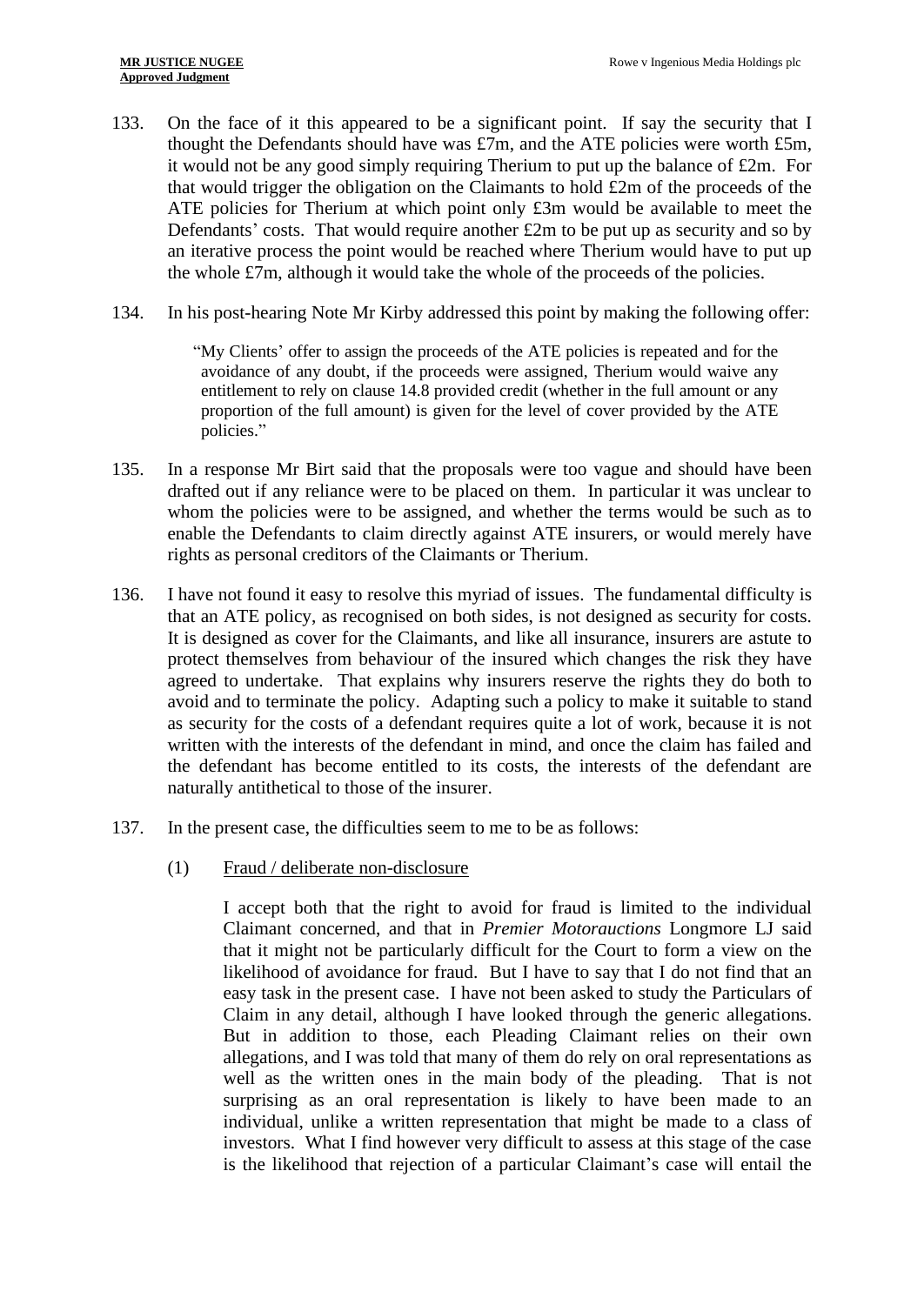133. On the face of it this appeared to be a significant point. If say the security that I thought the Defendants should have was £7m, and the ATE policies were worth £5m, it would not be any good simply requiring Therium to put up the balance of £2m. For that would trigger the obligation on the Claimants to hold £2m of the proceeds of the ATE policies for Therium at which point only £3m would be available to meet the Defendants' costs. That would require another £2m to be put up as security and so by an iterative process the point would be reached where Therium would have to put up the whole £7m, although it would take the whole of the proceeds of the policies.

134. In his post-hearing Note Mr Kirby addressed this point by making the following offer:

> "My Clients' offer to assign the proceeds of the ATE policies is repeated and for the avoidance of any doubt, if the proceeds were assigned, Therium would waive any entitlement to rely on clause 14.8 provided credit (whether in the full amount or any proportion of the full amount) is given for the level of cover provided by the ATE policies."

135. In a response Mr Birt said that the proposals were too vague and should have been drafted out if any reliance were to be placed on them. In particular it was unclear to whom the policies were to be assigned, and whether the terms would be such as to enable the Defendants to claim directly against ATE insurers, or would merely have rights as personal creditors of the Claimants or Therium.

136. I have not found it easy to resolve this myriad of issues. The fundamental difficulty is that an ATE policy, as recognised on both sides, is not designed as security for costs. It is designed as cover for the Claimants, and like all insurance, insurers are astute to protect themselves from behaviour of the insured which changes the risk they have agreed to undertake. That explains why insurers reserve the rights they do both to avoid and to terminate the policy. Adapting such a policy to make it suitable to stand as security for the costs of a defendant requires quite a lot of work, because it is not written with the interests of the defendant in mind, and once the claim has failed and the defendant has become entitled to its costs, the interests of the defendant are naturally antithetical to those of the insurer.

137. In the present case, the difficulties seem to me to be as follows:

   (1) Fraud / deliberate non-disclosure

   I accept both that the right to avoid for fraud is limited to the individual Claimant concerned, and that in *Premier Motorauctions* Longmore LJ said that it might not be particularly difficult for the Court to form a view on the likelihood of avoidance for fraud. But I have to say that I do not find that an easy task in the present case. I have not been asked to study the Particulars of Claim in any detail, although I have looked through the generic allegations. But in addition to those, each Pleading Claimant relies on their own allegations, and I was told that many of them do rely on oral representations as well as the written ones in the main body of the pleading. That is not surprising as an oral representation is likely to have been made to an individual, unlike a written representation that might be made to a class of investors. What I find however very difficult to assess at this stage of the case is the likelihood that rejection of a particular Claimant's case will entail the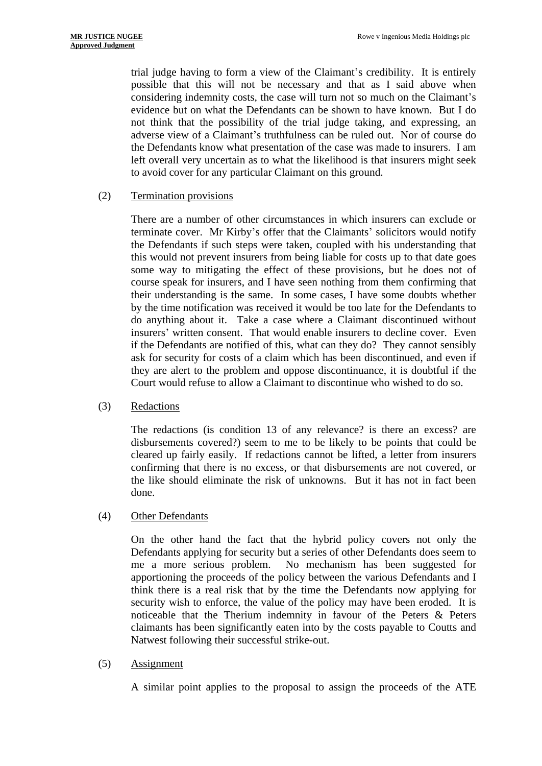trial judge having to form a view of the Claimant's credibility. It is entirely possible that this will not be necessary and that as I said above when considering indemnity costs, the case will turn not so much on the Claimant's evidence but on what the Defendants can be shown to have known. But I do not think that the possibility of the trial judge taking, and expressing, an adverse view of a Claimant's truthfulness can be ruled out. Nor of course do the Defendants know what presentation of the case was made to insurers. I am left overall very uncertain as to what the likelihood is that insurers might seek to avoid cover for any particular Claimant on this ground.

(2) Termination provisions

There are a number of other circumstances in which insurers can exclude or terminate cover. Mr Kirby's offer that the Claimants' solicitors would notify the Defendants if such steps were taken, coupled with his understanding that this would not prevent insurers from being liable for costs up to that date goes some way to mitigating the effect of these provisions, but he does not of course speak for insurers, and I have seen nothing from them confirming that their understanding is the same. In some cases, I have some doubts whether by the time notification was received it would be too late for the Defendants to do anything about it. Take a case where a Claimant discontinued without insurers' written consent. That would enable insurers to decline cover. Even if the Defendants are notified of this, what can they do? They cannot sensibly ask for security for costs of a claim which has been discontinued, and even if they are alert to the problem and oppose discontinuance, it is doubtful if the Court would refuse to allow a Claimant to discontinue who wished to do so.

(3) Redactions

The redactions (is condition 13 of any relevance? is there an excess? are disbursements covered?) seem to me to be likely to be points that could be cleared up fairly easily. If redactions cannot be lifted, a letter from insurers confirming that there is no excess, or that disbursements are not covered, or the like should eliminate the risk of unknowns. But it has not in fact been done.

(4) Other Defendants

On the other hand the fact that the hybrid policy covers not only the Defendants applying for security but a series of other Defendants does seem to me a more serious problem. No mechanism has been suggested for apportioning the proceeds of the policy between the various Defendants and I think there is a real risk that by the time the Defendants now applying for security wish to enforce, the value of the policy may have been eroded. It is noticeable that the Therium indemnity in favour of the Peters & Peters claimants has been significantly eaten into by the costs payable to Coutts and Natwest following their successful strike-out.

(5) Assignment

A similar point applies to the proposal to assign the proceeds of the ATE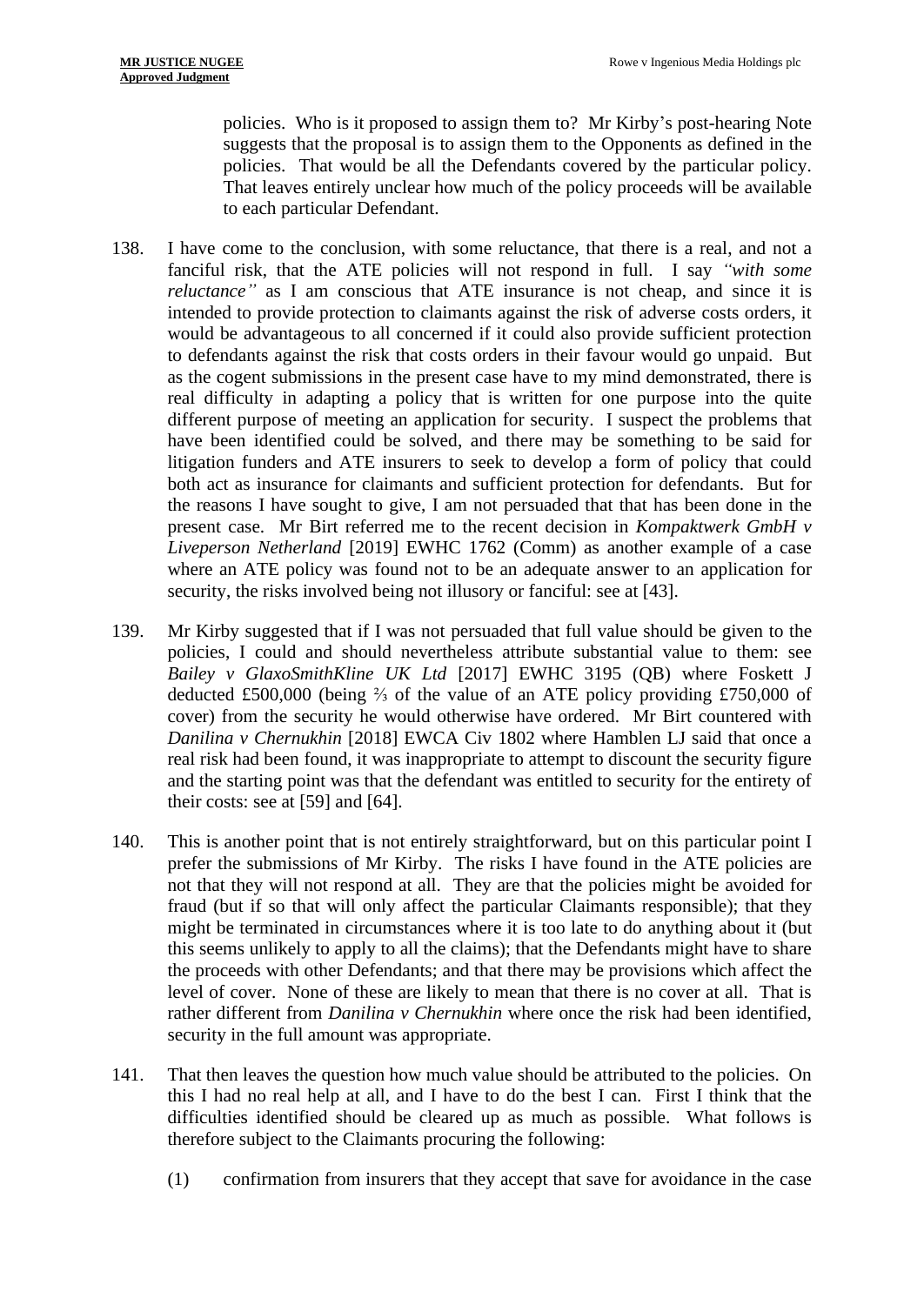policies. Who is it proposed to assign them to? Mr Kirby's post-hearing Note suggests that the proposal is to assign them to the Opponents as defined in the policies. That would be all the Defendants covered by the particular policy. That leaves entirely unclear how much of the policy proceeds will be available to each particular Defendant.

138. I have come to the conclusion, with some reluctance, that there is a real, and not a fanciful risk, that the ATE policies will not respond in full. I say *"with some reluctance"* as I am conscious that ATE insurance is not cheap, and since it is intended to provide protection to claimants against the risk of adverse costs orders, it would be advantageous to all concerned if it could also provide sufficient protection to defendants against the risk that costs orders in their favour would go unpaid. But as the cogent submissions in the present case have to my mind demonstrated, there is real difficulty in adapting a policy that is written for one purpose into the quite different purpose of meeting an application for security. I suspect the problems that have been identified could be solved, and there may be something to be said for litigation funders and ATE insurers to seek to develop a form of policy that could both act as insurance for claimants and sufficient protection for defendants. But for the reasons I have sought to give, I am not persuaded that that has been done in the present case. Mr Birt referred me to the recent decision in *Kompaktwerk GmbH v Liveperson Netherland* [2019] EWHC 1762 (Comm) as another example of a case where an ATE policy was found not to be an adequate answer to an application for security, the risks involved being not illusory or fanciful: see at [43].

139. Mr Kirby suggested that if I was not persuaded that full value should be given to the policies, I could and should nevertheless attribute substantial value to them: see *Bailey v GlaxoSmithKline UK Ltd* [2017] EWHC 3195 (QB) where Foskett J deducted £500,000 (being ⅔ of the value of an ATE policy providing £750,000 of cover) from the security he would otherwise have ordered. Mr Birt countered with *Danilina v Chernukhin* [2018] EWCA Civ 1802 where Hamblen LJ said that once a real risk had been found, it was inappropriate to attempt to discount the security figure and the starting point was that the defendant was entitled to security for the entirety of their costs: see at [59] and [64].

140. This is another point that is not entirely straightforward, but on this particular point I prefer the submissions of Mr Kirby. The risks I have found in the ATE policies are not that they will not respond at all. They are that the policies might be avoided for fraud (but if so that will only affect the particular Claimants responsible); that they might be terminated in circumstances where it is too late to do anything about it (but this seems unlikely to apply to all the claims); that the Defendants might have to share the proceeds with other Defendants; and that there may be provisions which affect the level of cover. None of these are likely to mean that there is no cover at all. That is rather different from *Danilina v Chernukhin* where once the risk had been identified, security in the full amount was appropriate.

141. That then leaves the question how much value should be attributed to the policies. On this I had no real help at all, and I have to do the best I can. First I think that the difficulties identified should be cleared up as much as possible. What follows is therefore subject to the Claimants procuring the following:

    (1) confirmation from insurers that they accept that save for avoidance in the case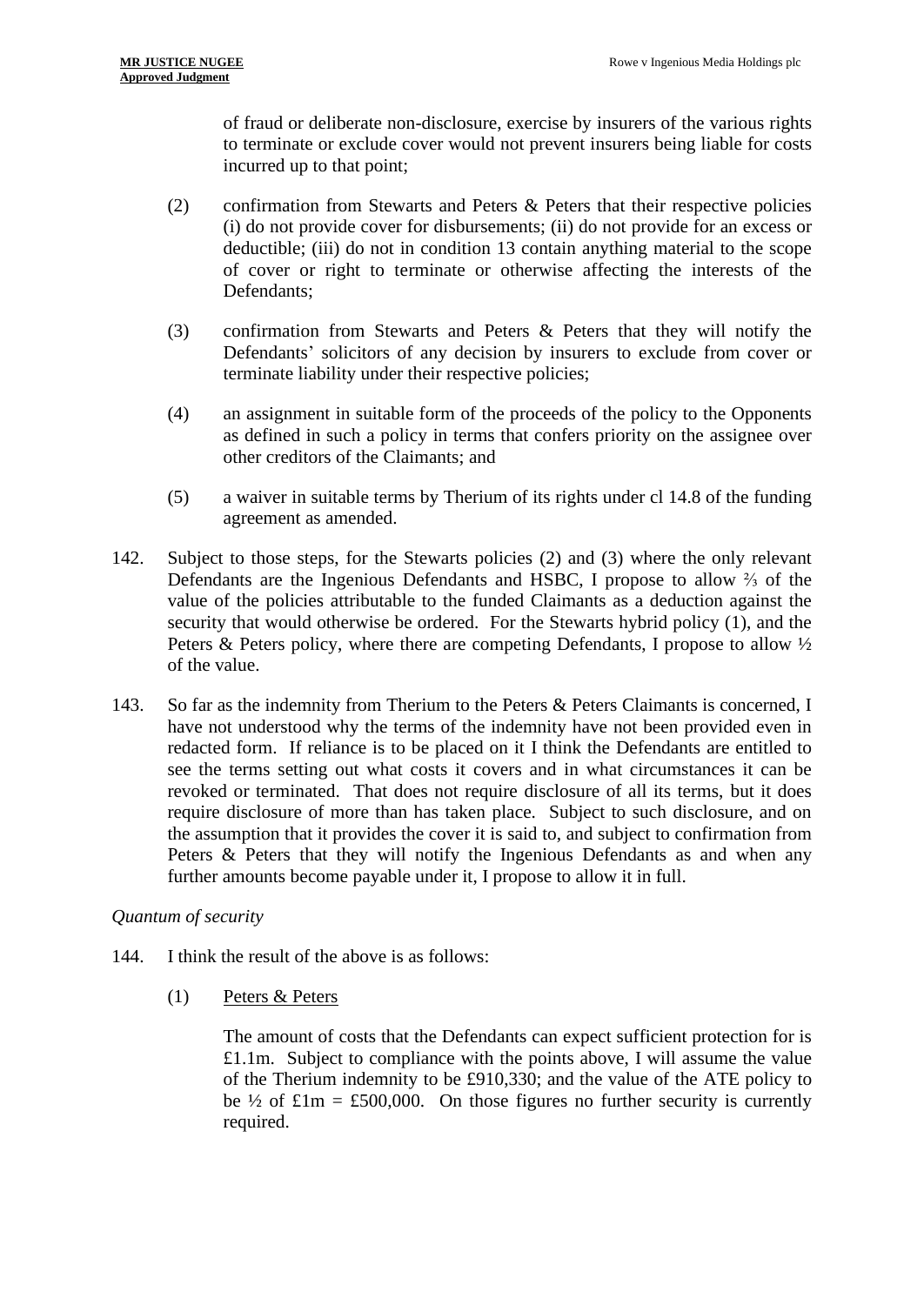of fraud or deliberate non-disclosure, exercise by insurers of the various rights to terminate or exclude cover would not prevent insurers being liable for costs incurred up to that point;

(2) confirmation from Stewarts and Peters & Peters that their respective policies (i) do not provide cover for disbursements; (ii) do not provide for an excess or deductible; (iii) do not in condition 13 contain anything material to the scope of cover or right to terminate or otherwise affecting the interests of the Defendants;

(3) confirmation from Stewarts and Peters & Peters that they will notify the Defendants' solicitors of any decision by insurers to exclude from cover or terminate liability under their respective policies;

(4) an assignment in suitable form of the proceeds of the policy to the Opponents as defined in such a policy in terms that confers priority on the assignee over other creditors of the Claimants; and

(5) a waiver in suitable terms by Therium of its rights under cl 14.8 of the funding agreement as amended.

142. Subject to those steps, for the Stewarts policies (2) and (3) where the only relevant Defendants are the Ingenious Defendants and HSBC, I propose to allow ⅔ of the value of the policies attributable to the funded Claimants as a deduction against the security that would otherwise be ordered. For the Stewarts hybrid policy (1), and the Peters & Peters policy, where there are competing Defendants, I propose to allow ½ of the value.

143. So far as the indemnity from Therium to the Peters & Peters Claimants is concerned, I have not understood why the terms of the indemnity have not been provided even in redacted form. If reliance is to be placed on it I think the Defendants are entitled to see the terms setting out what costs it covers and in what circumstances it can be revoked or terminated. That does not require disclosure of all its terms, but it does require disclosure of more than has taken place. Subject to such disclosure, and on the assumption that it provides the cover it is said to, and subject to confirmation from Peters & Peters that they will notify the Ingenious Defendants as and when any further amounts become payable under it, I propose to allow it in full.

*Quantum of security*

144. I think the result of the above is as follows:

(1) Peters & Peters

The amount of costs that the Defendants can expect sufficient protection for is £1.1m. Subject to compliance with the points above, I will assume the value of the Therium indemnity to be £910,330; and the value of the ATE policy to be ½ of £1m = £500,000. On those figures no further security is currently required.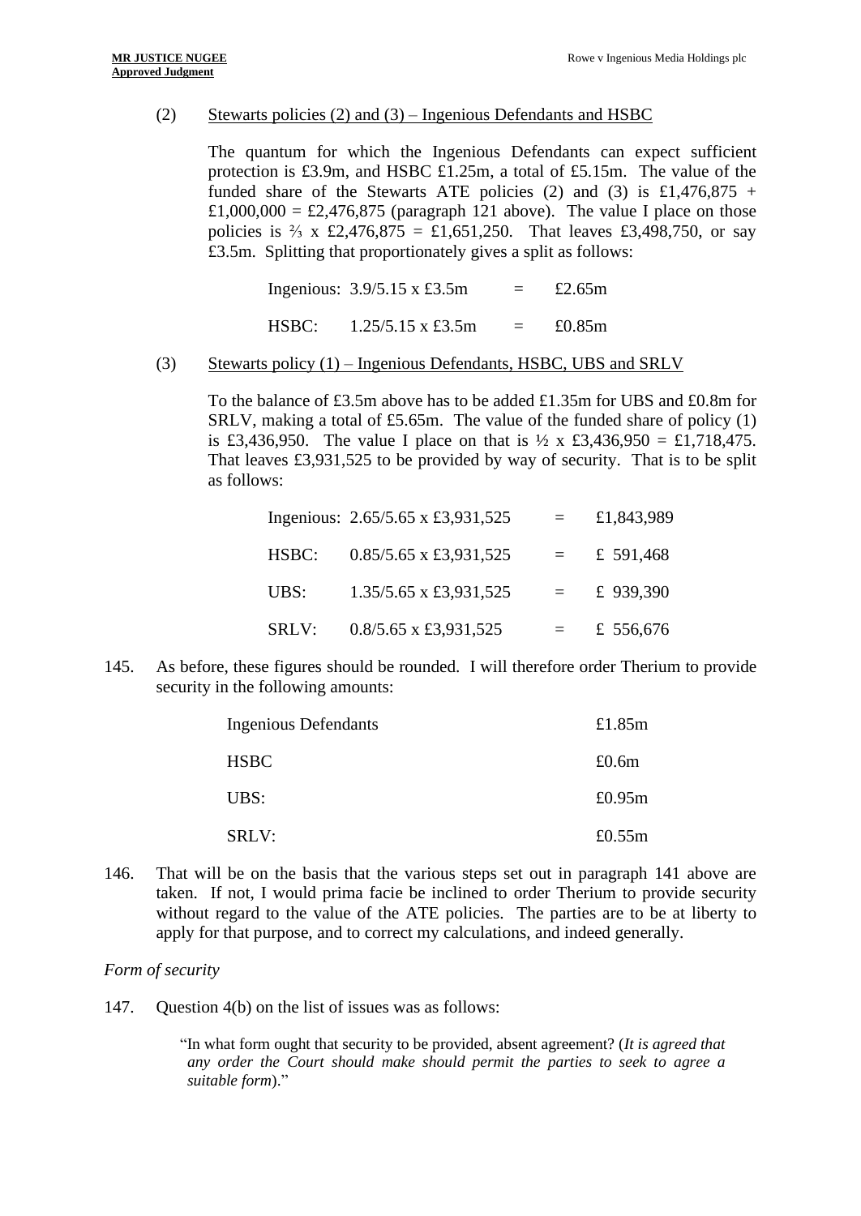(2) Stewarts policies (2) and (3) – Ingenious Defendants and HSBC

The quantum for which the Ingenious Defendants can expect sufficient protection is £3.9m, and HSBC £1.25m, a total of £5.15m. The value of the funded share of the Stewarts ATE policies (2) and (3) is £1,476,875 + £1,000,000 = £2,476,875 (paragraph 121 above). The value I place on those policies is ⅔ x £2,476,875 = £1,651,250. That leaves £3,498,750, or say £3.5m. Splitting that proportionately gives a split as follows:

| | | | |
|---|---|---|---|
| Ingenious: | 3.9/5.15 x £3.5m | = | £2.65m |
| HSBC: | 1.25/5.15 x £3.5m | = | £0.85m |

(3) Stewarts policy (1) – Ingenious Defendants, HSBC, UBS and SRLV

To the balance of £3.5m above has to be added £1.35m for UBS and £0.8m for SRLV, making a total of £5.65m. The value of the funded share of policy (1) is £3,436,950. The value I place on that is ½ x £3,436,950 = £1,718,475. That leaves £3,931,525 to be provided by way of security. That is to be split as follows:

| | | | |
|---|---|---|---|
| Ingenious: | 2.65/5.65 x £3,931,525 | = | £1,843,989 |
| HSBC: | 0.85/5.65 x £3,931,525 | = | £ 591,468 |
| UBS: | 1.35/5.65 x £3,931,525 | = | £ 939,390 |
| SRLV: | 0.8/5.65 x £3,931,525 | = | £ 556,676 |

145. As before, these figures should be rounded. I will therefore order Therium to provide security in the following amounts:

| | |
|---|---|
| Ingenious Defendants | £1.85m |
| HSBC | £0.6m |
| UBS: | £0.95m |
| SRLV: | £0.55m |

146. That will be on the basis that the various steps set out in paragraph 141 above are taken. If not, I would prima facie be inclined to order Therium to provide security without regard to the value of the ATE policies. The parties are to be at liberty to apply for that purpose, and to correct my calculations, and indeed generally.

*Form of security*

147. Question 4(b) on the list of issues was as follows:

> "In what form ought that security to be provided, absent agreement? (*It is agreed that any order the Court should make should permit the parties to seek to agree a suitable form*)."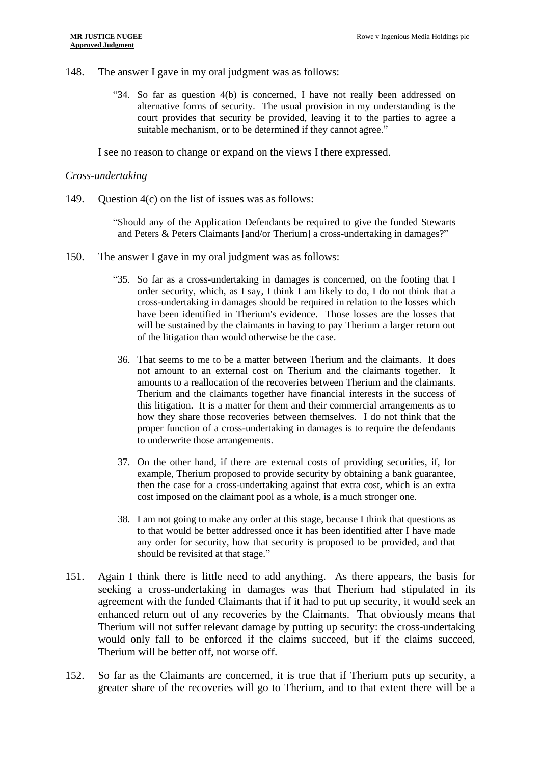148. The answer I gave in my oral judgment was as follows:

> "34. So far as question 4(b) is concerned, I have not really been addressed on alternative forms of security. The usual provision in my understanding is the court provides that security be provided, leaving it to the parties to agree a suitable mechanism, or to be determined if they cannot agree."

I see no reason to change or expand on the views I there expressed.

*Cross-undertaking*

149. Question 4(c) on the list of issues was as follows:

> "Should any of the Application Defendants be required to give the funded Stewarts and Peters & Peters Claimants [and/or Therium] a cross-undertaking in damages?"

150. The answer I gave in my oral judgment was as follows:

> "35. So far as a cross-undertaking in damages is concerned, on the footing that I order security, which, as I say, I think I am likely to do, I do not think that a cross-undertaking in damages should be required in relation to the losses which have been identified in Therium's evidence. Those losses are the losses that will be sustained by the claimants in having to pay Therium a larger return out of the litigation than would otherwise be the case.
>
> 36. That seems to me to be a matter between Therium and the claimants. It does not amount to an external cost on Therium and the claimants together. It amounts to a reallocation of the recoveries between Therium and the claimants. Therium and the claimants together have financial interests in the success of this litigation. It is a matter for them and their commercial arrangements as to how they share those recoveries between themselves. I do not think that the proper function of a cross-undertaking in damages is to require the defendants to underwrite those arrangements.
>
> 37. On the other hand, if there are external costs of providing securities, if, for example, Therium proposed to provide security by obtaining a bank guarantee, then the case for a cross-undertaking against that extra cost, which is an extra cost imposed on the claimant pool as a whole, is a much stronger one.
>
> 38. I am not going to make any order at this stage, because I think that questions as to that would be better addressed once it has been identified after I have made any order for security, how that security is proposed to be provided, and that should be revisited at that stage."

151. Again I think there is little need to add anything. As there appears, the basis for seeking a cross-undertaking in damages was that Therium had stipulated in its agreement with the funded Claimants that if it had to put up security, it would seek an enhanced return out of any recoveries by the Claimants. That obviously means that Therium will not suffer relevant damage by putting up security: the cross-undertaking would only fall to be enforced if the claims succeed, but if the claims succeed, Therium will be better off, not worse off.

152. So far as the Claimants are concerned, it is true that if Therium puts up security, a greater share of the recoveries will go to Therium, and to that extent there will be a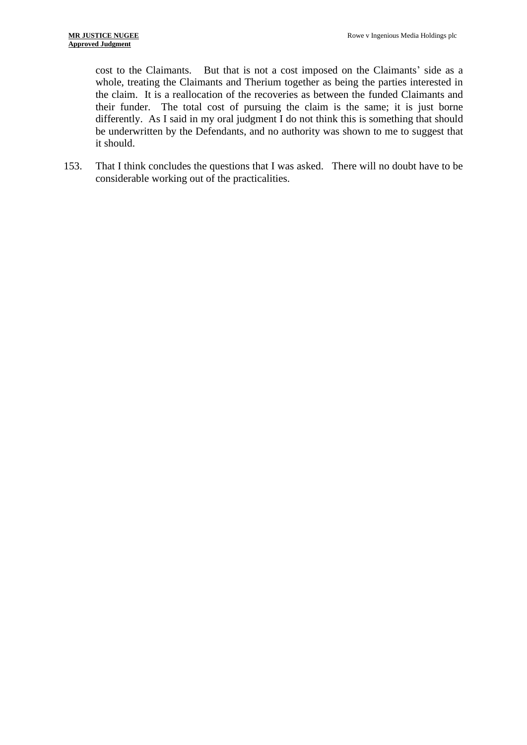cost to the Claimants. But that is not a cost imposed on the Claimants' side as a whole, treating the Claimants and Therium together as being the parties interested in the claim. It is a reallocation of the recoveries as between the funded Claimants and their funder. The total cost of pursuing the claim is the same; it is just borne differently. As I said in my oral judgment I do not think this is something that should be underwritten by the Defendants, and no authority was shown to me to suggest that it should.

153. That I think concludes the questions that I was asked. There will no doubt have to be considerable working out of the practicalities.